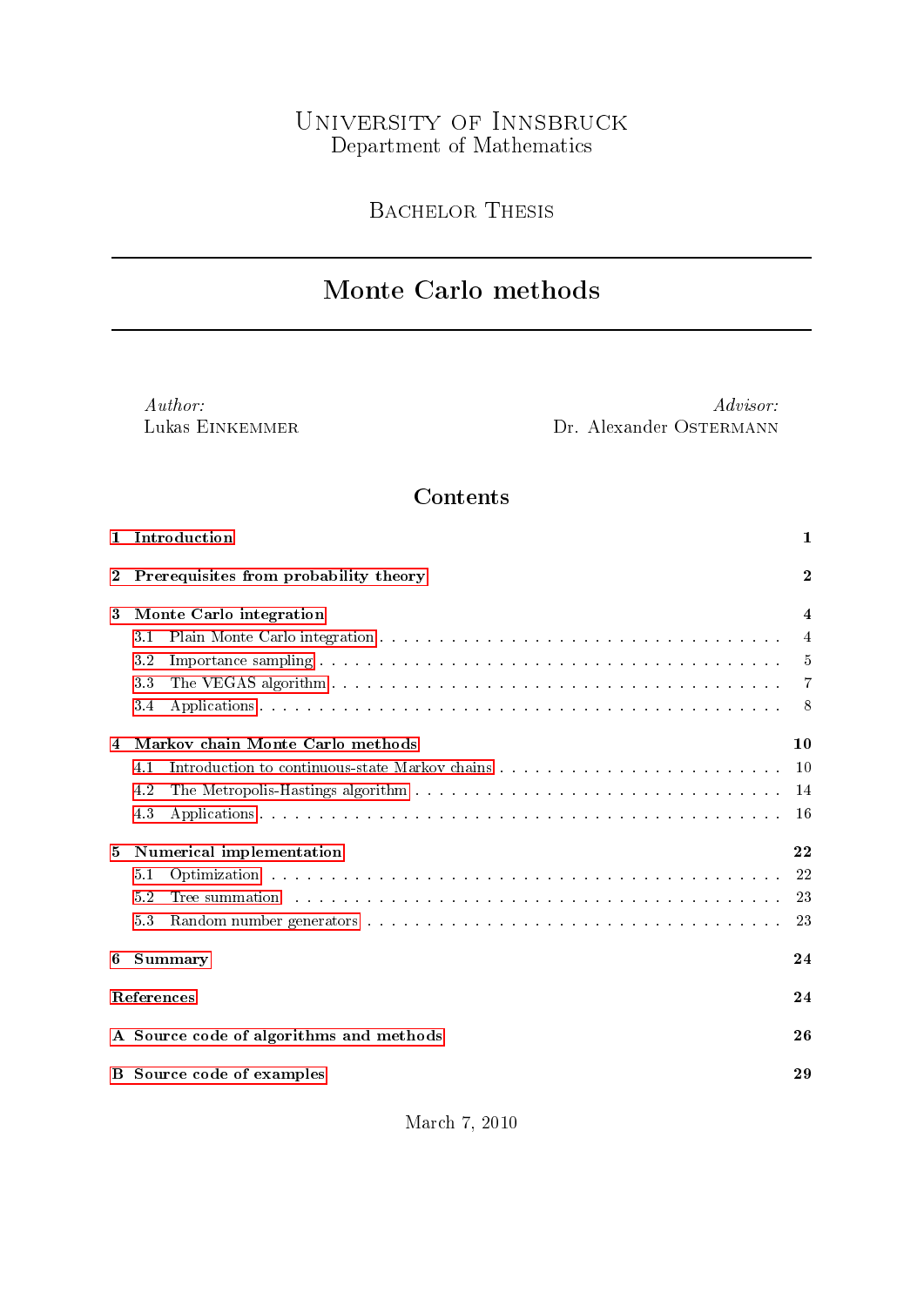University of Innsbruck
Department of Mathematics

Bachelor Thesis

# Monte Carlo methods

*Author:*
Lukas Einkemmer

*Advisor:*
Dr. Alexander Ostermann

## Contents

**1 Introduction** — **1**

**2 Prerequisites from probability theory** — **2**

**3 Monte Carlo integration** — **4**
- 3.1 Plain Monte Carlo integration — 4
- 3.2 Importance sampling — 5
- 3.3 The VEGAS algorithm — 7
- 3.4 Applications — 8

**4 Markov chain Monte Carlo methods** — **10**
- 4.1 Introduction to continuous-state Markov chains — 10
- 4.2 The Metropolis-Hastings algorithm — 14
- 4.3 Applications — 16

**5 Numerical implementation** — **22**
- 5.1 Optimization — 22
- 5.2 Tree summation — 23
- 5.3 Random number generators — 23

**6 Summary** — **24**

**References** — **24**

**A Source code of algorithms and methods** — **26**

**B Source code of examples** — **29**

March 7, 2010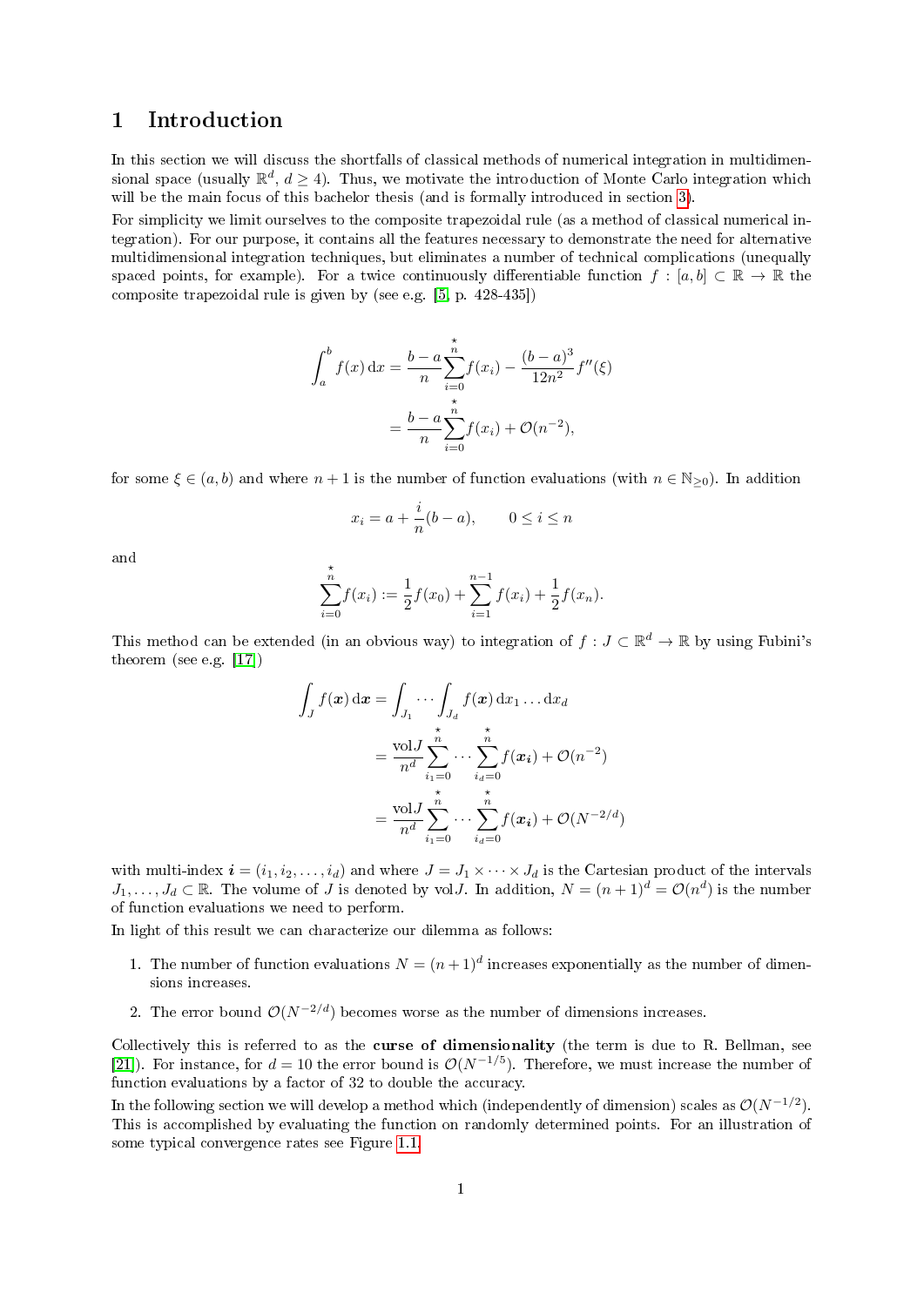# 1 Introduction

In this section we will discuss the shortfalls of classical methods of numerical integration in multidimensional space (usually $\mathbb{R}^d$, $d \geq 4$). Thus, we motivate the introduction of Monte Carlo integration which will be the main focus of this bachelor thesis (and is formally introduced in section 3).

For simplicity we limit ourselves to the composite trapezoidal rule (as a method of classical numerical integration). For our purpose, it contains all the features necessary to demonstrate the need for alternative multidimensional integration techniques, but eliminates a number of technical complications (unequally spaced points, for example). For a twice continuously differentiable function $f : [a,b] \subset \mathbb{R} \to \mathbb{R}$ the composite trapezoidal rule is given by (see e.g. [5, p. 428-435])

$$
\begin{aligned}
\int_a^b f(x)\,\mathrm{d}x &= \frac{b-a}{n}\sum_{i=0}^{n}{}^{\star} f(x_i) - \frac{(b-a)^3}{12n^2} f''(\xi) \\
&= \frac{b-a}{n}\sum_{i=0}^{n}{}^{\star} f(x_i) + \mathcal{O}(n^{-2}),
\end{aligned}
$$

for some $\xi \in (a,b)$ and where $n+1$ is the number of function evaluations (with $n \in \mathbb{N}_{\geq 0}$). In addition

$$
x_i = a + \frac{i}{n}(b-a), \qquad 0 \leq i \leq n
$$

and

$$
\sum_{i=0}^{n}{}^{\star} f(x_i) := \frac{1}{2}f(x_0) + \sum_{i=1}^{n-1} f(x_i) + \frac{1}{2}f(x_n).
$$

This method can be extended (in an obvious way) to integration of $f : J \subset \mathbb{R}^d \to \mathbb{R}$ by using Fubini's theorem (see e.g. [17])

$$
\begin{aligned}
\int_J f(\boldsymbol{x})\,\mathrm{d}\boldsymbol{x} &= \int_{J_1} \cdots \int_{J_d} f(\boldsymbol{x})\,\mathrm{d}x_1 \ldots \mathrm{d}x_d \\
&= \frac{\mathrm{vol}J}{n^d} \sum_{i_1=0}^{n}{}^{\star} \cdots \sum_{i_d=0}^{n}{}^{\star} f(\boldsymbol{x_i}) + \mathcal{O}(n^{-2}) \\
&= \frac{\mathrm{vol}J}{n^d} \sum_{i_1=0}^{n}{}^{\star} \cdots \sum_{i_d=0}^{n}{}^{\star} f(\boldsymbol{x_i}) + \mathcal{O}(N^{-2/d})
\end{aligned}
$$

with multi-index $\boldsymbol{i} = (i_1, i_2, \ldots, i_d)$ and where $J = J_1 \times \cdots \times J_d$ is the Cartesian product of the intervals $J_1, \ldots, J_d \subset \mathbb{R}$. The volume of $J$ is denoted by $\mathrm{vol}J$. In addition, $N = (n+1)^d = \mathcal{O}(n^d)$ is the number of function evaluations we need to perform.

In light of this result we can characterize our dilemma as follows:

1. The number of function evaluations $N = (n+1)^d$ increases exponentially as the number of dimensions increases.
2. The error bound $\mathcal{O}(N^{-2/d})$ becomes worse as the number of dimensions increases.

Collectively this is referred to as the **curse of dimensionality** (the term is due to R. Bellman, see [21]). For instance, for $d = 10$ the error bound is $\mathcal{O}(N^{-1/5})$. Therefore, we must increase the number of function evaluations by a factor of 32 to double the accuracy.

In the following section we will develop a method which (independently of dimension) scales as $\mathcal{O}(N^{-1/2})$. This is accomplished by evaluating the function on randomly determined points. For an illustration of some typical convergence rates see Figure 1.1.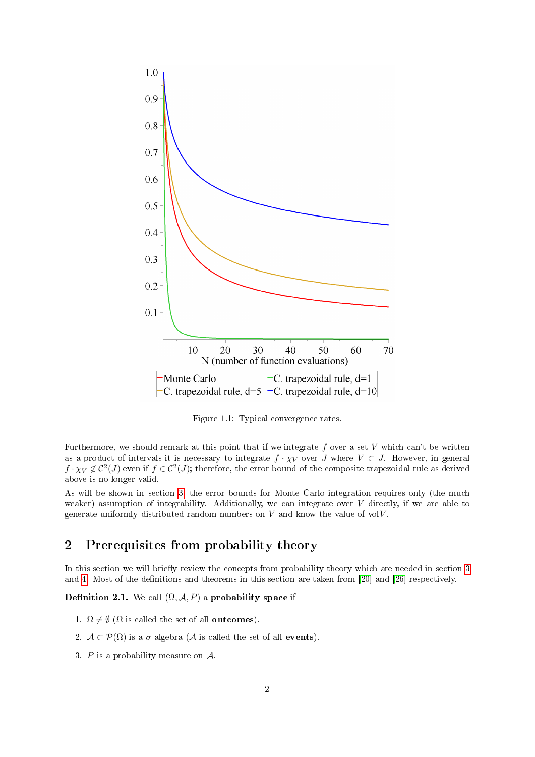Figure 1.1: Typical convergence rates.

Furthermore, we should remark at this point that if we integrate $f$ over a set $V$ which can't be written as a product of intervals it is necessary to integrate $f \cdot \chi_V$ over $J$ where $V \subset J$. However, in general $f \cdot \chi_V \notin \mathcal{C}^2(J)$ even if $f \in \mathcal{C}^2(J)$; therefore, the error bound of the composite trapezoidal rule as derived above is no longer valid.

As will be shown in section 3, the error bounds for Monte Carlo integration requires only (the much weaker) assumption of integrability. Additionally, we can integrate over $V$ directly, if we are able to generate uniformly distributed random numbers on $V$ and know the value of $\operatorname{vol} V$.

## 2 Prerequisites from probability theory

In this section we will briefly review the concepts from probability theory which are needed in section 3 and 4. Most of the definitions and theorems in this section are taken from [20] and [26] respectively.

**Definition 2.1.** We call $(\Omega, \mathcal{A}, P)$ a **probability space** if

1. $\Omega \neq \emptyset$ ($\Omega$ is called the set of all **outcomes**).
2. $\mathcal{A} \subset \mathcal{P}(\Omega)$ is a $\sigma$-algebra ($\mathcal{A}$ is called the set of all **events**).
3. $P$ is a probability measure on $\mathcal{A}$.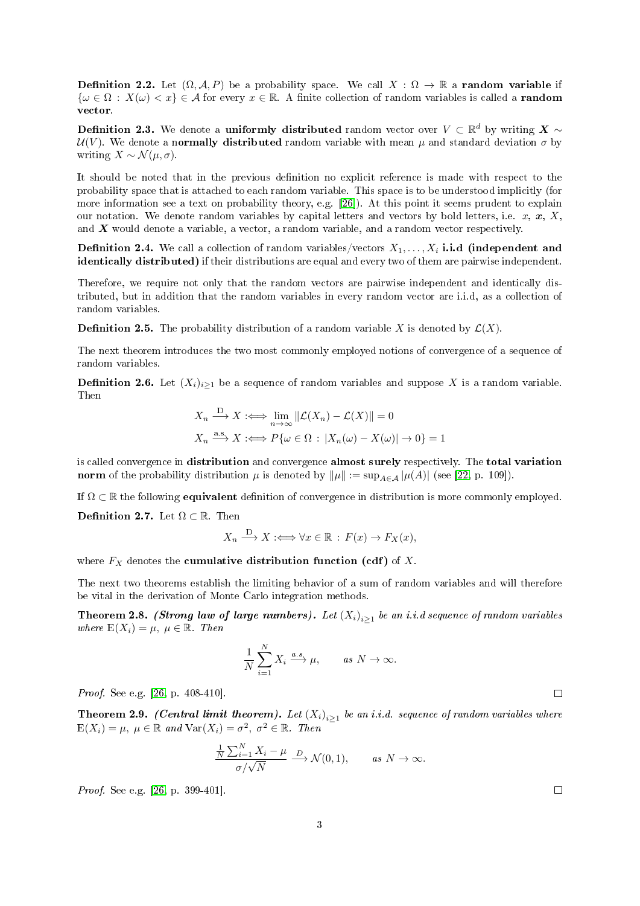**Definition 2.2.** Let $(\Omega, \mathcal{A}, P)$ be a probability space. We call $X : \Omega \to \mathbb{R}$ a **random variable** if $\{\omega \in \Omega : X(\omega) < x\} \in \mathcal{A}$ for every $x \in \mathbb{R}$. A finite collection of random variables is called a **random vector**.

**Definition 2.3.** We denote a **uniformly distributed** random vector over $V \subset \mathbb{R}^d$ by writing $\boldsymbol{X} \sim \mathcal{U}(V)$. We denote a n**ormally distributed** random variable with mean $\mu$ and standard deviation $\sigma$ by writing $X \sim \mathcal{N}(\mu, \sigma)$.

It should be noted that in the previous definition no explicit reference is made with respect to the probability space that is attached to each random variable. This space is to be understood implicitly (for more information see a text on probability theory, e.g. [26]). At this point it seems prudent to explain our notation. We denote random variables by capital letters and vectors by bold letters, i.e. $x$, $\boldsymbol{x}$, $X$, and $\boldsymbol{X}$ would denote a variable, a vector, a random variable, and a random vector respectively.

**Definition 2.4.** We call a collection of random variables/vectors $X_1, \ldots, X_i$ **i.i.d (independent and identically distributed)** if their distributions are equal and every two of them are pairwise independent.

Therefore, we require not only that the random vectors are pairwise independent and identically distributed, but in addition that the random variables in every random vector are i.i.d, as a collection of random variables.

**Definition 2.5.** The probability distribution of a random variable $X$ is denoted by $\mathcal{L}(X)$.

The next theorem introduces the two most commonly employed notions of convergence of a sequence of random variables.

**Definition 2.6.** Let $(X_i)_{i \geq 1}$ be a sequence of random variables and suppose $X$ is a random variable. Then

$$X_n \xrightarrow{\text{D}} X :\Longleftrightarrow \lim_{n \to \infty} \|\mathcal{L}(X_n) - \mathcal{L}(X)\| = 0$$

$$X_n \xrightarrow{\text{a.s.}} X :\Longleftrightarrow P\{\omega \in \Omega : |X_n(\omega) - X(\omega)| \to 0\} = 1$$

is called convergence in **distribution** and convergence **almost surely** respectively. The **total variation norm** of the probability distribution $\mu$ is denoted by $\|\mu\| := \sup_{A \in \mathcal{A}} |\mu(A)|$ (see [22, p. 109]).

If $\Omega \subset \mathbb{R}$ the following **equivalent** definition of convergence in distribution is more commonly employed.

**Definition 2.7.** Let $\Omega \subset \mathbb{R}$. Then

$$X_n \xrightarrow{\text{D}} X :\Longleftrightarrow \forall x \in \mathbb{R} : F(x) \to F_X(x),$$

where $F_X$ denotes the **cumulative distribution function (cdf)** of $X$.

The next two theorems establish the limiting behavior of a sum of random variables and will therefore be vital in the derivation of Monte Carlo integration methods.

**Theorem 2.8.** ***(Strong law of large numbers).*** *Let $(X_i)_{i \geq 1}$ be an i.i.d sequence of random variables where $\mathrm{E}(X_i) = \mu,\ \mu \in \mathbb{R}$. Then*

$$\frac{1}{N} \sum_{i=1}^{N} X_i \xrightarrow{a.s.} \mu, \qquad \text{as } N \to \infty.$$

*Proof.* See e.g. [26, p. 408-410]. □

**Theorem 2.9.** ***(Central limit theorem).*** *Let $(X_i)_{i \geq 1}$ be an i.i.d. sequence of random variables where $\mathrm{E}(X_i) = \mu,\ \mu \in \mathbb{R}$ and $\mathrm{Var}(X_i) = \sigma^2,\ \sigma^2 \in \mathbb{R}$. Then*

$$\frac{\frac{1}{N}\sum_{i=1}^{N} X_i - \mu}{\sigma/\sqrt{N}} \xrightarrow{D} \mathcal{N}(0, 1), \qquad \text{as } N \to \infty.$$

*Proof.* See e.g. [26, p. 399-401]. □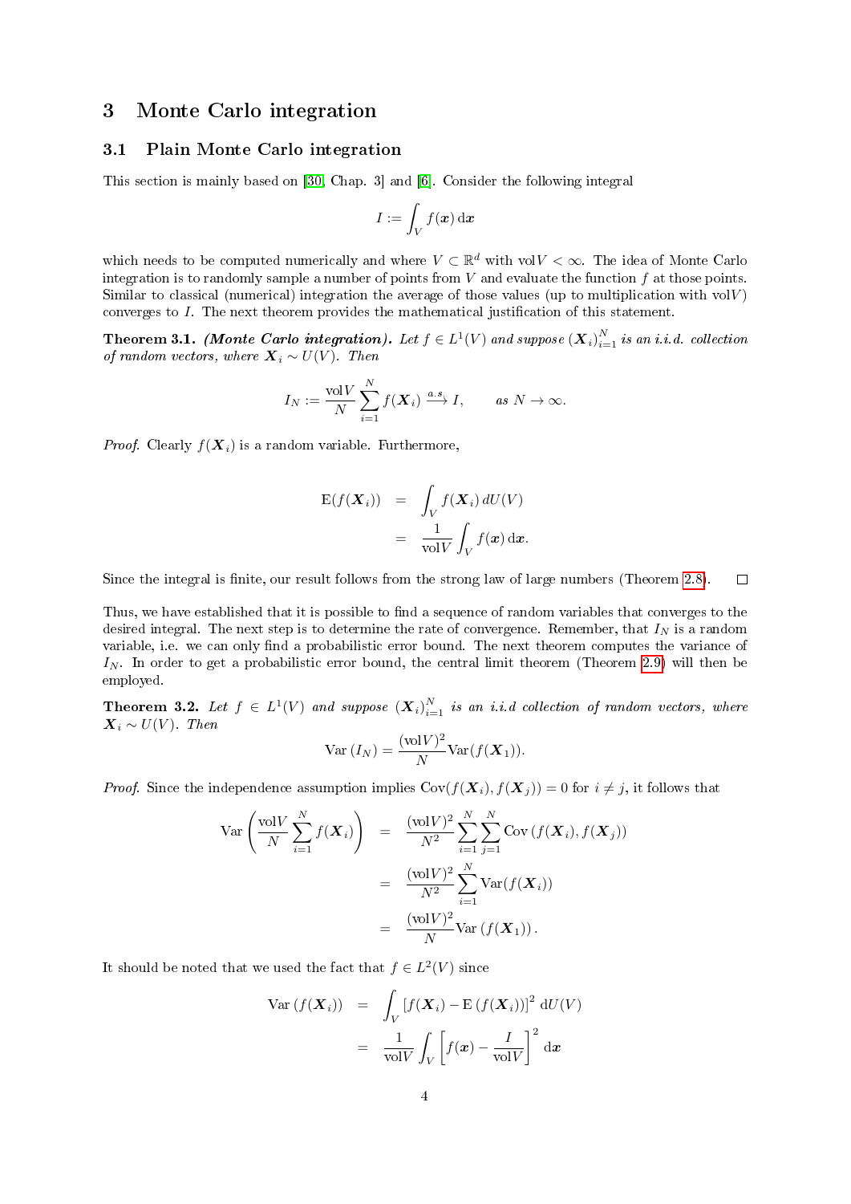# 3 Monte Carlo integration

## 3.1 Plain Monte Carlo integration

This section is mainly based on [30, Chap. 3] and [6]. Consider the following integral

$$I := \int_V f(\boldsymbol{x})\,\mathrm{d}\boldsymbol{x}$$

which needs to be computed numerically and where $V \subset \mathbb{R}^d$ with $\mathrm{vol}V < \infty$. The idea of Monte Carlo integration is to randomly sample a number of points from $V$ and evaluate the function $f$ at those points. Similar to classical (numerical) integration the average of those values (up to multiplication with $\mathrm{vol}V$) converges to $I$. The next theorem provides the mathematical justification of this statement.

**Theorem 3.1.** ***(Monte Carlo integration).*** *Let $f \in L^1(V)$ and suppose $(\boldsymbol{X}_i)_{i=1}^N$ is an i.i.d. collection of random vectors, where $\boldsymbol{X}_i \sim U(V)$. Then*

$$I_N := \frac{\mathrm{vol}V}{N}\sum_{i=1}^N f(\boldsymbol{X}_i) \xrightarrow{a.s.} I, \qquad \text{as } N \to \infty.$$

*Proof.* Clearly $f(\boldsymbol{X}_i)$ is a random variable. Furthermore,

$$\begin{aligned}
\mathrm{E}(f(\boldsymbol{X}_i)) &= \int_V f(\boldsymbol{X}_i)\,dU(V) \\
&= \frac{1}{\mathrm{vol}V}\int_V f(\boldsymbol{x})\,\mathrm{d}\boldsymbol{x}.
\end{aligned}$$

Since the integral is finite, our result follows from the strong law of large numbers (Theorem 2.8). □

Thus, we have established that it is possible to find a sequence of random variables that converges to the desired integral. The next step is to determine the rate of convergence. Remember, that $I_N$ is a random variable, i.e. we can only find a probabilistic error bound. The next theorem computes the variance of $I_N$. In order to get a probabilistic error bound, the central limit theorem (Theorem 2.9) will then be employed.

**Theorem 3.2.** *Let $f \in L^1(V)$ and suppose $(\boldsymbol{X}_i)_{i=1}^N$ is an i.i.d collection of random vectors, where $\boldsymbol{X}_i \sim U(V)$. Then*

$$\mathrm{Var}\,(I_N) = \frac{(\mathrm{vol}V)^2}{N}\mathrm{Var}(f(\boldsymbol{X}_1)).$$

*Proof.* Since the independence assumption implies $\mathrm{Cov}(f(\boldsymbol{X}_i), f(\boldsymbol{X}_j)) = 0$ for $i \neq j$, it follows that

$$\begin{aligned}
\mathrm{Var}\left(\frac{\mathrm{vol}V}{N}\sum_{i=1}^N f(\boldsymbol{X}_i)\right) &= \frac{(\mathrm{vol}V)^2}{N^2}\sum_{i=1}^N\sum_{j=1}^N \mathrm{Cov}\left(f(\boldsymbol{X}_i), f(\boldsymbol{X}_j)\right) \\
&= \frac{(\mathrm{vol}V)^2}{N^2}\sum_{i=1}^N \mathrm{Var}(f(\boldsymbol{X}_i)) \\
&= \frac{(\mathrm{vol}V)^2}{N}\mathrm{Var}\left(f(\boldsymbol{X}_1)\right).
\end{aligned}$$

It should be noted that we used the fact that $f \in L^2(V)$ since

$$\begin{aligned}
\mathrm{Var}\left(f(\boldsymbol{X}_i)\right) &= \int_V \left[f(\boldsymbol{X}_i) - \mathrm{E}\left(f(\boldsymbol{X}_i)\right)\right]^2\,\mathrm{d}U(V) \\
&= \frac{1}{\mathrm{vol}V}\int_V \left[f(\boldsymbol{x}) - \frac{I}{\mathrm{vol}V}\right]^2\,\mathrm{d}\boldsymbol{x}
\end{aligned}$$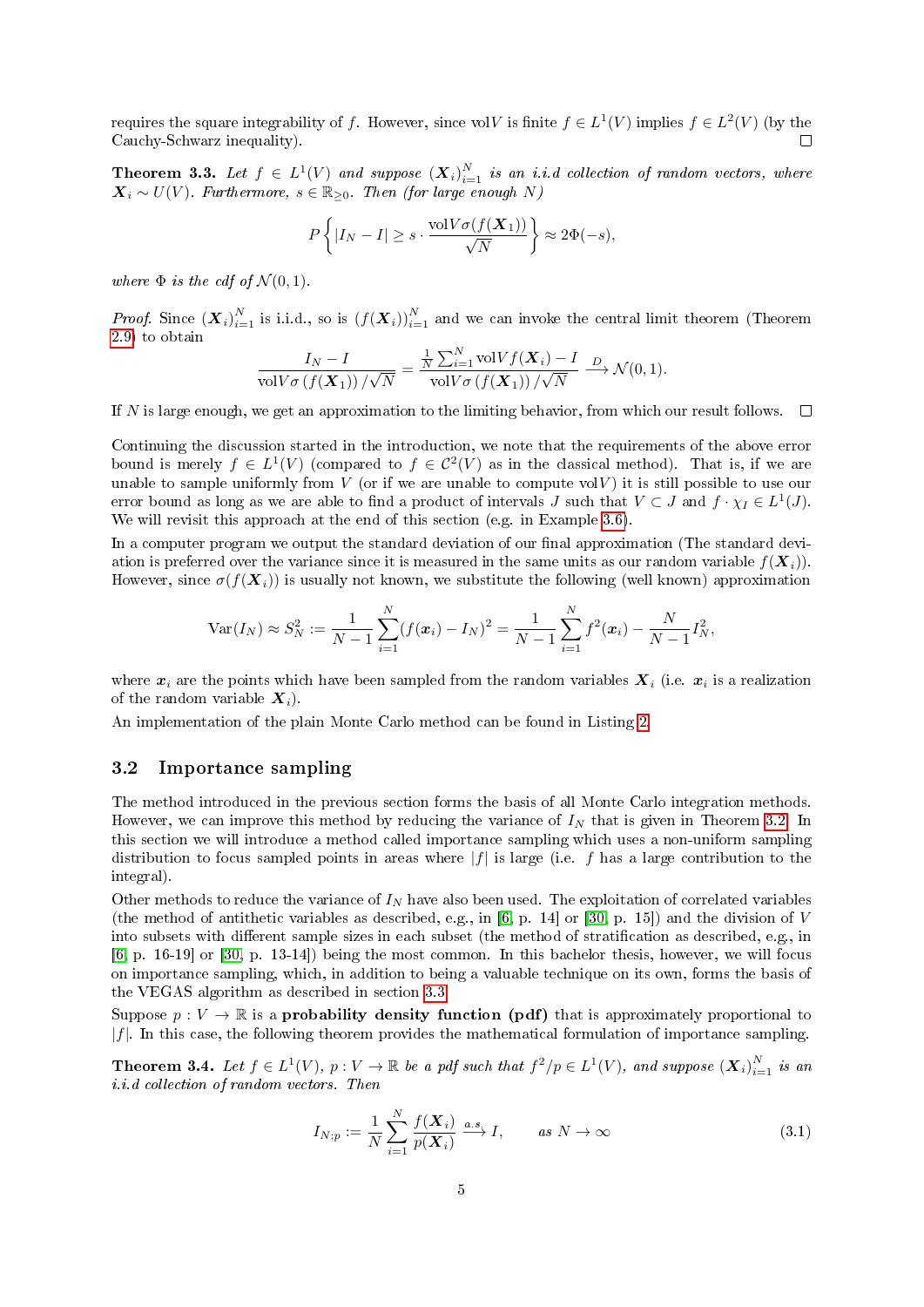requires the square integrability of $f$. However, since $\mathrm{vol}V$ is finite $f \in L^1(V)$ implies $f \in L^2(V)$ (by the Cauchy-Schwarz inequality). □

**Theorem 3.3.** *Let $f \in L^1(V)$ and suppose $(\boldsymbol{X}_i)_{i=1}^N$ is an i.i.d collection of random vectors, where $\boldsymbol{X}_i \sim U(V)$. Furthermore, $s \in \mathbb{R}_{\geq 0}$. Then (for large enough $N$)*

$$P\left\{|I_N - I| \geq s \cdot \frac{\mathrm{vol}V \sigma(f(\boldsymbol{X}_1))}{\sqrt{N}}\right\} \approx 2\Phi(-s),$$

*where $\Phi$ is the cdf of $\mathcal{N}(0,1)$.*

*Proof.* Since $(\boldsymbol{X}_i)_{i=1}^N$ is i.i.d., so is $(f(\boldsymbol{X}_i))_{i=1}^N$ and we can invoke the central limit theorem (Theorem 2.9) to obtain

$$\frac{I_N - I}{\mathrm{vol}V \sigma\left(f(\boldsymbol{X}_1)\right)/\sqrt{N}} = \frac{\frac{1}{N}\sum_{i=1}^N \mathrm{vol}V f(\boldsymbol{X}_i) - I}{\mathrm{vol}V \sigma\left(f(\boldsymbol{X}_1)\right)/\sqrt{N}} \xrightarrow{D} \mathcal{N}(0,1).$$

If $N$ is large enough, we get an approximation to the limiting behavior, from which our result follows. □

Continuing the discussion started in the introduction, we note that the requirements of the above error bound is merely $f \in L^1(V)$ (compared to $f \in \mathcal{C}^2(V)$ as in the classical method). That is, if we are unable to sample uniformly from $V$ (or if we are unable to compute $\mathrm{vol}V$) it is still possible to use our error bound as long as we are able to find a product of intervals $J$ such that $V \subset J$ and $f \cdot \chi_I \in L^1(J)$. We will revisit this approach at the end of this section (e.g. in Example 3.6).

In a computer program we output the standard deviation of our final approximation (The standard deviation is preferred over the variance since it is measured in the same units as our random variable $f(\boldsymbol{X}_i)$). However, since $\sigma(f(\boldsymbol{X}_i))$ is usually not known, we substitute the following (well known) approximation

$$\mathrm{Var}(I_N) \approx S_N^2 := \frac{1}{N-1}\sum_{i=1}^N (f(\boldsymbol{x}_i) - I_N)^2 = \frac{1}{N-1}\sum_{i=1}^N f^2(\boldsymbol{x}_i) - \frac{N}{N-1}I_N^2,$$

where $\boldsymbol{x}_i$ are the points which have been sampled from the random variables $\boldsymbol{X}_i$ (i.e. $\boldsymbol{x}_i$ is a realization of the random variable $\boldsymbol{X}_i$).

An implementation of the plain Monte Carlo method can be found in Listing 2.

## 3.2 Importance sampling

The method introduced in the previous section forms the basis of all Monte Carlo integration methods. However, we can improve this method by reducing the variance of $I_N$ that is given in Theorem 3.2. In this section we will introduce a method called importance sampling which uses a non-uniform sampling distribution to focus sampled points in areas where $|f|$ is large (i.e. $f$ has a large contribution to the integral).

Other methods to reduce the variance of $I_N$ have also been used. The exploitation of correlated variables (the method of antithetic variables as described, e.g., in [6, p. 14] or [30, p. 15]) and the division of $V$ into subsets with different sample sizes in each subset (the method of stratification as described, e.g., in [6, p. 16-19] or [30, p. 13-14]) being the most common. In this bachelor thesis, however, we will focus on importance sampling, which, in addition to being a valuable technique on its own, forms the basis of the VEGAS algorithm as described in section 3.3.

Suppose $p : V \to \mathbb{R}$ is a **probability density function (pdf)** that is approximately proportional to $|f|$. In this case, the following theorem provides the mathematical formulation of importance sampling.

**Theorem 3.4.** *Let $f \in L^1(V)$, $p : V \to \mathbb{R}$ be a pdf such that $f^2/p \in L^1(V)$, and suppose $(\boldsymbol{X}_i)_{i=1}^N$ is an i.i.d collection of random vectors. Then*

$$I_{N;p} := \frac{1}{N}\sum_{i=1}^N \frac{f(\boldsymbol{X}_i)}{p(\boldsymbol{X}_i)} \xrightarrow{a.s} I, \qquad \text{as } N \to \infty \tag{3.1}$$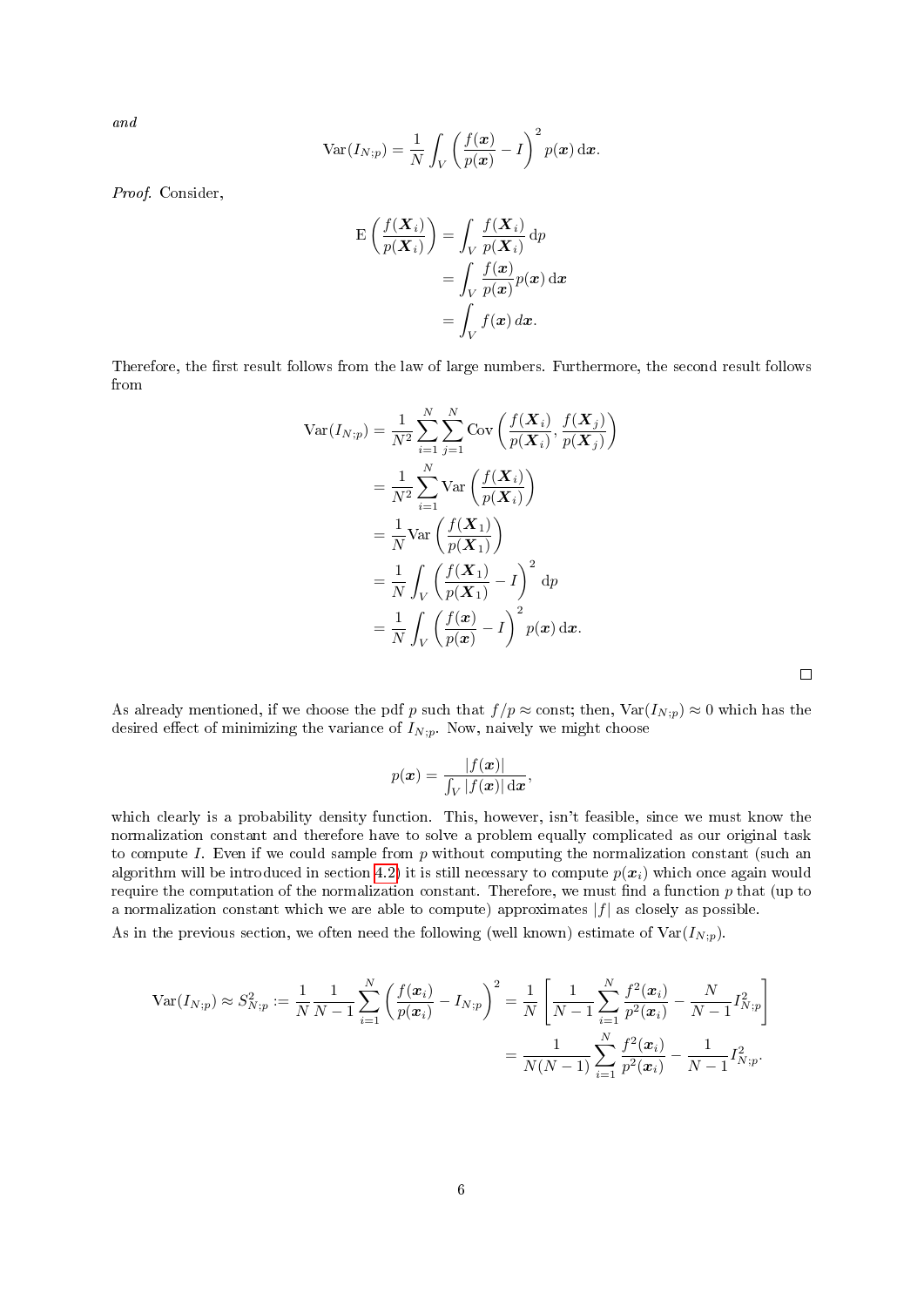*and*

$$\mathrm{Var}(I_{N;p}) = \frac{1}{N}\int_V \left(\frac{f(\boldsymbol{x})}{p(\boldsymbol{x})} - I\right)^2 p(\boldsymbol{x})\,\mathrm{d}\boldsymbol{x}.$$

*Proof.* Consider,

$$\begin{aligned}
\mathrm{E}\left(\frac{f(\boldsymbol{X}_i)}{p(\boldsymbol{X}_i)}\right) &= \int_V \frac{f(\boldsymbol{X}_i)}{p(\boldsymbol{X}_i)}\,\mathrm{d}p \\
&= \int_V \frac{f(\boldsymbol{x})}{p(\boldsymbol{x})} p(\boldsymbol{x})\,\mathrm{d}\boldsymbol{x} \\
&= \int_V f(\boldsymbol{x})\,d\boldsymbol{x}.
\end{aligned}$$

Therefore, the first result follows from the law of large numbers. Furthermore, the second result follows from

$$\begin{aligned}
\mathrm{Var}(I_{N;p}) &= \frac{1}{N^2}\sum_{i=1}^{N}\sum_{j=1}^{N}\mathrm{Cov}\left(\frac{f(\boldsymbol{X}_i)}{p(\boldsymbol{X}_i)}, \frac{f(\boldsymbol{X}_j)}{p(\boldsymbol{X}_j)}\right) \\
&= \frac{1}{N^2}\sum_{i=1}^{N}\mathrm{Var}\left(\frac{f(\boldsymbol{X}_i)}{p(\boldsymbol{X}_i)}\right) \\
&= \frac{1}{N}\mathrm{Var}\left(\frac{f(\boldsymbol{X}_1)}{p(\boldsymbol{X}_1)}\right) \\
&= \frac{1}{N}\int_V \left(\frac{f(\boldsymbol{X}_1)}{p(\boldsymbol{X}_1)} - I\right)^2 \mathrm{d}p \\
&= \frac{1}{N}\int_V \left(\frac{f(\boldsymbol{x})}{p(\boldsymbol{x})} - I\right)^2 p(\boldsymbol{x})\,\mathrm{d}\boldsymbol{x}.
\end{aligned}$$

□

As already mentioned, if we choose the pdf $p$ such that $f/p \approx$ const; then, $\mathrm{Var}(I_{N;p}) \approx 0$ which has the desired effect of minimizing the variance of $I_{N;p}$. Now, naively we might choose

$$p(\boldsymbol{x}) = \frac{|f(\boldsymbol{x})|}{\int_V |f(\boldsymbol{x})|\,\mathrm{d}\boldsymbol{x}},$$

which clearly is a probability density function. This, however, isn't feasible, since we must know the normalization constant and therefore have to solve a problem equally complicated as our original task to compute $I$. Even if we could sample from $p$ without computing the normalization constant (such an algorithm will be introduced in section 4.2) it is still necessary to compute $p(\boldsymbol{x}_i)$ which once again would require the computation of the normalization constant. Therefore, we must find a function $p$ that (up to a normalization constant which we are able to compute) approximates $|f|$ as closely as possible.

As in the previous section, we often need the following (well known) estimate of $\mathrm{Var}(I_{N;p})$.

$$\begin{aligned}
\mathrm{Var}(I_{N;p}) \approx S^2_{N;p} := \frac{1}{N}\frac{1}{N-1}\sum_{i=1}^{N}\left(\frac{f(\boldsymbol{x}_i)}{p(\boldsymbol{x}_i)} - I_{N;p}\right)^2 &= \frac{1}{N}\left[\frac{1}{N-1}\sum_{i=1}^{N}\frac{f^2(\boldsymbol{x}_i)}{p^2(\boldsymbol{x}_i)} - \frac{N}{N-1}I^2_{N;p}\right] \\
&= \frac{1}{N(N-1)}\sum_{i=1}^{N}\frac{f^2(\boldsymbol{x}_i)}{p^2(\boldsymbol{x}_i)} - \frac{1}{N-1}I^2_{N;p}.
\end{aligned}$$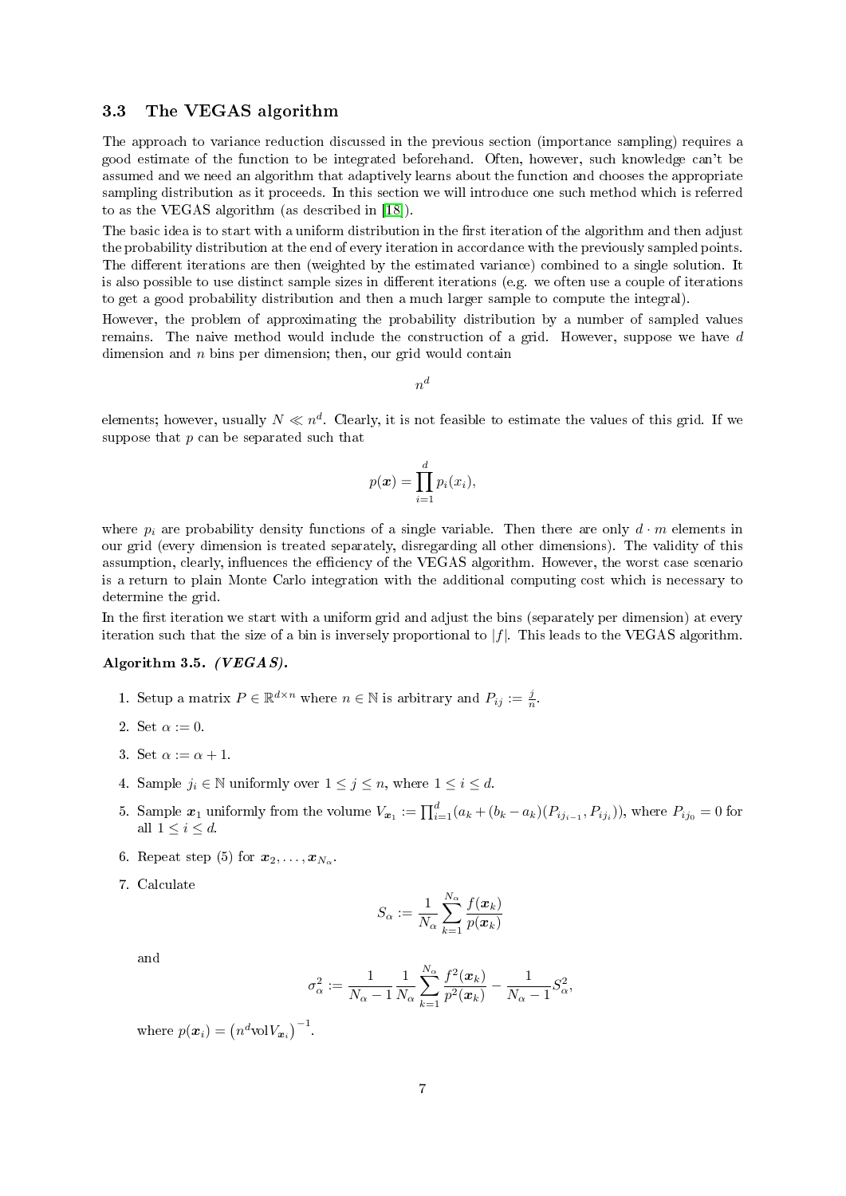### 3.3 The VEGAS algorithm

The approach to variance reduction discussed in the previous section (importance sampling) requires a good estimate of the function to be integrated beforehand. Often, however, such knowledge can't be assumed and we need an algorithm that adaptively learns about the function and chooses the appropriate sampling distribution as it proceeds. In this section we will introduce one such method which is referred to as the VEGAS algorithm (as described in [18]).

The basic idea is to start with a uniform distribution in the first iteration of the algorithm and then adjust the probability distribution at the end of every iteration in accordance with the previously sampled points. The different iterations are then (weighted by the estimated variance) combined to a single solution. It is also possible to use distinct sample sizes in different iterations (e.g. we often use a couple of iterations to get a good probability distribution and then a much larger sample to compute the integral).

However, the problem of approximating the probability distribution by a number of sampled values remains. The naive method would include the construction of a grid. However, suppose we have $d$ dimension and $n$ bins per dimension; then, our grid would contain

$$n^d$$

elements; however, usually $N \ll n^d$. Clearly, it is not feasible to estimate the values of this grid. If we suppose that $p$ can be separated such that

$$p(\boldsymbol{x}) = \prod_{i=1}^{d} p_i(x_i),$$

where $p_i$ are probability density functions of a single variable. Then there are only $d \cdot m$ elements in our grid (every dimension is treated separately, disregarding all other dimensions). The validity of this assumption, clearly, influences the efficiency of the VEGAS algorithm. However, the worst case scenario is a return to plain Monte Carlo integration with the additional computing cost which is necessary to determine the grid.

In the first iteration we start with a uniform grid and adjust the bins (separately per dimension) at every iteration such that the size of a bin is inversely proportional to $|f|$. This leads to the VEGAS algorithm.

**Algorithm 3.5.** ***(VEGAS).***

1. Setup a matrix $P \in \mathbb{R}^{d \times n}$ where $n \in \mathbb{N}$ is arbitrary and $P_{ij} := \frac{j}{n}$.
2. Set $\alpha := 0$.
3. Set $\alpha := \alpha + 1$.
4. Sample $j_i \in \mathbb{N}$ uniformly over $1 \leq j \leq n$, where $1 \leq i \leq d$.
5. Sample $\boldsymbol{x}_1$ uniformly from the volume $V_{\boldsymbol{x}_1} := \prod_{i=1}^{d}(a_k + (b_k - a_k)(P_{ij_{i-1}}, P_{ij_i}))$, where $P_{ij_0} = 0$ for all $1 \leq i \leq d$.
6. Repeat step (5) for $\boldsymbol{x}_2, \ldots, \boldsymbol{x}_{N_\alpha}$.
7. Calculate

   $$S_\alpha := \frac{1}{N_\alpha} \sum_{k=1}^{N_\alpha} \frac{f(\boldsymbol{x}_k)}{p(\boldsymbol{x}_k)}$$

   and

   $$\sigma_\alpha^2 := \frac{1}{N_\alpha - 1} \frac{1}{N_\alpha} \sum_{k=1}^{N_\alpha} \frac{f^2(\boldsymbol{x}_k)}{p^2(\boldsymbol{x}_k)} - \frac{1}{N_\alpha - 1} S_\alpha^2,$$

   where $p(\boldsymbol{x}_i) = \left(n^d \text{vol} V_{\boldsymbol{x}_i}\right)^{-1}$.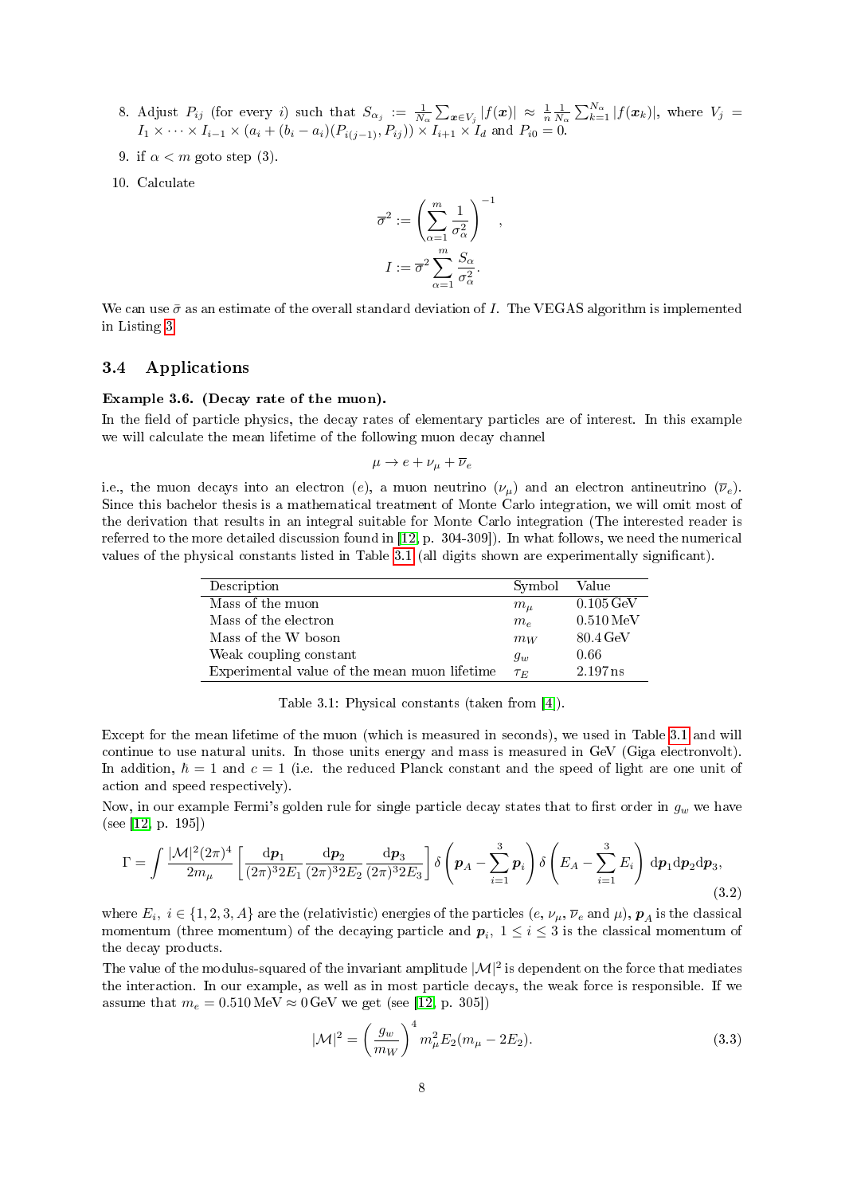8. Adjust $P_{ij}$ (for every $i$) such that $S_{\alpha_j} := \frac{1}{N_\alpha}\sum_{\boldsymbol{x}\in V_j}|f(\boldsymbol{x})| \approx \frac{1}{n}\frac{1}{N_\alpha}\sum_{k=1}^{N_\alpha}|f(\boldsymbol{x}_k)|$, where $V_j = I_1 \times \cdots \times I_{i-1} \times (a_i + (b_i - a_i)(P_{i(j-1)}, P_{ij})) \times I_{i+1} \times I_d$ and $P_{i0} = 0$.
9. if $\alpha < m$ goto step (3).
10. Calculate

$$\overline{\sigma}^2 := \left(\sum_{\alpha=1}^{m}\frac{1}{\sigma_\alpha^2}\right)^{-1},$$

$$I := \overline{\sigma}^2 \sum_{\alpha=1}^{m}\frac{S_\alpha}{\sigma_\alpha^2}.$$

We can use $\bar{\sigma}$ as an estimate of the overall standard deviation of $I$. The VEGAS algorithm is implemented in Listing 3.

## 3.4 Applications

**Example 3.6. (Decay rate of the muon).**
In the field of particle physics, the decay rates of elementary particles are of interest. In this example we will calculate the mean lifetime of the following muon decay channel

$$\mu \to e + \nu_\mu + \overline{\nu}_e$$

i.e., the muon decays into an electron ($e$), a muon neutrino ($\nu_\mu$) and an electron antineutrino ($\overline{\nu}_e$). Since this bachelor thesis is a mathematical treatment of Monte Carlo integration, we will omit most of the derivation that results in an integral suitable for Monte Carlo integration (The interested reader is referred to the more detailed discussion found in [12, p. 304-309]). In what follows, we need the numerical values of the physical constants listed in Table 3.1 (all digits shown are experimentally significant).

| Description | Symbol | Value |
|---|---|---|
| Mass of the muon | $m_\mu$ | 0.105 GeV |
| Mass of the electron | $m_e$ | 0.510 MeV |
| Mass of the W boson | $m_W$ | 80.4 GeV |
| Weak coupling constant | $g_w$ | 0.66 |
| Experimental value of the mean muon lifetime | $\tau_E$ | 2.197 ns |

Table 3.1: Physical constants (taken from [4]).

Except for the mean lifetime of the muon (which is measured in seconds), we used in Table 3.1 and will continue to use natural units. In those units energy and mass is measured in GeV (Giga electronvolt). In addition, $\hbar = 1$ and $c = 1$ (i.e. the reduced Planck constant and the speed of light are one unit of action and speed respectively).

Now, in our example Fermi's golden rule for single particle decay states that to first order in $g_w$ we have (see [12, p. 195])

$$\Gamma = \int \frac{|\mathcal{M}|^2(2\pi)^4}{2m_\mu}\left[\frac{\mathrm{d}\boldsymbol{p}_1}{(2\pi)^3 2E_1}\frac{\mathrm{d}\boldsymbol{p}_2}{(2\pi)^3 2E_2}\frac{\mathrm{d}\boldsymbol{p}_3}{(2\pi)^3 2E_3}\right]\delta\left(\boldsymbol{p}_A - \sum_{i=1}^{3}\boldsymbol{p}_i\right)\delta\left(E_A - \sum_{i=1}^{3}E_i\right)\mathrm{d}\boldsymbol{p}_1\mathrm{d}\boldsymbol{p}_2\mathrm{d}\boldsymbol{p}_3, \tag{3.2}$$

where $E_i$, $i \in \{1, 2, 3, A\}$ are the (relativistic) energies of the particles ($e$, $\nu_\mu$, $\overline{\nu}_e$ and $\mu$), $\boldsymbol{p}_A$ is the classical momentum (three momentum) of the decaying particle and $\boldsymbol{p}_i$, $1 \leq i \leq 3$ is the classical momentum of the decay products.

The value of the modulus-squared of the invariant amplitude $|\mathcal{M}|^2$ is dependent on the force that mediates the interaction. In our example, as well as in most particle decays, the weak force is responsible. If we assume that $m_e = 0.510\,\mathrm{MeV} \approx 0\,\mathrm{GeV}$ we get (see [12, p. 305])

$$|\mathcal{M}|^2 = \left(\frac{g_w}{m_W}\right)^4 m_\mu^2 E_2(m_\mu - 2E_2). \tag{3.3}$$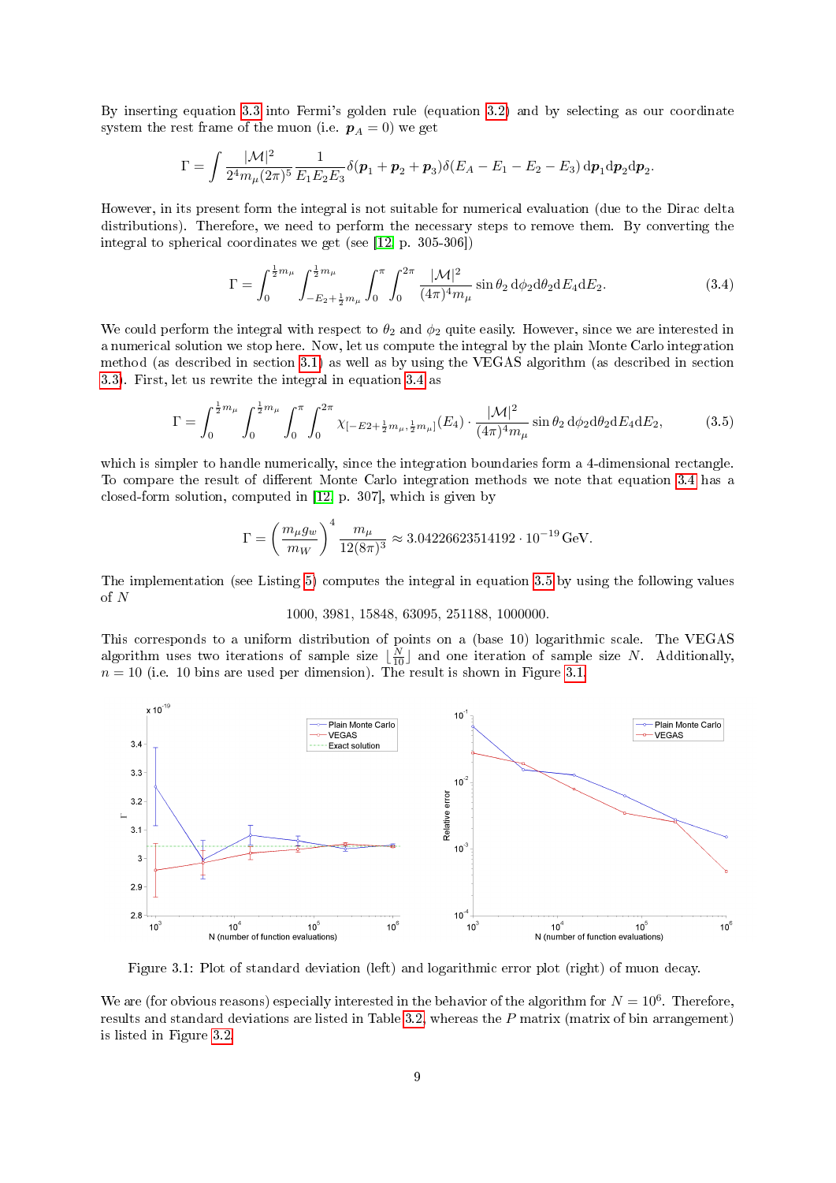By inserting equation 3.3 into Fermi's golden rule (equation 3.2) and by selecting as our coordinate system the rest frame of the muon (i.e. $\boldsymbol{p}_A = 0$) we get

$$\Gamma = \int \frac{|\mathcal{M}|^2}{2^4 m_\mu (2\pi)^5} \frac{1}{E_1 E_2 E_3} \delta(\boldsymbol{p}_1 + \boldsymbol{p}_2 + \boldsymbol{p}_3) \delta(E_A - E_1 - E_2 - E_3) \, \mathrm{d}\boldsymbol{p}_1 \mathrm{d}\boldsymbol{p}_2 \mathrm{d}\boldsymbol{p}_2.$$

However, in its present form the integral is not suitable for numerical evaluation (due to the Dirac delta distributions). Therefore, we need to perform the necessary steps to remove them. By converting the integral to spherical coordinates we get (see [12, p. 305-306])

$$\Gamma = \int_0^{\frac{1}{2}m_\mu} \int_{-E_2+\frac{1}{2}m_\mu}^{\frac{1}{2}m_\mu} \int_0^{\pi} \int_0^{2\pi} \frac{|\mathcal{M}|^2}{(4\pi)^4 m_\mu} \sin\theta_2 \, \mathrm{d}\phi_2 \mathrm{d}\theta_2 \mathrm{d}E_4 \mathrm{d}E_2. \tag{3.4}$$

We could perform the integral with respect to $\theta_2$ and $\phi_2$ quite easily. However, since we are interested in a numerical solution we stop here. Now, let us compute the integral by the plain Monte Carlo integration method (as described in section 3.1) as well as by using the VEGAS algorithm (as described in section 3.3). First, let us rewrite the integral in equation 3.4 as

$$\Gamma = \int_0^{\frac{1}{2}m_\mu} \int_0^{\frac{1}{2}m_\mu} \int_0^{\pi} \int_0^{2\pi} \chi_{[-E2+\frac{1}{2}m_\mu, \frac{1}{2}m_\mu]}(E_4) \cdot \frac{|\mathcal{M}|^2}{(4\pi)^4 m_\mu} \sin\theta_2 \, \mathrm{d}\phi_2 \mathrm{d}\theta_2 \mathrm{d}E_4 \mathrm{d}E_2, \tag{3.5}$$

which is simpler to handle numerically, since the integration boundaries form a 4-dimensional rectangle. To compare the result of different Monte Carlo integration methods we note that equation 3.4 has a closed-form solution, computed in [12, p. 307], which is given by

$$\Gamma = \left(\frac{m_\mu g_w}{m_W}\right)^4 \frac{m_\mu}{12(8\pi)^3} \approx 3.04226623514192 \cdot 10^{-19} \, \text{GeV}.$$

The implementation (see Listing 5) computes the integral in equation 3.5 by using the following values of $N$

1000, 3981, 15848, 63095, 251188, 1000000.

This corresponds to a uniform distribution of points on a (base 10) logarithmic scale. The VEGAS algorithm uses two iterations of sample size $\lfloor \frac{N}{10} \rfloor$ and one iteration of sample size $N$. Additionally, $n = 10$ (i.e. 10 bins are used per dimension). The result is shown in Figure 3.1.

Figure 3.1: Plot of standard deviation (left) and logarithmic error plot (right) of muon decay.

We are (for obvious reasons) especially interested in the behavior of the algorithm for $N = 10^6$. Therefore, results and standard deviations are listed in Table 3.2, whereas the $P$ matrix (matrix of bin arrangement) is listed in Figure 3.2.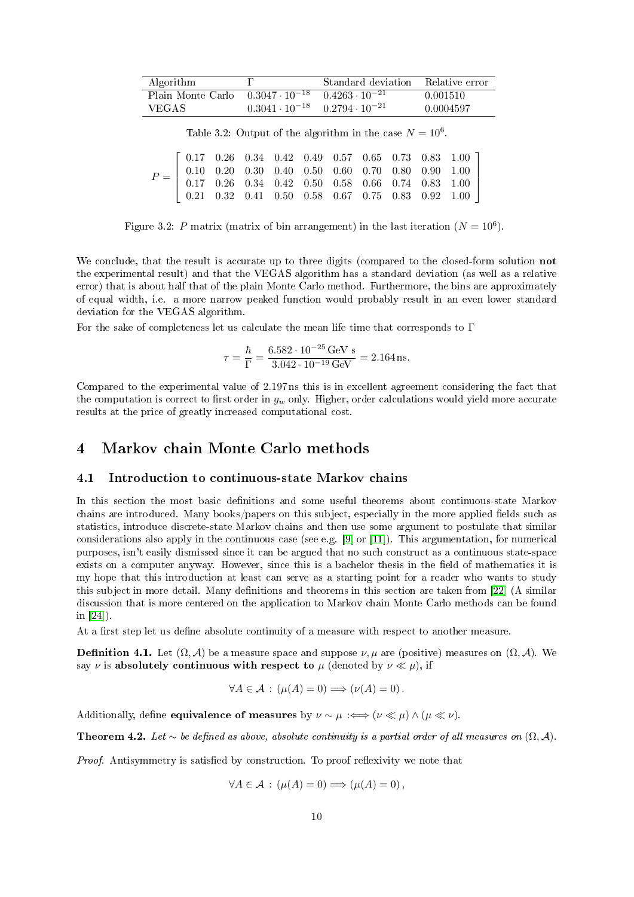| Algorithm | $\Gamma$ | Standard deviation | Relative error |
|---|---|---|---|
| Plain Monte Carlo | $0.3047 \cdot 10^{-18}$ | $0.4263 \cdot 10^{-21}$ | 0.001510 |
| VEGAS | $0.3041 \cdot 10^{-18}$ | $0.2794 \cdot 10^{-21}$ | 0.0004597 |

Table 3.2: Output of the algorithm in the case $N = 10^6$.

$$
P = \begin{bmatrix}
0.17 & 0.26 & 0.34 & 0.42 & 0.49 & 0.57 & 0.65 & 0.73 & 0.83 & 1.00 \\
0.10 & 0.20 & 0.30 & 0.40 & 0.50 & 0.60 & 0.70 & 0.80 & 0.90 & 1.00 \\
0.17 & 0.26 & 0.34 & 0.42 & 0.50 & 0.58 & 0.66 & 0.74 & 0.83 & 1.00 \\
0.21 & 0.32 & 0.41 & 0.50 & 0.58 & 0.67 & 0.75 & 0.83 & 0.92 & 1.00
\end{bmatrix}
$$

Figure 3.2: $P$ matrix (matrix of bin arrangement) in the last iteration ($N = 10^6$).

We conclude, that the result is accurate up to three digits (compared to the closed-form solution **not** the experimental result) and that the VEGAS algorithm has a standard deviation (as well as a relative error) that is about half that of the plain Monte Carlo method. Furthermore, the bins are approximately of equal width, i.e. a more narrow peaked function would probably result in an even lower standard deviation for the VEGAS algorithm.

For the sake of completeness let us calculate the mean life time that corresponds to $\Gamma$

$$
\tau = \frac{\hbar}{\Gamma} = \frac{6.582 \cdot 10^{-25}\,\text{GeV s}}{3.042 \cdot 10^{-19}\,\text{GeV}} = 2.164\,\text{ns}.
$$

Compared to the experimental value of 2.197ns this is in excellent agreement considering the fact that the computation is correct to first order in $g_w$ only. Higher, order calculations would yield more accurate results at the price of greatly increased computational cost.

# 4 Markov chain Monte Carlo methods

## 4.1 Introduction to continuous-state Markov chains

In this section the most basic definitions and some useful theorems about continuous-state Markov chains are introduced. Many books/papers on this subject, especially in the more applied fields such as statistics, introduce discrete-state Markov chains and then use some argument to postulate that similar considerations also apply in the continuous case (see e.g. [9] or [11]). This argumentation, for numerical purposes, isn't easily dismissed since it can be argued that no such construct as a continuous state-space exists on a computer anyway. However, since this is a bachelor thesis in the field of mathematics it is my hope that this introduction at least can serve as a starting point for a reader who wants to study this subject in more detail. Many definitions and theorems in this section are taken from [22] (A similar discussion that is more centered on the application to Markov chain Monte Carlo methods can be found in [24]).

At a first step let us define absolute continuity of a measure with respect to another measure.

**Definition 4.1.** Let $(\Omega, \mathcal{A})$ be a measure space and suppose $\nu, \mu$ are (positive) measures on $(\Omega, \mathcal{A})$. We say $\nu$ is **absolutely continuous with respect to** $\mu$ (denoted by $\nu \ll \mu$), if

$$
\forall A \in \mathcal{A} : (\mu(A) = 0) \Longrightarrow (\nu(A) = 0).
$$

Additionally, define **equivalence of measures** by $\nu \sim \mu :\Longleftrightarrow (\nu \ll \mu) \wedge (\mu \ll \nu)$.

**Theorem 4.2.** *Let $\sim$ be defined as above, absolute continuity is a partial order of all measures on $(\Omega, \mathcal{A})$.*

*Proof.* Antisymmetry is satisfied by construction. To proof reflexivity we note that

$$
\forall A \in \mathcal{A} : (\mu(A) = 0) \Longrightarrow (\mu(A) = 0),
$$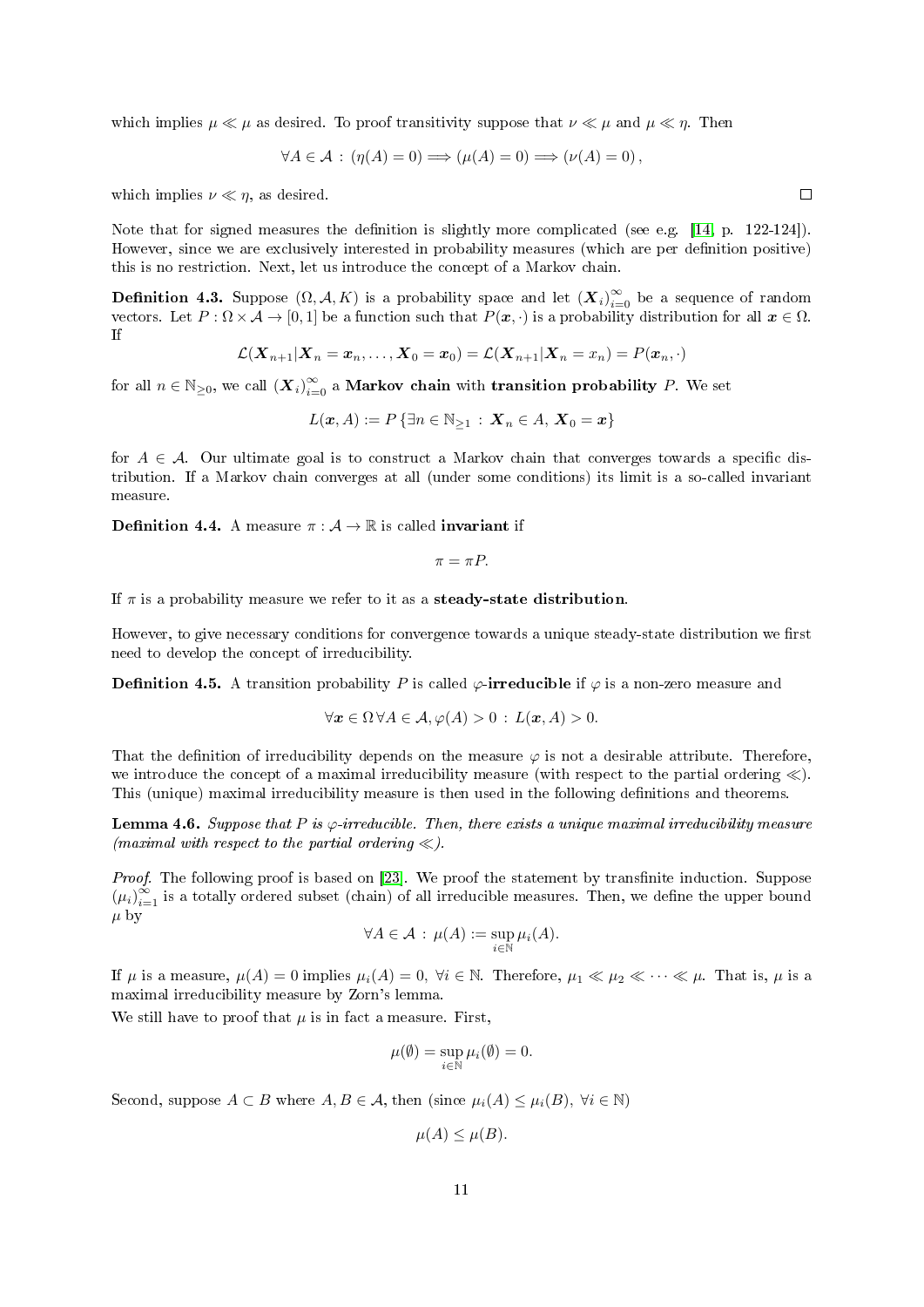which implies $\mu \ll \mu$ as desired. To proof transitivity suppose that $\nu \ll \mu$ and $\mu \ll \eta$. Then

$$\forall A \in \mathcal{A} : (\eta(A) = 0) \Longrightarrow (\mu(A) = 0) \Longrightarrow (\nu(A) = 0),$$

which implies $\nu \ll \eta$, as desired. □

Note that for signed measures the definition is slightly more complicated (see e.g. [14, p. 122-124]). However, since we are exclusively interested in probability measures (which are per definition positive) this is no restriction. Next, let us introduce the concept of a Markov chain.

**Definition 4.3.** Suppose $(\Omega, \mathcal{A}, K)$ is a probability space and let $(\boldsymbol{X}_i)_{i=0}^{\infty}$ be a sequence of random vectors. Let $P : \Omega \times \mathcal{A} \to [0, 1]$ be a function such that $P(\boldsymbol{x}, \cdot)$ is a probability distribution for all $\boldsymbol{x} \in \Omega$. If

$$\mathcal{L}(\boldsymbol{X}_{n+1}|\boldsymbol{X}_n = \boldsymbol{x}_n, \ldots, \boldsymbol{X}_0 = \boldsymbol{x}_0) = \mathcal{L}(\boldsymbol{X}_{n+1}|\boldsymbol{X}_n = x_n) = P(\boldsymbol{x}_n, \cdot)$$

for all $n \in \mathbb{N}_{\geq 0}$, we call $(\boldsymbol{X}_i)_{i=0}^{\infty}$ a **Markov chain** with **transition probability** $P$. We set

$$L(\boldsymbol{x}, A) := P\{\exists n \in \mathbb{N}_{\geq 1} : \boldsymbol{X}_n \in A, \boldsymbol{X}_0 = \boldsymbol{x}\}$$

for $A \in \mathcal{A}$. Our ultimate goal is to construct a Markov chain that converges towards a specific distribution. If a Markov chain converges at all (under some conditions) its limit is a so-called invariant measure.

**Definition 4.4.** A measure $\pi : \mathcal{A} \to \mathbb{R}$ is called **invariant** if

$$\pi = \pi P.$$

If $\pi$ is a probability measure we refer to it as a **steady-state distribution**.

However, to give necessary conditions for convergence towards a unique steady-state distribution we first need to develop the concept of irreducibility.

**Definition 4.5.** A transition probability $P$ is called **$\varphi$-irreducible** if $\varphi$ is a non-zero measure and

$$\forall \boldsymbol{x} \in \Omega \, \forall A \in \mathcal{A}, \varphi(A) > 0 : L(\boldsymbol{x}, A) > 0.$$

That the definition of irreducibility depends on the measure $\varphi$ is not a desirable attribute. Therefore, we introduce the concept of a maximal irreducibility measure (with respect to the partial ordering $\ll$). This (unique) maximal irreducibility measure is then used in the following definitions and theorems.

**Lemma 4.6.** *Suppose that $P$ is $\varphi$-irreducible. Then, there exists a unique maximal irreducibility measure (maximal with respect to the partial ordering $\ll$).*

*Proof.* The following proof is based on [23]. We proof the statement by transfinite induction. Suppose $(\mu_i)_{i=1}^{\infty}$ is a totally ordered subset (chain) of all irreducible measures. Then, we define the upper bound $\mu$ by

$$\forall A \in \mathcal{A} : \mu(A) := \sup_{i \in \mathbb{N}} \mu_i(A).$$

If $\mu$ is a measure, $\mu(A) = 0$ implies $\mu_i(A) = 0, \ \forall i \in \mathbb{N}$. Therefore, $\mu_1 \ll \mu_2 \ll \cdots \ll \mu$. That is, $\mu$ is a maximal irreducibility measure by Zorn's lemma.

We still have to proof that $\mu$ is in fact a measure. First,

$$\mu(\emptyset) = \sup_{i \in \mathbb{N}} \mu_i(\emptyset) = 0.$$

Second, suppose $A \subset B$ where $A, B \in \mathcal{A}$, then (since $\mu_i(A) \leq \mu_i(B), \ \forall i \in \mathbb{N}$)

$$\mu(A) \leq \mu(B).$$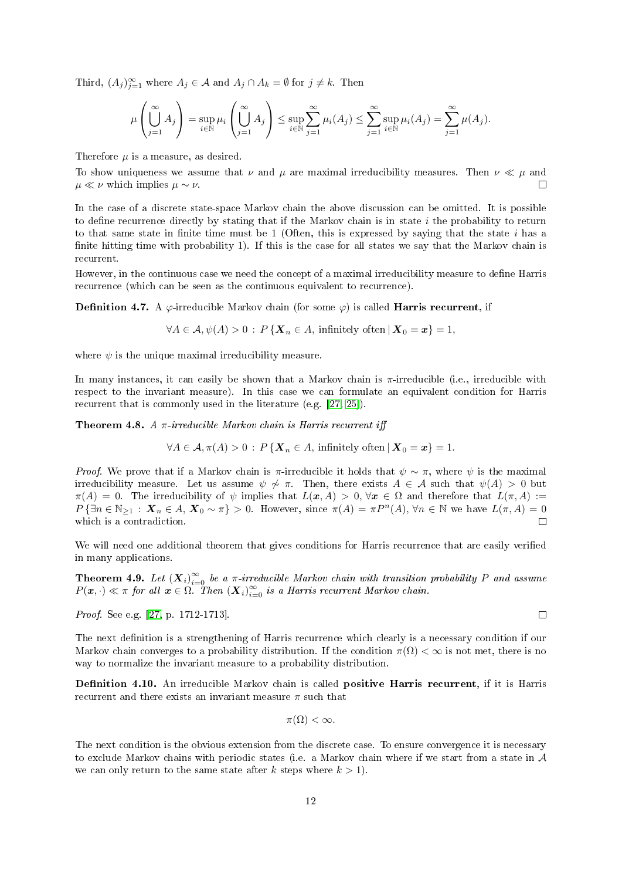Third, $(A_j)_{j=1}^{\infty}$ where $A_j \in \mathcal{A}$ and $A_j \cap A_k = \emptyset$ for $j \neq k$. Then

$$\mu\left(\bigcup_{j=1}^{\infty} A_j\right) = \sup_{i \in \mathbb{N}} \mu_i\left(\bigcup_{j=1}^{\infty} A_j\right) \leq \sup_{i \in \mathbb{N}} \sum_{j=1}^{\infty} \mu_i(A_j) \leq \sum_{j=1}^{\infty} \sup_{i \in \mathbb{N}} \mu_i(A_j) = \sum_{j=1}^{\infty} \mu(A_j).$$

Therefore $\mu$ is a measure, as desired.

To show uniqueness we assume that $\nu$ and $\mu$ are maximal irreducibility measures. Then $\nu \ll \mu$ and $\mu \ll \nu$ which implies $\mu \sim \nu$. $\square$

In the case of a discrete state-space Markov chain the above discussion can be omitted. It is possible to define recurrence directly by stating that if the Markov chain is in state $i$ the probability to return to that same state in finite time must be 1 (Often, this is expressed by saying that the state $i$ has a finite hitting time with probability 1). If this is the case for all states we say that the Markov chain is recurrent.

However, in the continuous case we need the concept of a maximal irreducibility measure to define Harris recurrence (which can be seen as the continuous equivalent to recurrence).

**Definition 4.7.** A $\varphi$-irreducible Markov chain (for some $\varphi$) is called **Harris recurrent**, if

$$\forall A \in \mathcal{A}, \psi(A) > 0 \,:\, P\{\boldsymbol{X}_n \in A, \text{ infinitely often} \,|\, \boldsymbol{X}_0 = \boldsymbol{x}\} = 1,$$

where $\psi$ is the unique maximal irreducibility measure.

In many instances, it can easily be shown that a Markov chain is $\pi$-irreducible (i.e., irreducible with respect to the invariant measure). In this case we can formulate an equivalent condition for Harris recurrent that is commonly used in the literature (e.g. [27, 25]).

**Theorem 4.8.** *A $\pi$-irreducible Markov chain is Harris recurrent iff*

$$\forall A \in \mathcal{A}, \pi(A) > 0 \,:\, P\{\boldsymbol{X}_n \in A, \text{ infinitely often} \,|\, \boldsymbol{X}_0 = \boldsymbol{x}\} = 1.$$

*Proof.* We prove that if a Markov chain is $\pi$-irreducible it holds that $\psi \sim \pi$, where $\psi$ is the maximal irreducibility measure. Let us assume $\psi \not\sim \pi$. Then, there exists $A \in \mathcal{A}$ such that $\psi(A) > 0$ but $\pi(A) = 0$. The irreducibility of $\psi$ implies that $L(\boldsymbol{x}, A) > 0, \forall \boldsymbol{x} \in \Omega$ and therefore that $L(\pi, A) := P\{\exists n \in \mathbb{N}_{\geq 1} : \boldsymbol{X}_n \in A, \boldsymbol{X}_0 \sim \pi\} > 0$. However, since $\pi(A) = \pi P^n(A), \forall n \in \mathbb{N}$ we have $L(\pi, A) = 0$ which is a contradiction. $\square$

We will need one additional theorem that gives conditions for Harris recurrence that are easily verified in many applications.

**Theorem 4.9.** *Let $(\boldsymbol{X}_i)_{i=0}^{\infty}$ be a $\pi$-irreducible Markov chain with transition probability $P$ and assume $P(\boldsymbol{x}, \cdot) \ll \pi$ for all $\boldsymbol{x} \in \Omega$. Then $(\boldsymbol{X}_i)_{i=0}^{\infty}$ is a Harris recurrent Markov chain.*

*Proof.* See e.g. [27, p. 1712-1713]. $\square$

The next definition is a strengthening of Harris recurrence which clearly is a necessary condition if our Markov chain converges to a probability distribution. If the condition $\pi(\Omega) < \infty$ is not met, there is no way to normalize the invariant measure to a probability distribution.

**Definition 4.10.** An irreducible Markov chain is called **positive Harris recurrent**, if it is Harris recurrent and there exists an invariant measure $\pi$ such that

$$\pi(\Omega) < \infty.$$

The next condition is the obvious extension from the discrete case. To ensure convergence it is necessary to exclude Markov chains with periodic states (i.e. a Markov chain where if we start from a state in $\mathcal{A}$ we can only return to the same state after $k$ steps where $k > 1$).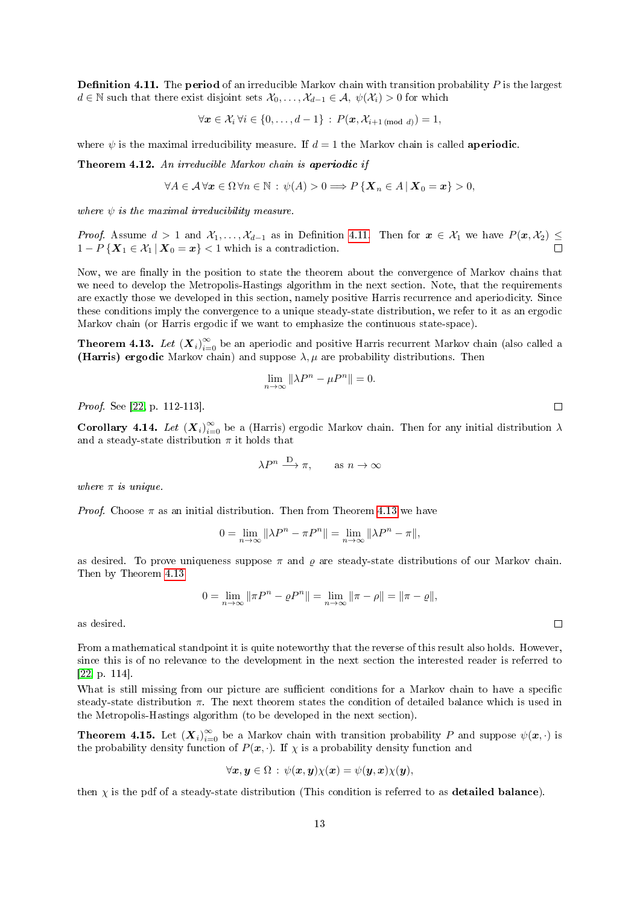**Definition 4.11.** The **period** of an irreducible Markov chain with transition probability $P$ is the largest $d \in \mathbb{N}$ such that there exist disjoint sets $\mathcal{X}_0, \dots, \mathcal{X}_{d-1} \in \mathcal{A},\ \psi(\mathcal{X}_i) > 0$ for which

$$\forall \boldsymbol{x} \in \mathcal{X}_i\, \forall i \in \{0, \dots, d-1\} : P(\boldsymbol{x}, \mathcal{X}_{i+1\,(\mathrm{mod}\ d)}) = 1,$$

where $\psi$ is the maximal irreducibility measure. If $d = 1$ the Markov chain is called **aperiodic**.

**Theorem 4.12.** *An irreducible Markov chain is* ***aperiodic*** *if*

$$\forall A \in \mathcal{A}\, \forall \boldsymbol{x} \in \Omega\, \forall n \in \mathbb{N} : \psi(A) > 0 \Longrightarrow P\{\boldsymbol{X}_n \in A \,|\, \boldsymbol{X}_0 = \boldsymbol{x}\} > 0,$$

*where $\psi$ is the maximal irreducibility measure.*

*Proof.* Assume $d > 1$ and $\mathcal{X}_1, \dots, \mathcal{X}_{d-1}$ as in Definition 4.11. Then for $\boldsymbol{x} \in \mathcal{X}_1$ we have $P(\boldsymbol{x}, \mathcal{X}_2) \leq 1 - P\{\boldsymbol{X}_1 \in \mathcal{X}_1 \,|\, \boldsymbol{X}_0 = \boldsymbol{x}\} < 1$ which is a contradiction. ☐

Now, we are finally in the position to state the theorem about the convergence of Markov chains that we need to develop the Metropolis-Hastings algorithm in the next section. Note, that the requirements are exactly those we developed in this section, namely positive Harris recurrence and aperiodicity. Since these conditions imply the convergence to a unique steady-state distribution, we refer to it as an ergodic Markov chain (or Harris ergodic if we want to emphasize the continuous state-space).

**Theorem 4.13.** *Let $(\boldsymbol{X}_i)_{i=0}^{\infty}$ be an aperiodic and positive Harris recurrent Markov chain (also called a* ***(Harris) ergodic*** *Markov chain) and suppose $\lambda, \mu$ are probability distributions. Then*

$$\lim_{n\to\infty} \|\lambda P^n - \mu P^n\| = 0.$$

*Proof.* See [22, p. 112-113]. ☐

**Corollary 4.14.** *Let $(\boldsymbol{X}_i)_{i=0}^{\infty}$ be a (Harris) ergodic Markov chain. Then for any initial distribution $\lambda$ and a steady-state distribution $\pi$ it holds that*

$$\lambda P^n \xrightarrow{\mathrm{D}} \pi, \qquad \text{as } n \to \infty$$

*where $\pi$ is unique.*

*Proof.* Choose $\pi$ as an initial distribution. Then from Theorem 4.13 we have

$$0 = \lim_{n\to\infty} \|\lambda P^n - \pi P^n\| = \lim_{n\to\infty} \|\lambda P^n - \pi\|,$$

as desired. To prove uniqueness suppose $\pi$ and $\varrho$ are steady-state distributions of our Markov chain. Then by Theorem 4.13

$$0 = \lim_{n\to\infty} \|\pi P^n - \varrho P^n\| = \lim_{n\to\infty} \|\pi - \rho\| = \|\pi - \varrho\|,$$

as desired. ☐

From a mathematical standpoint it is quite noteworthy that the reverse of this result also holds. However, since this is of no relevance to the development in the next section the interested reader is referred to [22, p. 114].

What is still missing from our picture are sufficient conditions for a Markov chain to have a specific steady-state distribution $\pi$. The next theorem states the condition of detailed balance which is used in the Metropolis-Hastings algorithm (to be developed in the next section).

**Theorem 4.15.** Let $(\boldsymbol{X}_i)_{i=0}^{\infty}$ be a Markov chain with transition probability $P$ and suppose $\psi(\boldsymbol{x}, \cdot)$ is the probability density function of $P(\boldsymbol{x}, \cdot)$. If $\chi$ is a probability density function and

$$\forall \boldsymbol{x}, \boldsymbol{y} \in \Omega : \psi(\boldsymbol{x}, \boldsymbol{y})\chi(\boldsymbol{x}) = \psi(\boldsymbol{y}, \boldsymbol{x})\chi(\boldsymbol{y}),$$

then $\chi$ is the pdf of a steady-state distribution (This condition is referred to as **detailed balance**).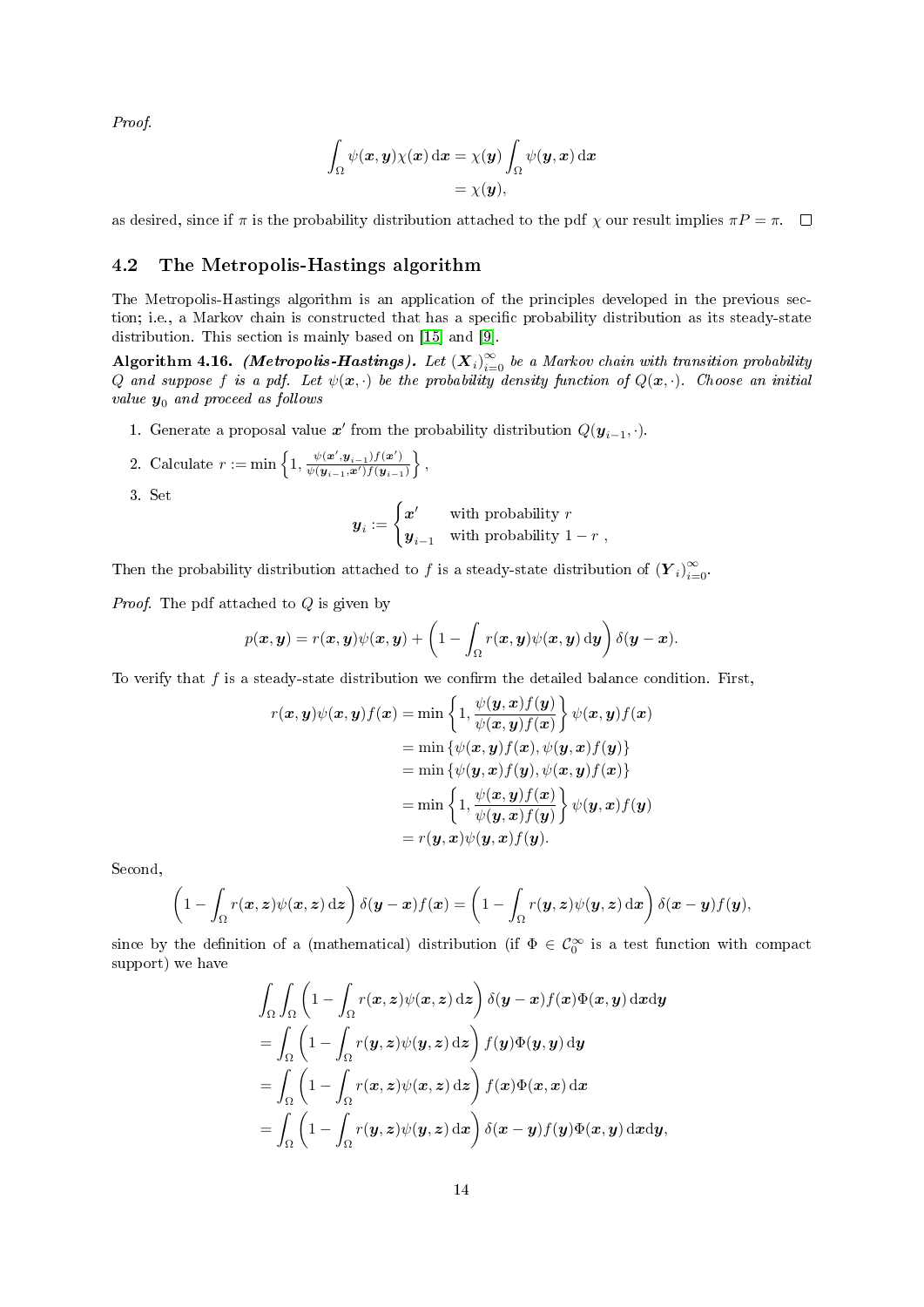*Proof.*

$$\int_\Omega \psi(\boldsymbol{x},\boldsymbol{y})\chi(\boldsymbol{x})\,\mathrm{d}\boldsymbol{x} = \chi(\boldsymbol{y})\int_\Omega \psi(\boldsymbol{y},\boldsymbol{x})\,\mathrm{d}\boldsymbol{x}$$
$$= \chi(\boldsymbol{y}),$$

as desired, since if $\pi$ is the probability distribution attached to the pdf $\chi$ our result implies $\pi P = \pi$. $\square$

## 4.2 The Metropolis-Hastings algorithm

The Metropolis-Hastings algorithm is an application of the principles developed in the previous section; i.e., a Markov chain is constructed that has a specific probability distribution as its steady-state distribution. This section is mainly based on [15] and [9].

**Algorithm 4.16.** ***(Metropolis-Hastings).*** *Let $(\boldsymbol{X}_i)_{i=0}^\infty$ be a Markov chain with transition probability $Q$ and suppose $f$ is a pdf. Let $\psi(\boldsymbol{x},\cdot)$ be the probability density function of $Q(\boldsymbol{x},\cdot)$. Choose an initial value $\boldsymbol{y}_0$ and proceed as follows*

1. Generate a proposal value $\boldsymbol{x}'$ from the probability distribution $Q(\boldsymbol{y}_{i-1},\cdot)$.
2. Calculate $r := \min\left\{1, \frac{\psi(\boldsymbol{x}',\boldsymbol{y}_{i-1})f(\boldsymbol{x}')}{\psi(\boldsymbol{y}_{i-1},\boldsymbol{x}')f(\boldsymbol{y}_{i-1})}\right\}$,
3. Set
$$\boldsymbol{y}_i := \begin{cases} \boldsymbol{x}' & \text{with probability } r \\ \boldsymbol{y}_{i-1} & \text{with probability } 1-r \end{cases},$$

Then the probability distribution attached to $f$ is a steady-state distribution of $(\boldsymbol{Y}_i)_{i=0}^\infty$.

*Proof.* The pdf attached to $Q$ is given by

$$p(\boldsymbol{x},\boldsymbol{y}) = r(\boldsymbol{x},\boldsymbol{y})\psi(\boldsymbol{x},\boldsymbol{y}) + \left(1 - \int_\Omega r(\boldsymbol{x},\boldsymbol{y})\psi(\boldsymbol{x},\boldsymbol{y})\,\mathrm{d}\boldsymbol{y}\right)\delta(\boldsymbol{y}-\boldsymbol{x}).$$

To verify that $f$ is a steady-state distribution we confirm the detailed balance condition. First,

$$\begin{aligned}
r(\boldsymbol{x},\boldsymbol{y})\psi(\boldsymbol{x},\boldsymbol{y})f(\boldsymbol{x}) &= \min\left\{1, \frac{\psi(\boldsymbol{y},\boldsymbol{x})f(\boldsymbol{y})}{\psi(\boldsymbol{x},\boldsymbol{y})f(\boldsymbol{x})}\right\}\psi(\boldsymbol{x},\boldsymbol{y})f(\boldsymbol{x}) \\
&= \min\left\{\psi(\boldsymbol{x},\boldsymbol{y})f(\boldsymbol{x}), \psi(\boldsymbol{y},\boldsymbol{x})f(\boldsymbol{y})\right\} \\
&= \min\left\{\psi(\boldsymbol{y},\boldsymbol{x})f(\boldsymbol{y}), \psi(\boldsymbol{x},\boldsymbol{y})f(\boldsymbol{x})\right\} \\
&= \min\left\{1, \frac{\psi(\boldsymbol{x},\boldsymbol{y})f(\boldsymbol{x})}{\psi(\boldsymbol{y},\boldsymbol{x})f(\boldsymbol{y})}\right\}\psi(\boldsymbol{y},\boldsymbol{x})f(\boldsymbol{y}) \\
&= r(\boldsymbol{y},\boldsymbol{x})\psi(\boldsymbol{y},\boldsymbol{x})f(\boldsymbol{y}).
\end{aligned}$$

Second,

$$\left(1 - \int_\Omega r(\boldsymbol{x},\boldsymbol{z})\psi(\boldsymbol{x},\boldsymbol{z})\,\mathrm{d}\boldsymbol{z}\right)\delta(\boldsymbol{y}-\boldsymbol{x})f(\boldsymbol{x}) = \left(1 - \int_\Omega r(\boldsymbol{y},\boldsymbol{z})\psi(\boldsymbol{y},\boldsymbol{z})\,\mathrm{d}\boldsymbol{x}\right)\delta(\boldsymbol{x}-\boldsymbol{y})f(\boldsymbol{y}),$$

since by the definition of a (mathematical) distribution (if $\Phi \in \mathcal{C}_0^\infty$ is a test function with compact support) we have

$$\begin{aligned}
&\int_\Omega\int_\Omega \left(1 - \int_\Omega r(\boldsymbol{x},\boldsymbol{z})\psi(\boldsymbol{x},\boldsymbol{z})\,\mathrm{d}\boldsymbol{z}\right)\delta(\boldsymbol{y}-\boldsymbol{x})f(\boldsymbol{x})\Phi(\boldsymbol{x},\boldsymbol{y})\,\mathrm{d}\boldsymbol{x}\mathrm{d}\boldsymbol{y} \\
&= \int_\Omega \left(1 - \int_\Omega r(\boldsymbol{y},\boldsymbol{z})\psi(\boldsymbol{y},\boldsymbol{z})\,\mathrm{d}\boldsymbol{z}\right)f(\boldsymbol{y})\Phi(\boldsymbol{y},\boldsymbol{y})\,\mathrm{d}\boldsymbol{y} \\
&= \int_\Omega \left(1 - \int_\Omega r(\boldsymbol{x},\boldsymbol{z})\psi(\boldsymbol{x},\boldsymbol{z})\,\mathrm{d}\boldsymbol{z}\right)f(\boldsymbol{x})\Phi(\boldsymbol{x},\boldsymbol{x})\,\mathrm{d}\boldsymbol{x} \\
&= \int_\Omega \left(1 - \int_\Omega r(\boldsymbol{y},\boldsymbol{z})\psi(\boldsymbol{y},\boldsymbol{z})\,\mathrm{d}\boldsymbol{x}\right)\delta(\boldsymbol{x}-\boldsymbol{y})f(\boldsymbol{y})\Phi(\boldsymbol{x},\boldsymbol{y})\,\mathrm{d}\boldsymbol{x}\mathrm{d}\boldsymbol{y},
\end{aligned}$$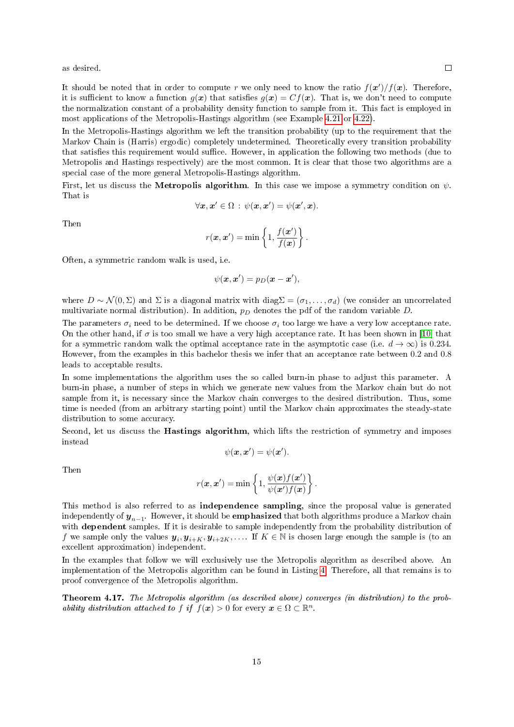as desired. □

It should be noted that in order to compute $r$ we only need to know the ratio $f(\boldsymbol{x}')/f(\boldsymbol{x})$. Therefore, it is sufficient to know a function $g(\boldsymbol{x})$ that satisfies $g(\boldsymbol{x}) = Cf(\boldsymbol{x})$. That is, we don't need to compute the normalization constant of a probability density function to sample from it. This fact is employed in most applications of the Metropolis-Hastings algorithm (see Example 4.21 or 4.22).

In the Metropolis-Hastings algorithm we left the transition probability (up to the requirement that the Markov Chain is (Harris) ergodic) completely undetermined. Theoretically every transition probability that satisfies this requirement would suffice. However, in application the following two methods (due to Metropolis and Hastings respectively) are the most common. It is clear that those two algorithms are a special case of the more general Metropolis-Hastings algorithm.

First, let us discuss the **Metropolis algorithm**. In this case we impose a symmetry condition on $\psi$. That is

$$\forall \boldsymbol{x}, \boldsymbol{x}' \in \Omega \, : \, \psi(\boldsymbol{x}, \boldsymbol{x}') = \psi(\boldsymbol{x}', \boldsymbol{x}).$$

Then

$$r(\boldsymbol{x}, \boldsymbol{x}') = \min \left\{ 1, \frac{f(\boldsymbol{x}')}{f(\boldsymbol{x})} \right\}.$$

Often, a symmetric random walk is used, i.e.

$$\psi(\boldsymbol{x}, \boldsymbol{x}') = p_D(\boldsymbol{x} - \boldsymbol{x}'),$$

where $D \sim \mathcal{N}(0, \Sigma)$ and $\Sigma$ is a diagonal matrix with $\mathrm{diag}\Sigma = (\sigma_1, \ldots, \sigma_d)$ (we consider an uncorrelated multivariate normal distribution). In addition, $p_D$ denotes the pdf of the random variable $D$.

The parameters $\sigma_i$ need to be determined. If we choose $\sigma_i$ too large we have a very low acceptance rate. On the other hand, if $\sigma$ is too small we have a very high acceptance rate. It has been shown in [10] that for a symmetric random walk the optimal acceptance rate in the asymptotic case (i.e. $d \to \infty$) is 0.234. However, from the examples in this bachelor thesis we infer that an acceptance rate between 0.2 and 0.8 leads to acceptable results.

In some implementations the algorithm uses the so called burn-in phase to adjust this parameter. A burn-in phase, a number of steps in which we generate new values from the Markov chain but do not sample from it, is necessary since the Markov chain converges to the desired distribution. Thus, some time is needed (from an arbitrary starting point) until the Markov chain approximates the steady-state distribution to some accuracy.

Second, let us discuss the **Hastings algorithm**, which lifts the restriction of symmetry and imposes instead

$$\psi(\boldsymbol{x}, \boldsymbol{x}') = \psi(\boldsymbol{x}').$$

Then

$$r(\boldsymbol{x}, \boldsymbol{x}') = \min \left\{ 1, \frac{\psi(\boldsymbol{x}) f(\boldsymbol{x}')}{\psi(\boldsymbol{x}') f(\boldsymbol{x})} \right\}.$$

This method is also referred to as **independence sampling**, since the proposal value is generated independently of $\boldsymbol{y}_{n-1}$. However, it should be **emphasized** that both algorithms produce a Markov chain with **dependent** samples. If it is desirable to sample independently from the probability distribution of $f$ we sample only the values $\boldsymbol{y}_i, \boldsymbol{y}_{i+K}, \boldsymbol{y}_{i+2K}, \ldots$. If $K \in \mathbb{N}$ is chosen large enough the sample is (to an excellent approximation) independent.

In the examples that follow we will exclusively use the Metropolis algorithm as described above. An implementation of the Metropolis algorithm can be found in Listing 4. Therefore, all that remains is to proof convergence of the Metropolis algorithm.

**Theorem 4.17.** *The Metropolis algorithm (as described above) converges (in distribution) to the probability distribution attached to $f$ if $f(\boldsymbol{x}) > 0$ for every $\boldsymbol{x} \in \Omega \subset \mathbb{R}^n$.*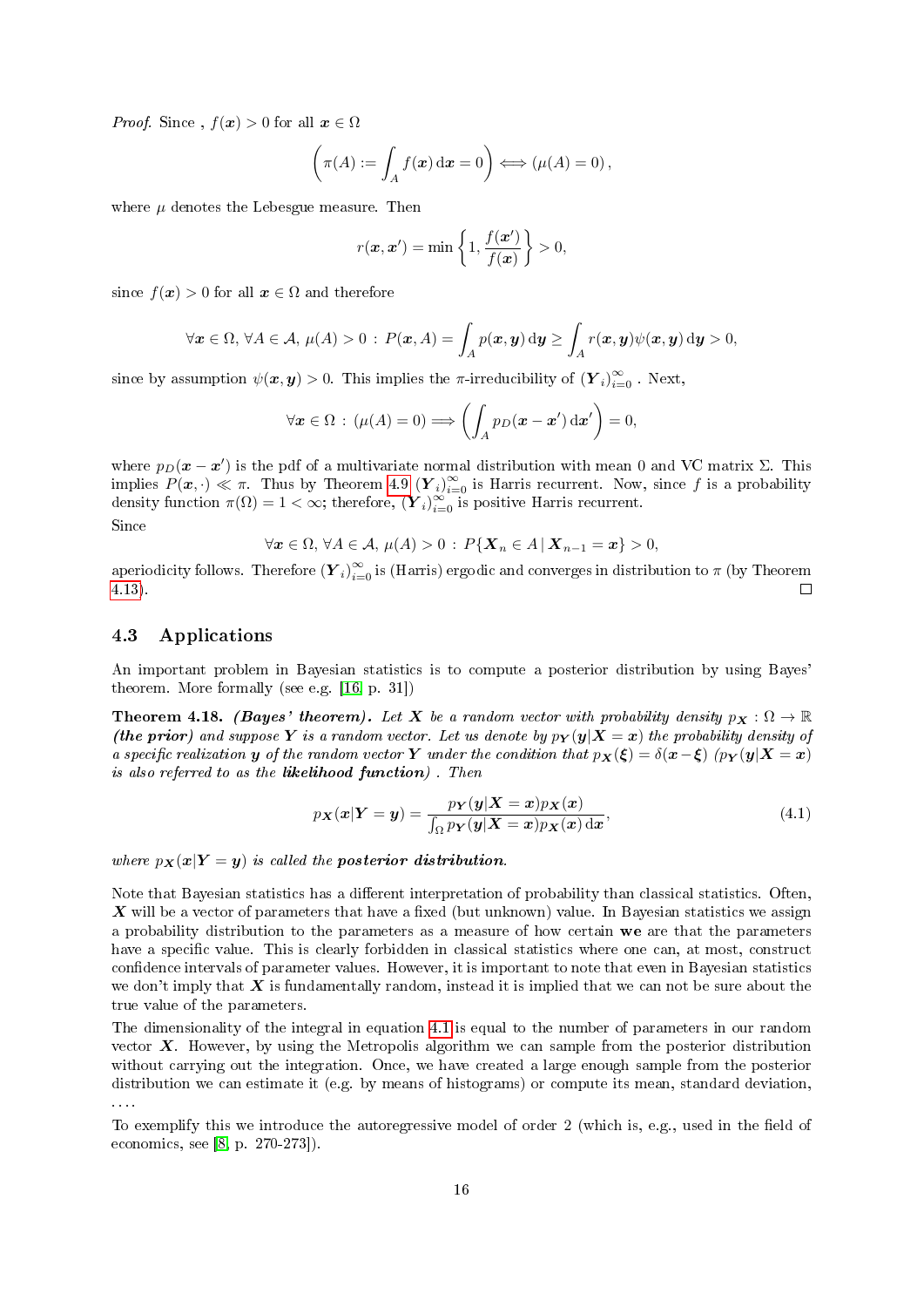*Proof.* Since , $f(\boldsymbol{x}) > 0$ for all $\boldsymbol{x} \in \Omega$

$$\left(\pi(A) := \int_A f(\boldsymbol{x})\, \mathrm{d}\boldsymbol{x} = 0\right) \Longleftrightarrow (\mu(A) = 0),$$

where $\mu$ denotes the Lebesgue measure. Then

$$r(\boldsymbol{x}, \boldsymbol{x}') = \min\left\{1, \frac{f(\boldsymbol{x}')}{f(\boldsymbol{x})}\right\} > 0,$$

since $f(\boldsymbol{x}) > 0$ for all $\boldsymbol{x} \in \Omega$ and therefore

$$\forall \boldsymbol{x} \in \Omega,\, \forall A \in \mathcal{A},\, \mu(A) > 0 \,:\, P(\boldsymbol{x}, A) = \int_A p(\boldsymbol{x}, \boldsymbol{y})\, \mathrm{d}\boldsymbol{y} \geq \int_A r(\boldsymbol{x}, \boldsymbol{y})\psi(\boldsymbol{x}, \boldsymbol{y})\, \mathrm{d}\boldsymbol{y} > 0,$$

since by assumption $\psi(\boldsymbol{x}, \boldsymbol{y}) > 0$. This implies the $\pi$-irreducibility of $(\boldsymbol{Y}_i)_{i=0}^{\infty}$ . Next,

$$\forall \boldsymbol{x} \in \Omega \,:\, (\mu(A) = 0) \Longrightarrow \left(\int_A p_D(\boldsymbol{x} - \boldsymbol{x}')\, \mathrm{d}\boldsymbol{x}'\right) = 0,$$

where $p_D(\boldsymbol{x} - \boldsymbol{x}')$ is the pdf of a multivariate normal distribution with mean 0 and VC matrix $\Sigma$. This implies $P(\boldsymbol{x}, \cdot) \ll \pi$. Thus by Theorem 4.9 $(\boldsymbol{Y}_i)_{i=0}^{\infty}$ is Harris recurrent. Now, since $f$ is a probability density function $\pi(\Omega) = 1 < \infty$; therefore, $(\boldsymbol{Y}_i)_{i=0}^{\infty}$ is positive Harris recurrent.

Since

$$\forall \boldsymbol{x} \in \Omega,\, \forall A \in \mathcal{A},\, \mu(A) > 0 \,:\, P\{\boldsymbol{X}_n \in A \,|\, \boldsymbol{X}_{n-1} = \boldsymbol{x}\} > 0,$$

aperiodicity follows. Therefore $(\boldsymbol{Y}_i)_{i=0}^{\infty}$ is (Harris) ergodic and converges in distribution to $\pi$ (by Theorem 4.13). □

## 4.3 Applications

An important problem in Bayesian statistics is to compute a posterior distribution by using Bayes' theorem. More formally (see e.g. [16, p. 31])

**Theorem 4.18.** ***(Bayes' theorem).*** *Let $\boldsymbol{X}$ be a random vector with probability density $p_{\boldsymbol{X}} : \Omega \to \mathbb{R}$* ***(the prior)*** *and suppose $\boldsymbol{Y}$ is a random vector. Let us denote by $p_{\boldsymbol{Y}}(\boldsymbol{y}|\boldsymbol{X} = \boldsymbol{x})$ the probability density of a specific realization $\boldsymbol{y}$ of the random vector $\boldsymbol{Y}$ under the condition that $p_{\boldsymbol{X}}(\boldsymbol{\xi}) = \delta(\boldsymbol{x} - \boldsymbol{\xi})$ ($p_{\boldsymbol{Y}}(\boldsymbol{y}|\boldsymbol{X} = \boldsymbol{x})$ is also referred to as the* ***likelihood function****) . Then*

$$p_{\boldsymbol{X}}(\boldsymbol{x}|\boldsymbol{Y} = \boldsymbol{y}) = \frac{p_{\boldsymbol{Y}}(\boldsymbol{y}|\boldsymbol{X} = \boldsymbol{x})p_{\boldsymbol{X}}(\boldsymbol{x})}{\int_{\Omega} p_{\boldsymbol{Y}}(\boldsymbol{y}|\boldsymbol{X} = \boldsymbol{x})p_{\boldsymbol{X}}(\boldsymbol{x})\, \mathrm{d}\boldsymbol{x}}, \tag{4.1}$$

*where $p_{\boldsymbol{X}}(\boldsymbol{x}|\boldsymbol{Y} = \boldsymbol{y})$ is called the* ***posterior distribution****.*

Note that Bayesian statistics has a different interpretation of probability than classical statistics. Often, $\boldsymbol{X}$ will be a vector of parameters that have a fixed (but unknown) value. In Bayesian statistics we assign a probability distribution to the parameters as a measure of how certain **we** are that the parameters have a specific value. This is clearly forbidden in classical statistics where one can, at most, construct confidence intervals of parameter values. However, it is important to note that even in Bayesian statistics we don't imply that $\boldsymbol{X}$ is fundamentally random, instead it is implied that we can not be sure about the true value of the parameters.

The dimensionality of the integral in equation 4.1 is equal to the number of parameters in our random vector $\boldsymbol{X}$. However, by using the Metropolis algorithm we can sample from the posterior distribution without carrying out the integration. Once, we have created a large enough sample from the posterior distribution we can estimate it (e.g. by means of histograms) or compute its mean, standard deviation, ....

To exemplify this we introduce the autoregressive model of order 2 (which is, e.g., used in the field of economics, see [8, p. 270-273]).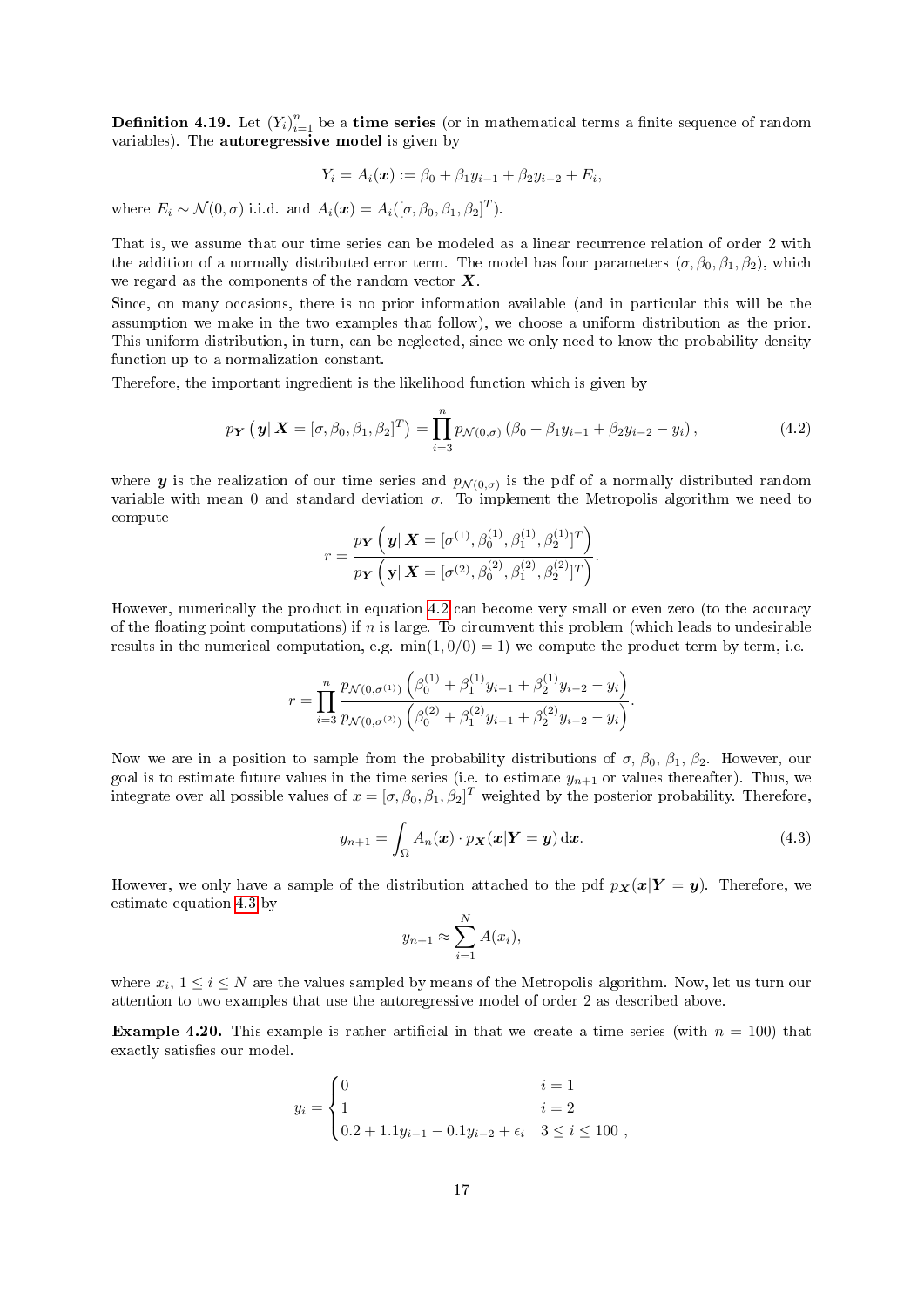**Definition 4.19.** Let $(Y_i)_{i=1}^n$ be a **time series** (or in mathematical terms a finite sequence of random variables). The **autoregressive model** is given by

$$Y_i = A_i(\boldsymbol{x}) := \beta_0 + \beta_1 y_{i-1} + \beta_2 y_{i-2} + E_i,$$

where $E_i \sim \mathcal{N}(0, \sigma)$ i.i.d. and $A_i(\boldsymbol{x}) = A_i([\sigma, \beta_0, \beta_1, \beta_2]^T)$.

That is, we assume that our time series can be modeled as a linear recurrence relation of order 2 with the addition of a normally distributed error term. The model has four parameters $(\sigma, \beta_0, \beta_1, \beta_2)$, which we regard as the components of the random vector $\boldsymbol{X}$.

Since, on many occasions, there is no prior information available (and in particular this will be the assumption we make in the two examples that follow), we choose a uniform distribution as the prior. This uniform distribution, in turn, can be neglected, since we only need to know the probability density function up to a normalization constant.

Therefore, the important ingredient is the likelihood function which is given by

$$p_{\boldsymbol{Y}}\left(\boldsymbol{y} \middle| \boldsymbol{X} = [\sigma, \beta_0, \beta_1, \beta_2]^T\right) = \prod_{i=3}^{n} p_{\mathcal{N}(0,\sigma)}\left(\beta_0 + \beta_1 y_{i-1} + \beta_2 y_{i-2} - y_i\right), \tag{4.2}$$

where $\boldsymbol{y}$ is the realization of our time series and $p_{\mathcal{N}(0,\sigma)}$ is the pdf of a normally distributed random variable with mean 0 and standard deviation $\sigma$. To implement the Metropolis algorithm we need to compute

$$r = \frac{p_{\boldsymbol{Y}}\left(\boldsymbol{y} \middle| \boldsymbol{X} = [\sigma^{(1)}, \beta_0^{(1)}, \beta_1^{(1)}, \beta_2^{(1)}]^T\right)}{p_{\boldsymbol{Y}}\left(\mathbf{y} \middle| \boldsymbol{X} = [\sigma^{(2)}, \beta_0^{(2)}, \beta_1^{(2)}, \beta_2^{(2)}]^T\right)}.$$

However, numerically the product in equation 4.2 can become very small or even zero (to the accuracy of the floating point computations) if $n$ is large. To circumvent this problem (which leads to undesirable results in the numerical computation, e.g. $\min(1, 0/0) = 1$) we compute the product term by term, i.e.

$$r = \prod_{i=3}^{n} \frac{p_{\mathcal{N}(0,\sigma^{(1)})}\left(\beta_0^{(1)} + \beta_1^{(1)} y_{i-1} + \beta_2^{(1)} y_{i-2} - y_i\right)}{p_{\mathcal{N}(0,\sigma^{(2)})}\left(\beta_0^{(2)} + \beta_1^{(2)} y_{i-1} + \beta_2^{(2)} y_{i-2} - y_i\right)}.$$

Now we are in a position to sample from the probability distributions of $\sigma$, $\beta_0$, $\beta_1$, $\beta_2$. However, our goal is to estimate future values in the time series (i.e. to estimate $y_{n+1}$ or values thereafter). Thus, we integrate over all possible values of $x = [\sigma, \beta_0, \beta_1, \beta_2]^T$ weighted by the posterior probability. Therefore,

$$y_{n+1} = \int_{\Omega} A_n(\boldsymbol{x}) \cdot p_{\boldsymbol{X}}(\boldsymbol{x}|\boldsymbol{Y} = \boldsymbol{y})\, \mathrm{d}\boldsymbol{x}. \tag{4.3}$$

However, we only have a sample of the distribution attached to the pdf $p_{\boldsymbol{X}}(\boldsymbol{x}|\boldsymbol{Y} = \boldsymbol{y})$. Therefore, we estimate equation 4.3 by

$$y_{n+1} \approx \sum_{i=1}^{N} A(x_i),$$

where $x_i$, $1 \le i \le N$ are the values sampled by means of the Metropolis algorithm. Now, let us turn our attention to two examples that use the autoregressive model of order 2 as described above.

**Example 4.20.** This example is rather artificial in that we create a time series (with $n = 100$) that exactly satisfies our model.

$$y_i = \begin{cases} 0 & i = 1 \\ 1 & i = 2 \\ 0.2 + 1.1 y_{i-1} - 0.1 y_{i-2} + \epsilon_i & 3 \le i \le 100 \end{cases},$$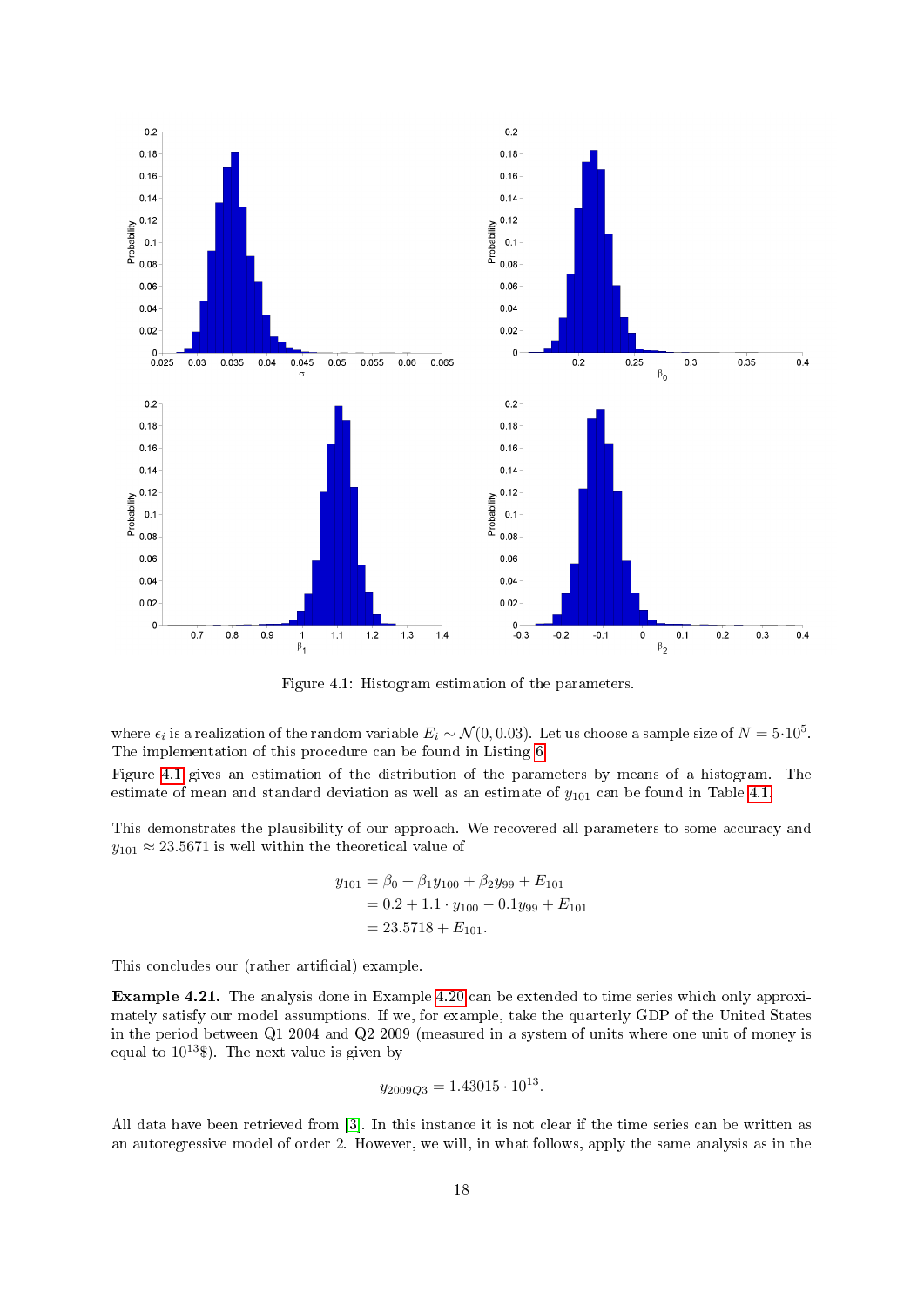Figure 4.1: Histogram estimation of the parameters.

where $\epsilon_i$ is a realization of the random variable $E_i \sim \mathcal{N}(0, 0.03)$. Let us choose a sample size of $N = 5 \cdot 10^5$. The implementation of this procedure can be found in Listing 6.

Figure 4.1 gives an estimation of the distribution of the parameters by means of a histogram. The estimate of mean and standard deviation as well as an estimate of $y_{101}$ can be found in Table 4.1.

This demonstrates the plausibility of our approach. We recovered all parameters to some accuracy and $y_{101} \approx 23.5671$ is well within the theoretical value of

$$
\begin{aligned}
y_{101} &= \beta_0 + \beta_1 y_{100} + \beta_2 y_{99} + E_{101} \\
&= 0.2 + 1.1 \cdot y_{100} - 0.1 y_{99} + E_{101} \\
&= 23.5718 + E_{101}.
\end{aligned}
$$

This concludes our (rather artificial) example.

**Example 4.21.** The analysis done in Example 4.20 can be extended to time series which only approximately satisfy our model assumptions. If we, for example, take the quarterly GDP of the United States in the period between Q1 2004 and Q2 2009 (measured in a system of units where one unit of money is equal to $10^{13}$\$). The next value is given by

$$
y_{2009Q3} = 1.43015 \cdot 10^{13}.
$$

All data have been retrieved from [3]. In this instance it is not clear if the time series can be written as an autoregressive model of order 2. However, we will, in what follows, apply the same analysis as in the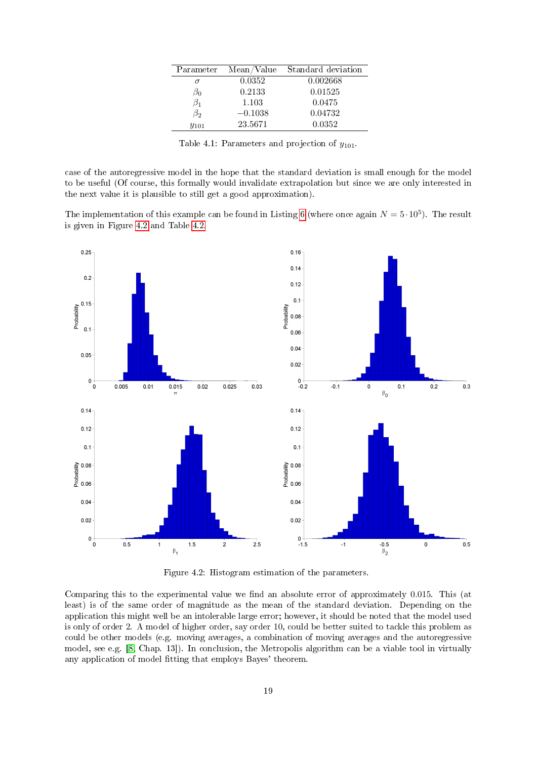| Parameter | Mean/Value | Standard deviation |
|---|---|---|
| $\sigma$ | 0.0352 | 0.002668 |
| $\beta_0$ | 0.2133 | 0.01525 |
| $\beta_1$ | 1.103 | 0.0475 |
| $\beta_2$ | $-0.1038$ | 0.04732 |
| $y_{101}$ | 23.5671 | 0.0352 |

Table 4.1: Parameters and projection of $y_{101}$.

case of the autoregressive model in the hope that the standard deviation is small enough for the model to be useful (Of course, this formally would invalidate extrapolation but since we are only interested in the next value it is plausible to still get a good approximation).

The implementation of this example can be found in Listing 6 (where once again $N = 5 \cdot 10^5$). The result is given in Figure 4.2 and Table 4.2.

Figure 4.2: Histogram estimation of the parameters.

Comparing this to the experimental value we find an absolute error of approximately 0.015. This (at least) is of the same order of magnitude as the mean of the standard deviation. Depending on the application this might well be an intolerable large error; however, it should be noted that the model used is only of order 2. A model of higher order, say order 10, could be better suited to tackle this problem as could be other models (e.g. moving averages, a combination of moving averages and the autoregressive model, see e.g. [8, Chap. 13]). In conclusion, the Metropolis algorithm can be a viable tool in virtually any application of model fitting that employs Bayes' theorem.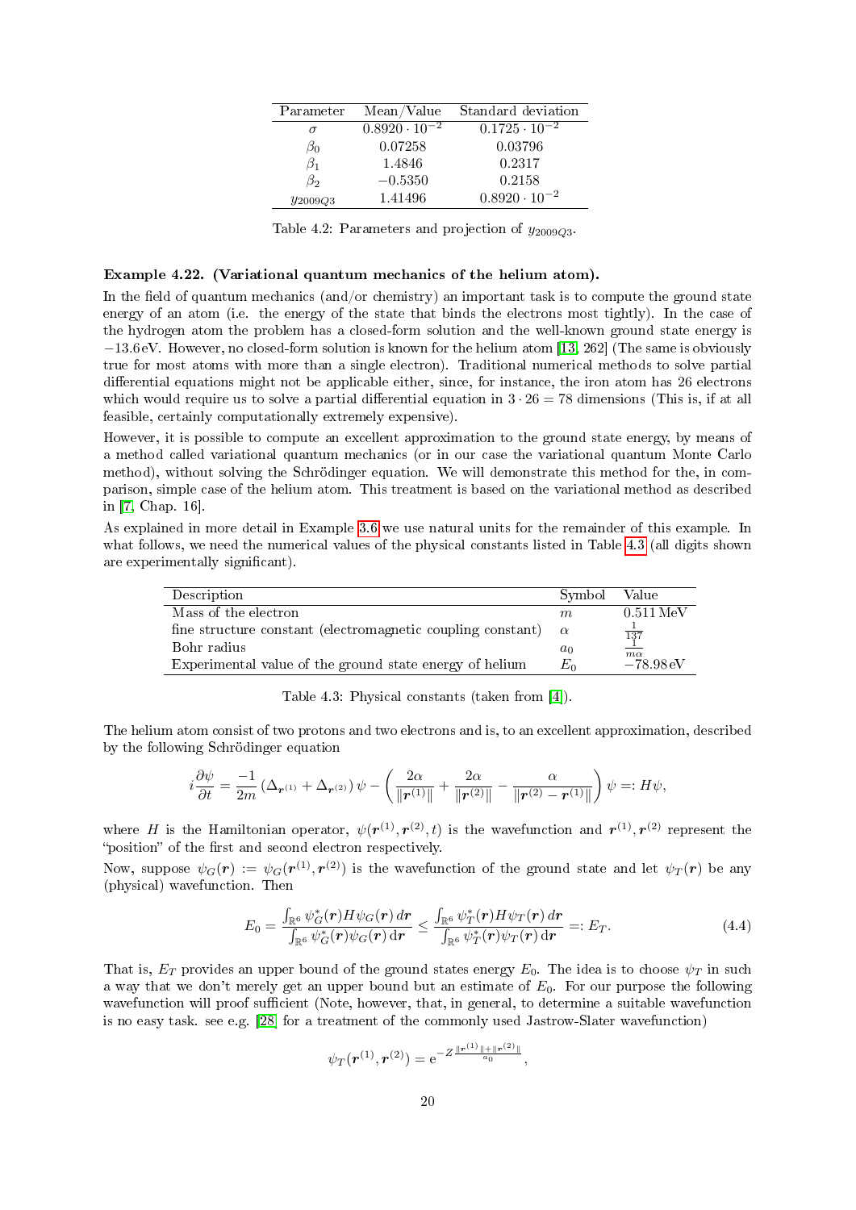| Parameter | Mean/Value | Standard deviation |
|---|---|---|
| $\sigma$ | $0.8920 \cdot 10^{-2}$ | $0.1725 \cdot 10^{-2}$ |
| $\beta_0$ | 0.07258 | 0.03796 |
| $\beta_1$ | 1.4846 | 0.2317 |
| $\beta_2$ | −0.5350 | 0.2158 |
| $y_{2009Q3}$ | 1.41496 | $0.8920 \cdot 10^{-2}$ |

Table 4.2: Parameters and projection of $y_{2009Q3}$.

**Example 4.22. (Variational quantum mechanics of the helium atom).**

In the field of quantum mechanics (and/or chemistry) an important task is to compute the ground state energy of an atom (i.e. the energy of the state that binds the electrons most tightly). In the case of the hydrogen atom the problem has a closed-form solution and the well-known ground state energy is $-13.6\,\text{eV}$. However, no closed-form solution is known for the helium atom [13, 262] (The same is obviously true for most atoms with more than a single electron). Traditional numerical methods to solve partial differential equations might not be applicable either, since, for instance, the iron atom has 26 electrons which would require us to solve a partial differential equation in $3 \cdot 26 = 78$ dimensions (This is, if at all feasible, certainly computationally extremely expensive).

However, it is possible to compute an excellent approximation to the ground state energy, by means of a method called variational quantum mechanics (or in our case the variational quantum Monte Carlo method), without solving the Schrödinger equation. We will demonstrate this method for the, in comparison, simple case of the helium atom. This treatment is based on the variational method as described in [7, Chap. 16].

As explained in more detail in Example 3.6 we use natural units for the remainder of this example. In what follows, we need the numerical values of the physical constants listed in Table 4.3 (all digits shown are experimentally significant).

| Description | Symbol | Value |
|---|---|---|
| Mass of the electron | $m$ | $0.511\,\text{MeV}$ |
| fine structure constant (electromagnetic coupling constant) | $\alpha$ | $\frac{1}{137}$ |
| Bohr radius | $a_0$ | $\frac{1}{m\alpha}$ |
| Experimental value of the ground state energy of helium | $E_0$ | $-78.98\,\text{eV}$ |

Table 4.3: Physical constants (taken from [4]).

The helium atom consist of two protons and two electrons and is, to an excellent approximation, described by the following Schrödinger equation

$$i\frac{\partial \psi}{\partial t} = \frac{-1}{2m}\left(\Delta_{\boldsymbol{r}^{(1)}} + \Delta_{\boldsymbol{r}^{(2)}}\right)\psi - \left(\frac{2\alpha}{\|\boldsymbol{r}^{(1)}\|} + \frac{2\alpha}{\|\boldsymbol{r}^{(2)}\|} - \frac{\alpha}{\|\boldsymbol{r}^{(2)} - \boldsymbol{r}^{(1)}\|}\right)\psi =: H\psi,$$

where $H$ is the Hamiltonian operator, $\psi(\boldsymbol{r}^{(1)}, \boldsymbol{r}^{(2)}, t)$ is the wavefunction and $\boldsymbol{r}^{(1)}, \boldsymbol{r}^{(2)}$ represent the "position" of the first and second electron respectively.

Now, suppose $\psi_G(\boldsymbol{r}) := \psi_G(\boldsymbol{r}^{(1)}, \boldsymbol{r}^{(2)})$ is the wavefunction of the ground state and let $\psi_T(\boldsymbol{r})$ be any (physical) wavefunction. Then

$$E_0 = \frac{\int_{\mathbb{R}^6} \psi_G^*(\boldsymbol{r}) H \psi_G(\boldsymbol{r})\, d\boldsymbol{r}}{\int_{\mathbb{R}^6} \psi_G^*(\boldsymbol{r})\psi_G(\boldsymbol{r})\, \mathrm{d}\boldsymbol{r}} \leq \frac{\int_{\mathbb{R}^6} \psi_T^*(\boldsymbol{r}) H \psi_T(\boldsymbol{r})\, d\boldsymbol{r}}{\int_{\mathbb{R}^6} \psi_T^*(\boldsymbol{r})\psi_T(\boldsymbol{r})\, \mathrm{d}\boldsymbol{r}} =: E_T. \tag{4.4}$$

That is, $E_T$ provides an upper bound of the ground states energy $E_0$. The idea is to choose $\psi_T$ in such a way that we don't merely get an upper bound but an estimate of $E_0$. For our purpose the following wavefunction will proof sufficient (Note, however, that, in general, to determine a suitable wavefunction is no easy task. see e.g. [28] for a treatment of the commonly used Jastrow-Slater wavefunction)

$$\psi_T(\boldsymbol{r}^{(1)}, \boldsymbol{r}^{(2)}) = \mathrm{e}^{-Z\frac{\|\boldsymbol{r}^{(1)}\| + \|\boldsymbol{r}^{(2)}\|}{a_0}},$$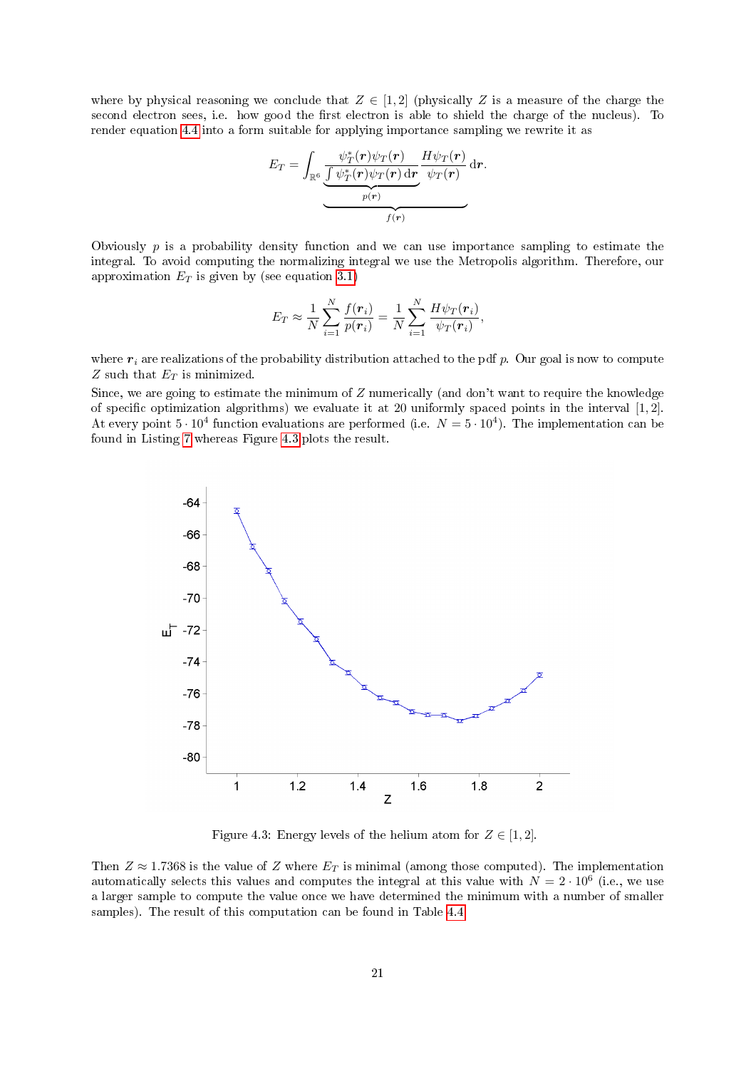where by physical reasoning we conclude that $Z \in [1, 2]$ (physically $Z$ is a measure of the charge the second electron sees, i.e. how good the first electron is able to shield the charge of the nucleus). To render equation 4.4 into a form suitable for applying importance sampling we rewrite it as

$$E_T = \int_{\mathbb{R}^6} \underbrace{\underbrace{\frac{\psi_T^*(\boldsymbol{r})\psi_T(\boldsymbol{r})}{\int \psi_T^*(\boldsymbol{r})\psi_T(\boldsymbol{r})\,\mathrm{d}\boldsymbol{r}}}_{p(\boldsymbol{r})} \frac{H\psi_T(\boldsymbol{r})}{\psi_T(\boldsymbol{r})}}_{f(\boldsymbol{r})} \,\mathrm{d}\boldsymbol{r}.$$

Obviously $p$ is a probability density function and we can use importance sampling to estimate the integral. To avoid computing the normalizing integral we use the Metropolis algorithm. Therefore, our approximation $E_T$ is given by (see equation 3.1)

$$E_T \approx \frac{1}{N}\sum_{i=1}^{N} \frac{f(\boldsymbol{r}_i)}{p(\boldsymbol{r}_i)} = \frac{1}{N}\sum_{i=1}^{N} \frac{H\psi_T(\boldsymbol{r}_i)}{\psi_T(\boldsymbol{r}_i)},$$

where $\boldsymbol{r}_i$ are realizations of the probability distribution attached to the pdf $p$. Our goal is now to compute $Z$ such that $E_T$ is minimized.

Since, we are going to estimate the minimum of $Z$ numerically (and don't want to require the knowledge of specific optimization algorithms) we evaluate it at 20 uniformly spaced points in the interval $[1, 2]$. At every point $5 \cdot 10^4$ function evaluations are performed (i.e. $N = 5 \cdot 10^4$). The implementation can be found in Listing 7 whereas Figure 4.3 plots the result.

Figure 4.3: Energy levels of the helium atom for $Z \in [1, 2]$.

Then $Z \approx 1.7368$ is the value of $Z$ where $E_T$ is minimal (among those computed). The implementation automatically selects this values and computes the integral at this value with $N = 2 \cdot 10^6$ (i.e., we use a larger sample to compute the value once we have determined the minimum with a number of smaller samples). The result of this computation can be found in Table 4.4.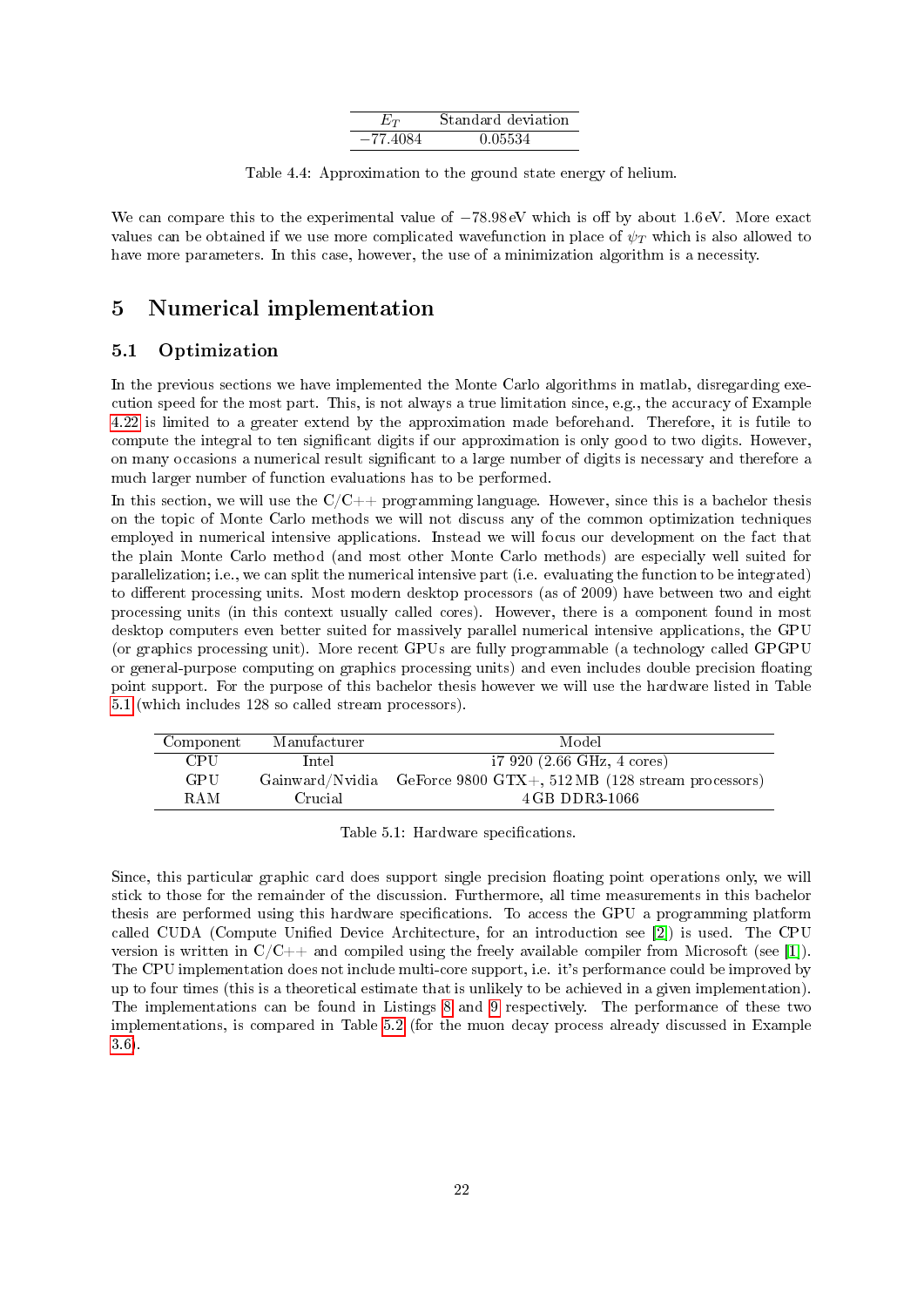| $E_T$ | Standard deviation |
|---|---|
| $-77.4084$ | 0.05534 |

Table 4.4: Approximation to the ground state energy of helium.

We can compare this to the experimental value of $-78.98\,\text{eV}$ which is off by about $1.6\,\text{eV}$. More exact values can be obtained if we use more complicated wavefunction in place of $\psi_T$ which is also allowed to have more parameters. In this case, however, the use of a minimization algorithm is a necessity.

# 5 Numerical implementation

## 5.1 Optimization

In the previous sections we have implemented the Monte Carlo algorithms in matlab, disregarding execution speed for the most part. This, is not always a true limitation since, e.g., the accuracy of Example 4.22 is limited to a greater extend by the approximation made beforehand. Therefore, it is futile to compute the integral to ten significant digits if our approximation is only good to two digits. However, on many occasions a numerical result significant to a large number of digits is necessary and therefore a much larger number of function evaluations has to be performed.

In this section, we will use the C/C++ programming language. However, since this is a bachelor thesis on the topic of Monte Carlo methods we will not discuss any of the common optimization techniques employed in numerical intensive applications. Instead we will focus our development on the fact that the plain Monte Carlo method (and most other Monte Carlo methods) are especially well suited for parallelization; i.e., we can split the numerical intensive part (i.e. evaluating the function to be integrated) to different processing units. Most modern desktop processors (as of 2009) have between two and eight processing units (in this context usually called cores). However, there is a component found in most desktop computers even better suited for massively parallel numerical intensive applications, the GPU (or graphics processing unit). More recent GPUs are fully programmable (a technology called GPGPU or general-purpose computing on graphics processing units) and even includes double precision floating point support. For the purpose of this bachelor thesis however we will use the hardware listed in Table 5.1 (which includes 128 so called stream processors).

| Component | Manufacturer | Model |
|---|---|---|
| CPU | Intel | i7 920 (2.66 GHz, 4 cores) |
| GPU | Gainward/Nvidia | GeForce 9800 GTX+, 512 MB (128 stream processors) |
| RAM | Crucial | 4 GB DDR3-1066 |

Table 5.1: Hardware specifications.

Since, this particular graphic card does support single precision floating point operations only, we will stick to those for the remainder of the discussion. Furthermore, all time measurements in this bachelor thesis are performed using this hardware specifications. To access the GPU a programming platform called CUDA (Compute Unified Device Architecture, for an introduction see [2]) is used. The CPU version is written in C/C++ and compiled using the freely available compiler from Microsoft (see [1]). The CPU implementation does not include multi-core support, i.e. it's performance could be improved by up to four times (this is a theoretical estimate that is unlikely to be achieved in a given implementation). The implementations can be found in Listings 8 and 9 respectively. The performance of these two implementations, is compared in Table 5.2 (for the muon decay process already discussed in Example 3.6).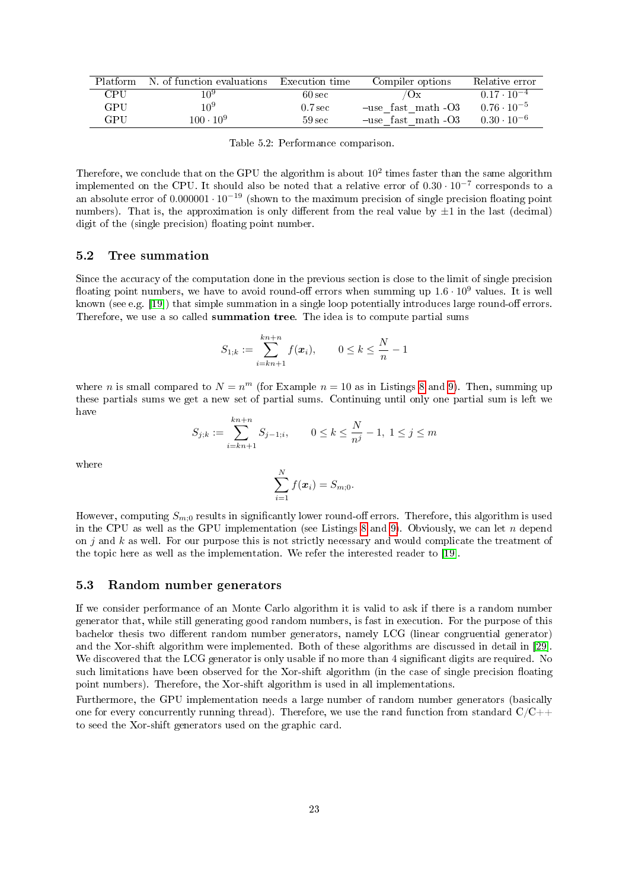| Platform | N. of function evaluations | Execution time | Compiler options | Relative error |
|---|---|---|---|---|
| CPU | $10^9$ | 60 sec | /Ox | $0.17 \cdot 10^{-4}$ |
| GPU | $10^9$ | 0.7 sec | –use_fast_math -O3 | $0.76 \cdot 10^{-5}$ |
| GPU | $100 \cdot 10^9$ | 59 sec | –use_fast_math -O3 | $0.30 \cdot 10^{-6}$ |

Table 5.2: Performance comparison.

Therefore, we conclude that on the GPU the algorithm is about $10^2$ times faster than the same algorithm implemented on the CPU. It should also be noted that a relative error of $0.30 \cdot 10^{-7}$ corresponds to a an absolute error of $0.000001 \cdot 10^{-19}$ (shown to the maximum precision of single precision floating point numbers). That is, the approximation is only different from the real value by $\pm 1$ in the last (decimal) digit of the (single precision) floating point number.

## 5.2 Tree summation

Since the accuracy of the computation done in the previous section is close to the limit of single precision floating point numbers, we have to avoid round-off errors when summing up $1.6 \cdot 10^9$ values. It is well known (see e.g. [19]) that simple summation in a single loop potentially introduces large round-off errors. Therefore, we use a so called **summation tree**. The idea is to compute partial sums

$$S_{1;k} := \sum_{i=kn+1}^{kn+n} f(\boldsymbol{x}_i), \qquad 0 \leq k \leq \frac{N}{n} - 1$$

where $n$ is small compared to $N = n^m$ (for Example $n = 10$ as in Listings 8 and 9). Then, summing up these partials sums we get a new set of partial sums. Continuing until only one partial sum is left we have

$$S_{j;k} := \sum_{i=kn+1}^{kn+n} S_{j-1;i}, \qquad 0 \leq k \leq \frac{N}{n^j} - 1,\ 1 \leq j \leq m$$

where

$$\sum_{i=1}^{N} f(\boldsymbol{x}_i) = S_{m;0}.$$

However, computing $S_{m;0}$ results in significantly lower round-off errors. Therefore, this algorithm is used in the CPU as well as the GPU implementation (see Listings 8 and 9). Obviously, we can let $n$ depend on $j$ and $k$ as well. For our purpose this is not strictly necessary and would complicate the treatment of the topic here as well as the implementation. We refer the interested reader to [19].

## 5.3 Random number generators

If we consider performance of an Monte Carlo algorithm it is valid to ask if there is a random number generator that, while still generating good random numbers, is fast in execution. For the purpose of this bachelor thesis two different random number generators, namely LCG (linear congruential generator) and the Xor-shift algorithm were implemented. Both of these algorithms are discussed in detail in [29]. We discovered that the LCG generator is only usable if no more than 4 significant digits are required. No such limitations have been observed for the Xor-shift algorithm (in the case of single precision floating point numbers). Therefore, the Xor-shift algorithm is used in all implementations.

Furthermore, the GPU implementation needs a large number of random number generators (basically one for every concurrently running thread). Therefore, we use the rand function from standard C/C++ to seed the Xor-shift generators used on the graphic card.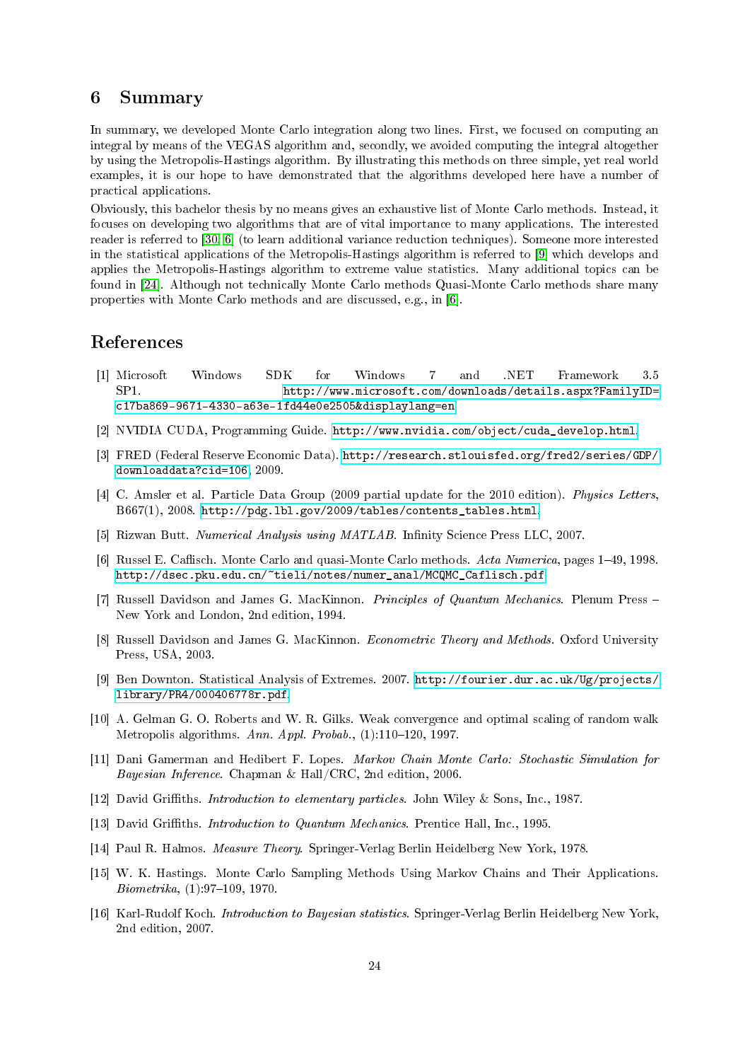## 6 Summary

In summary, we developed Monte Carlo integration along two lines. First, we focused on computing an integral by means of the VEGAS algorithm and, secondly, we avoided computing the integral altogether by using the Metropolis-Hastings algorithm. By illustrating this methods on three simple, yet real world examples, it is our hope to have demonstrated that the algorithms developed here have a number of practical applications.

Obviously, this bachelor thesis by no means gives an exhaustive list of Monte Carlo methods. Instead, it focuses on developing two algorithms that are of vital importance to many applications. The interested reader is referred to [30, 6] (to learn additional variance reduction techniques). Someone more interested in the statistical applications of the Metropolis-Hastings algorithm is referred to [9] which develops and applies the Metropolis-Hastings algorithm to extreme value statistics. Many additional topics can be found in [24]. Although not technically Monte Carlo methods Quasi-Monte Carlo methods share many properties with Monte Carlo methods and are discussed, e.g., in [6].

## References

[1] Microsoft Windows SDK for Windows 7 and .NET Framework 3.5 SP1. http://www.microsoft.com/downloads/details.aspx?FamilyID=c17ba869-9671-4330-a63e-1fd44e0e2505&displaylang=en.

[2] NVIDIA CUDA, Programming Guide. http://www.nvidia.com/object/cuda_develop.html.

[3] FRED (Federal Reserve Economic Data). http://research.stlouisfed.org/fred2/series/GDP/downloaddata?cid=106, 2009.

[4] C. Amsler et al. Particle Data Group (2009 partial update for the 2010 edition). *Physics Letters*, B667(1), 2008. http://pdg.lbl.gov/2009/tables/contents_tables.html.

[5] Rizwan Butt. *Numerical Analysis using MATLAB*. Infinity Science Press LLC, 2007.

[6] Russel E. Caflisch. Monte Carlo and quasi-Monte Carlo methods. *Acta Numerica*, pages 1–49, 1998. http://dsec.pku.edu.cn/~tieli/notes/numer_anal/MCQMC_Caflisch.pdf.

[7] Russell Davidson and James G. MacKinnon. *Principles of Quantum Mechanics*. Plenum Press – New York and London, 2nd edition, 1994.

[8] Russell Davidson and James G. MacKinnon. *Econometric Theory and Methods*. Oxford University Press, USA, 2003.

[9] Ben Downton. Statistical Analysis of Extremes. 2007. http://fourier.dur.ac.uk/Ug/projects/library/PR4/000406778r.pdf.

[10] A. Gelman G. O. Roberts and W. R. Gilks. Weak convergence and optimal scaling of random walk Metropolis algorithms. *Ann. Appl. Probab.*, (1):110–120, 1997.

[11] Dani Gamerman and Hedibert F. Lopes. *Markov Chain Monte Carlo: Stochastic Simulation for Bayesian Inference*. Chapman & Hall/CRC, 2nd edition, 2006.

[12] David Griffiths. *Introduction to elementary particles*. John Wiley & Sons, Inc., 1987.

[13] David Griffiths. *Introduction to Quantum Mechanics*. Prentice Hall, Inc., 1995.

[14] Paul R. Halmos. *Measure Theory*. Springer-Verlag Berlin Heidelberg New York, 1978.

[15] W. K. Hastings. Monte Carlo Sampling Methods Using Markov Chains and Their Applications. *Biometrika*, (1):97–109, 1970.

[16] Karl-Rudolf Koch. *Introduction to Bayesian statistics*. Springer-Verlag Berlin Heidelberg New York, 2nd edition, 2007.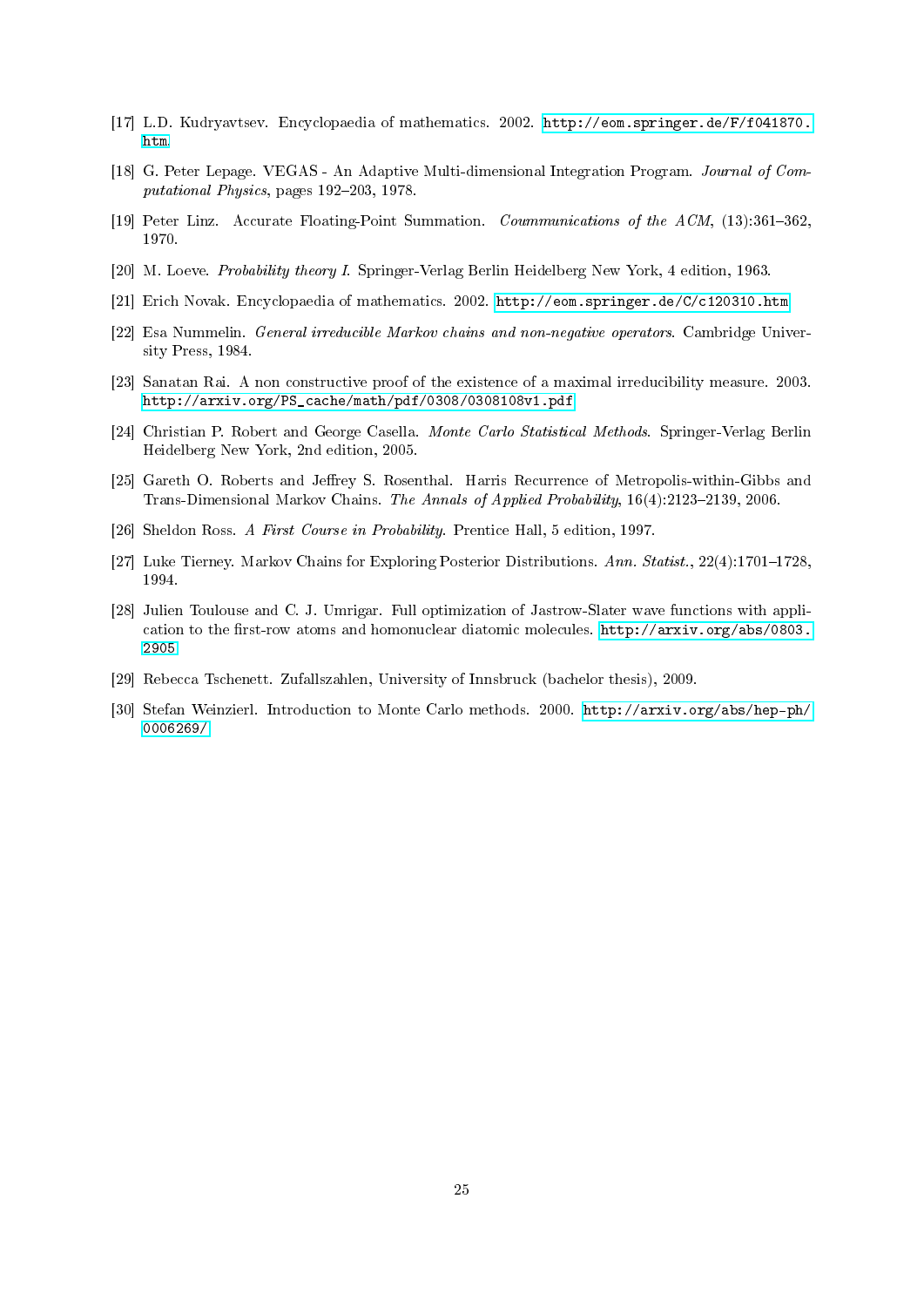[17] L.D. Kudryavtsev. Encyclopaedia of mathematics. 2002. http://eom.springer.de/F/f041870.htm.

[18] G. Peter Lepage. VEGAS - An Adaptive Multi-dimensional Integration Program. *Journal of Computational Physics*, pages 192–203, 1978.

[19] Peter Linz. Accurate Floating-Point Summation. *Coummunications of the ACM*, (13):361–362, 1970.

[20] M. Loeve. *Probability theory I*. Springer-Verlag Berlin Heidelberg New York, 4 edition, 1963.

[21] Erich Novak. Encyclopaedia of mathematics. 2002. http://eom.springer.de/C/c120310.htm.

[22] Esa Nummelin. *General irreducible Markov chains and non-negative operators*. Cambridge University Press, 1984.

[23] Sanatan Rai. A non constructive proof of the existence of a maximal irreducibility measure. 2003. http://arxiv.org/PS_cache/math/pdf/0308/0308108v1.pdf.

[24] Christian P. Robert and George Casella. *Monte Carlo Statistical Methods*. Springer-Verlag Berlin Heidelberg New York, 2nd edition, 2005.

[25] Gareth O. Roberts and Jeffrey S. Rosenthal. Harris Recurrence of Metropolis-within-Gibbs and Trans-Dimensional Markov Chains. *The Annals of Applied Probability*, 16(4):2123–2139, 2006.

[26] Sheldon Ross. *A First Course in Probability*. Prentice Hall, 5 edition, 1997.

[27] Luke Tierney. Markov Chains for Exploring Posterior Distributions. *Ann. Statist.*, 22(4):1701–1728, 1994.

[28] Julien Toulouse and C. J. Umrigar. Full optimization of Jastrow-Slater wave functions with application to the first-row atoms and homonuclear diatomic molecules. http://arxiv.org/abs/0803.2905.

[29] Rebecca Tschenett. Zufallszahlen, University of Innsbruck (bachelor thesis), 2009.

[30] Stefan Weinzierl. Introduction to Monte Carlo methods. 2000. http://arxiv.org/abs/hep-ph/0006269/.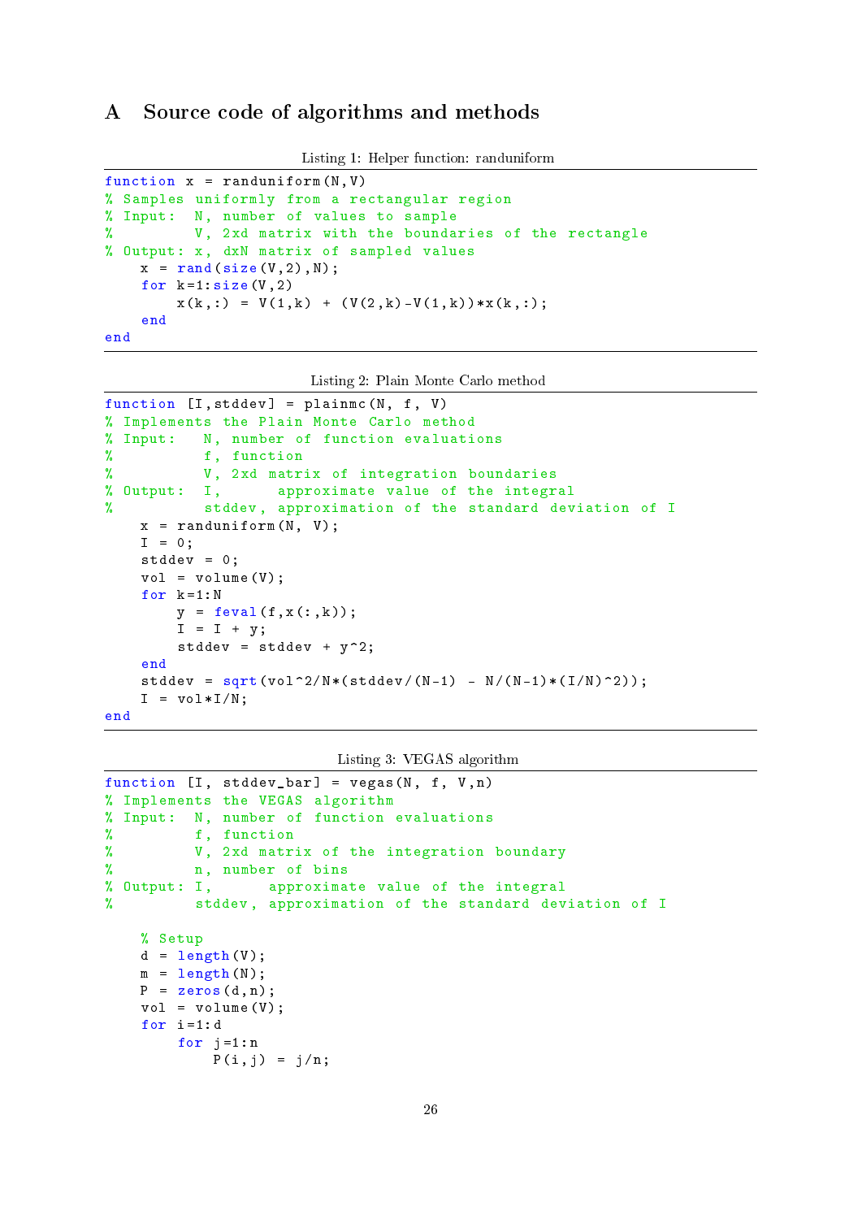## A Source code of algorithms and methods

Listing 1: Helper function: randuniform

```
function x = randuniform(N,V)
% Samples uniformly from a rectangular region
% Input:  N, number of values to sample
%         V, 2xd matrix with the boundaries of the rectangle
% Output: x, dxN matrix of sampled values
    x = rand(size(V,2),N);
    for k=1:size(V,2)
        x(k,:) = V(1,k) + (V(2,k)-V(1,k))*x(k,:);
    end
end
```

Listing 2: Plain Monte Carlo method

```
function [I,stddev] = plainmc(N, f, V)
% Implements the Plain Monte Carlo method
% Input:   N, number of function evaluations
%          f, function
%          V, 2xd matrix of integration boundaries
% Output:  I,      approximate value of the integral
%          stddev, approximation of the standard deviation of I
    x = randuniform(N, V);
    I = 0;
    stddev = 0;
    vol = volume(V);
    for k=1:N
        y = feval(f,x(:,k));
        I = I + y;
        stddev = stddev + y^2;
    end
    stddev = sqrt(vol^2/N*(stddev/(N-1) - N/(N-1)*(I/N)^2));
    I = vol*I/N;
end
```

Listing 3: VEGAS algorithm

```
function [I, stddev_bar] = vegas(N, f, V,n)
% Implements the VEGAS algorithm
% Input:  N, number of function evaluations
%         f, function
%         V, 2xd matrix of the integration boundary
%         n, number of bins
% Output: I,      approximate value of the integral
%         stddev, approximation of the standard deviation of I

    % Setup
    d = length(V);
    m = length(N);
    P = zeros(d,n);
    vol = volume(V);
    for i=1:d
        for j=1:n
            P(i,j) = j/n;
```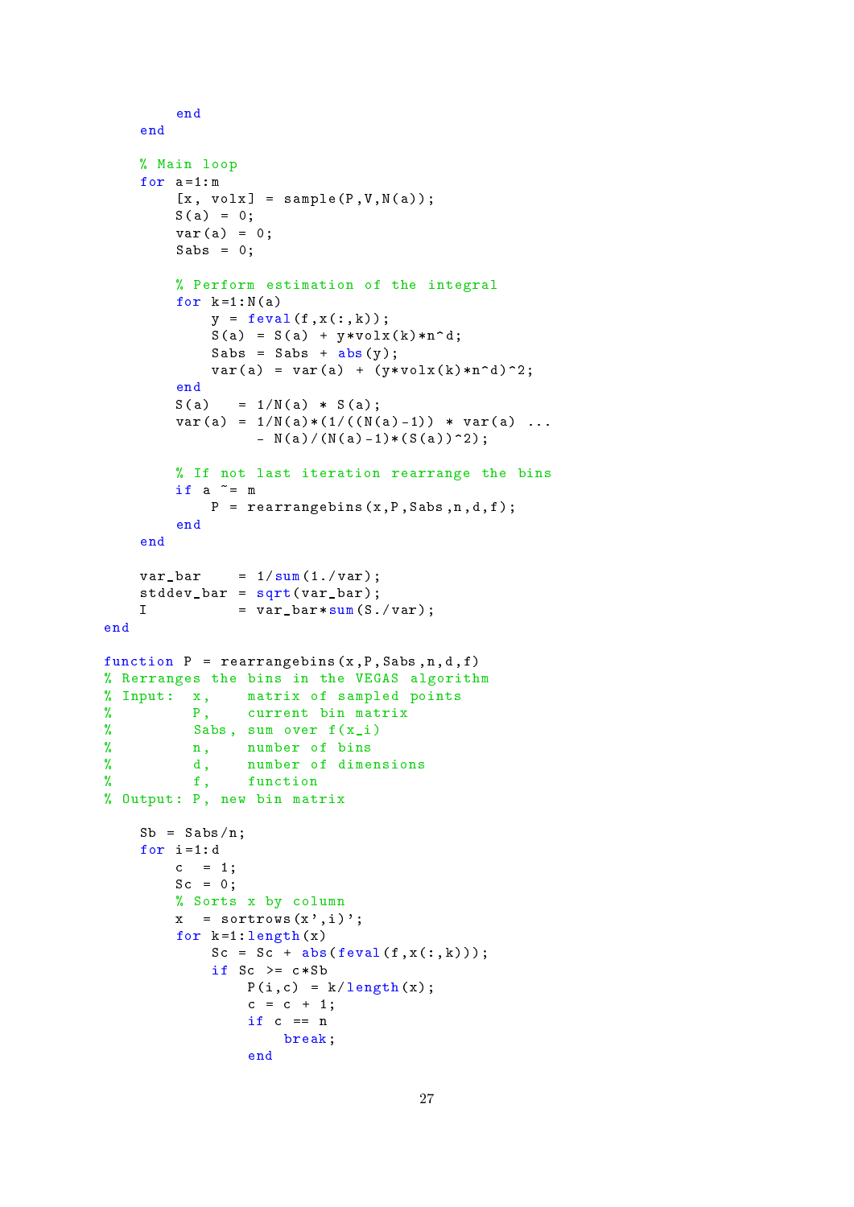```matlab
        end
    end

    % Main loop
    for a=1:m
        [x, volx] = sample(P,V,N(a));
        S(a) = 0;
        var(a) = 0;
        Sabs = 0;

        % Perform estimation of the integral
        for k=1:N(a)
            y = feval(f,x(:,k));
            S(a) = S(a) + y*volx(k)*n^d;
            Sabs = Sabs + abs(y);
            var(a) = var(a) + (y*volx(k)*n^d)^2;
        end
        S(a)   = 1/N(a) * S(a);
        var(a) = 1/N(a)*(1/((N(a)-1)) * var(a) ...
                 - N(a)/(N(a)-1)*(S(a))^2);

        % If not last iteration rearrange the bins
        if a ~= m
            P = rearrangebins(x,P,Sabs,n,d,f);
        end
    end

    var_bar    = 1/sum(1./var);
    stddev_bar = sqrt(var_bar);
    I          = var_bar*sum(S./var);
end

function P = rearrangebins(x,P,Sabs,n,d,f)
% Rerranges the bins in the VEGAS algorithm
% Input:  x,    matrix of sampled points
%         P,    current bin matrix
%         Sabs, sum over f(x_i)
%         n,    number of bins
%         d,    number of dimensions
%         f,    function
% Output: P, new bin matrix

    Sb = Sabs/n;
    for i=1:d
        c  = 1;
        Sc = 0;
        % Sorts x by column
        x  = sortrows(x',i)';
        for k=1:length(x)
            Sc = Sc + abs(feval(f,x(:,k)));
            if Sc >= c*Sb
                P(i,c) = k/length(x);
                c = c + 1;
                if c == n
                    break;
                end
```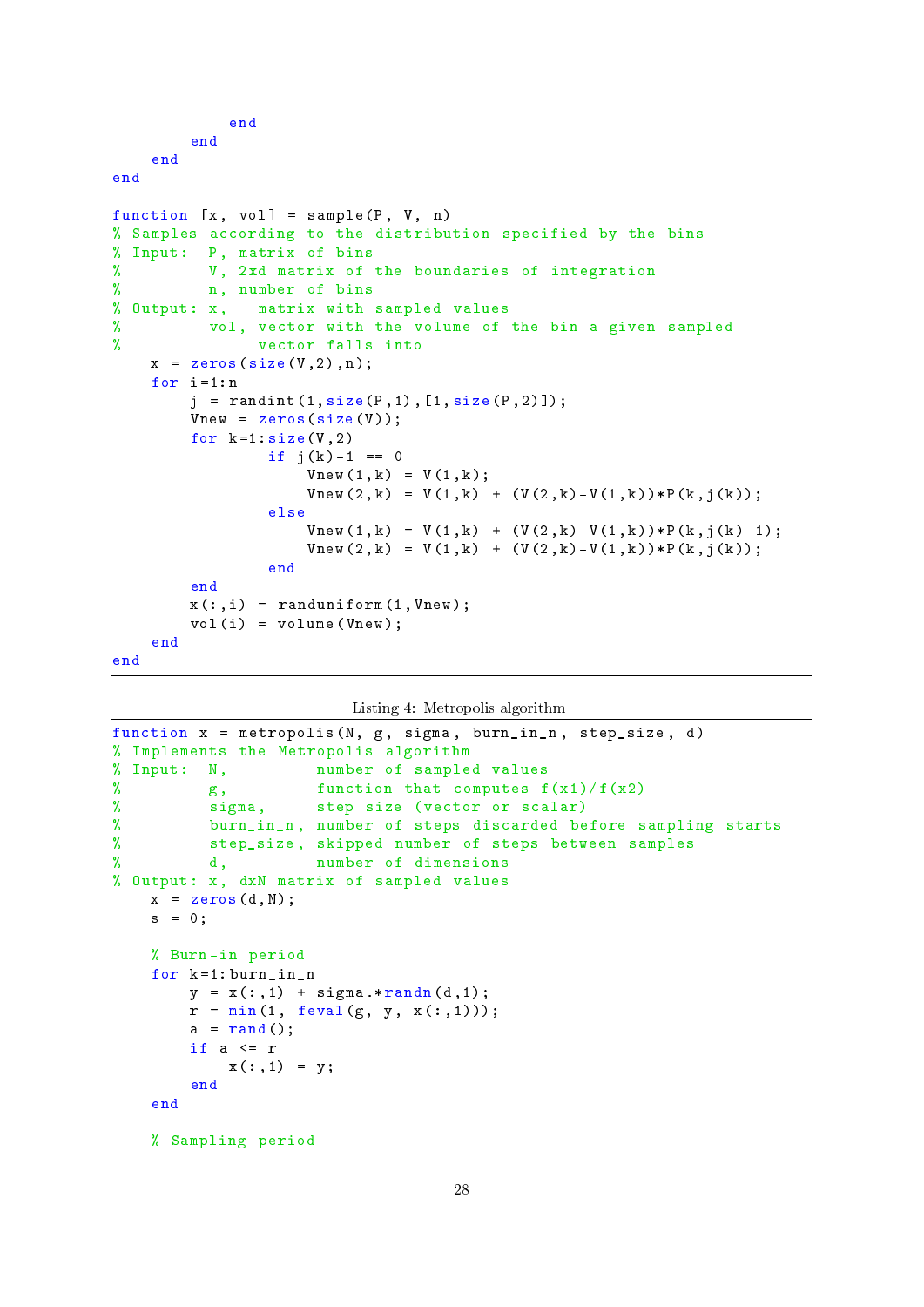```
            end
        end
    end
end

function [x, vol] = sample(P, V, n)
% Samples according to the distribution specified by the bins
% Input:  P, matrix of bins
%         V, 2xd matrix of the boundaries of integration
%         n, number of bins
% Output: x,   matrix with sampled values
%         vol, vector with the volume of the bin a given sampled
%              vector falls into
    x = zeros(size(V,2),n);
    for i=1:n
        j = randint(1,size(P,1),[1,size(P,2)]);
        Vnew = zeros(size(V));
        for k=1:size(V,2)
                if j(k)-1 == 0
                    Vnew(1,k) = V(1,k);
                    Vnew(2,k) = V(1,k) + (V(2,k)-V(1,k))*P(k,j(k));
                else
                    Vnew(1,k) = V(1,k) + (V(2,k)-V(1,k))*P(k,j(k)-1);
                    Vnew(2,k) = V(1,k) + (V(2,k)-V(1,k))*P(k,j(k));
                end
        end
        x(:,i) = randuniform(1,Vnew);
        vol(i) = volume(Vnew);
    end
end
```

Listing 4: Metropolis algorithm

```
function x = metropolis(N, g, sigma, burn_in_n, step_size, d)
% Implements the Metropolis algorithm
% Input:  N,          number of sampled values
%         g,          function that computes f(x1)/f(x2)
%         sigma,      step size (vector or scalar)
%         burn_in_n,  number of steps discarded before sampling starts
%         step_size,  skipped number of steps between samples
%         d,          number of dimensions
% Output: x, dxN matrix of sampled values
    x = zeros(d,N);
    s = 0;

    % Burn-in period
    for k=1:burn_in_n
        y = x(:,1) + sigma.*randn(d,1);
        r = min(1, feval(g, y, x(:,1)));
        a = rand();
        if a <= r
            x(:,1) = y;
        end
    end

    % Sampling period
```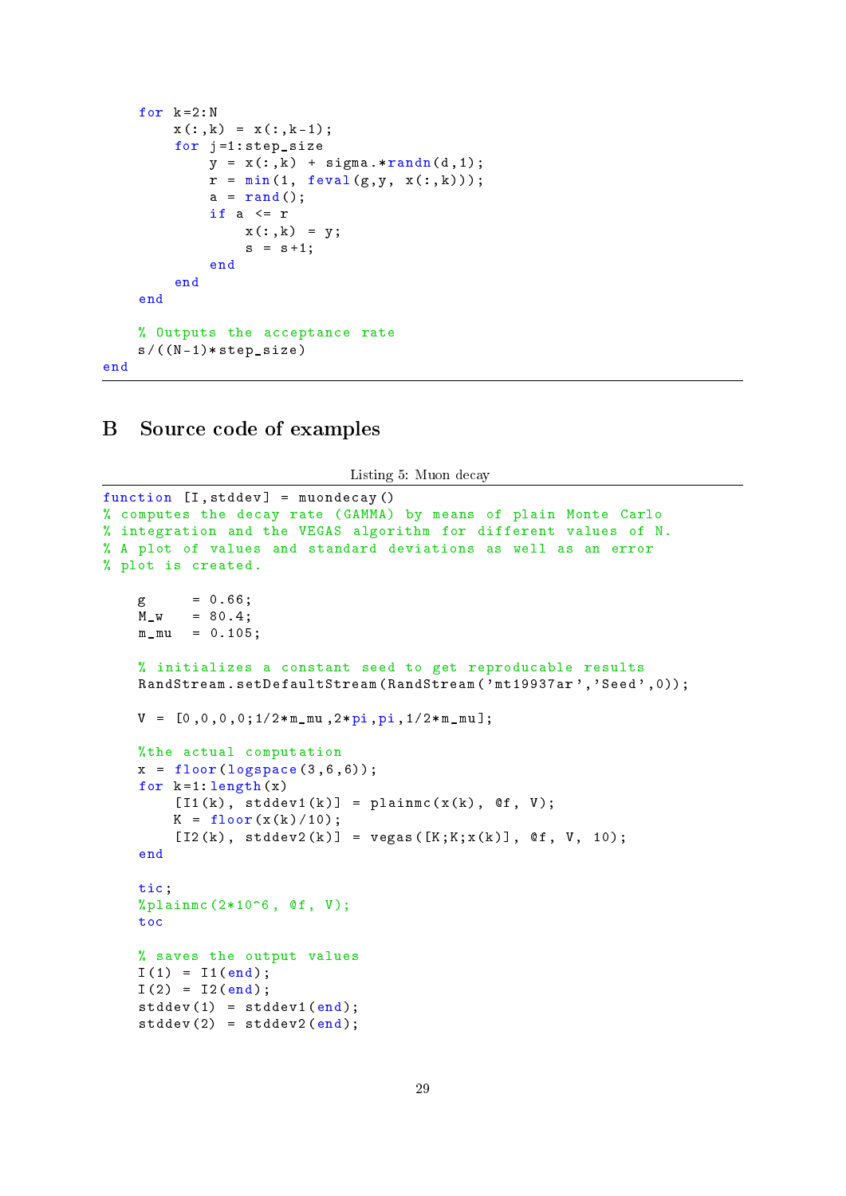```
    for k=2:N
        x(:,k) = x(:,k-1);
        for j=1:step_size
            y = x(:,k) + sigma.*randn(d,1);
            r = min(1, feval(g,y, x(:,k)));
            a = rand();
            if a <= r
                x(:,k) = y;
                s = s+1;
            end
        end
    end

    % Outputs the acceptance rate
    s/((N-1)*step_size)
end
```

## B Source code of examples

Listing 5: Muon decay

```
function [I,stddev] = muondecay()
% computes the decay rate (GAMMA) by means of plain Monte Carlo
% integration and the VEGAS algorithm for different values of N.
% A plot of values and standard deviations as well as an error
% plot is created.

    g      = 0.66;
    M_w    = 80.4;
    m_mu   = 0.105;

    % initializes a constant seed to get reproducable results
    RandStream.setDefaultStream(RandStream('mt19937ar','Seed',0));

    V = [0,0,0,0;1/2*m_mu,2*pi,pi,1/2*m_mu];

    %the actual computation
    x = floor(logspace(3,6,6));
    for k=1:length(x)
        [I1(k), stddev1(k)] = plainmc(x(k), @f, V);
        K = floor(x(k)/10);
        [I2(k), stddev2(k)] = vegas([K;K;x(k)], @f, V, 10);
    end

    tic;
    %plainmc(2*10^6, @f, V);
    toc

    % saves the output values
    I(1) = I1(end);
    I(2) = I2(end);
    stddev(1) = stddev1(end);
    stddev(2) = stddev2(end);
```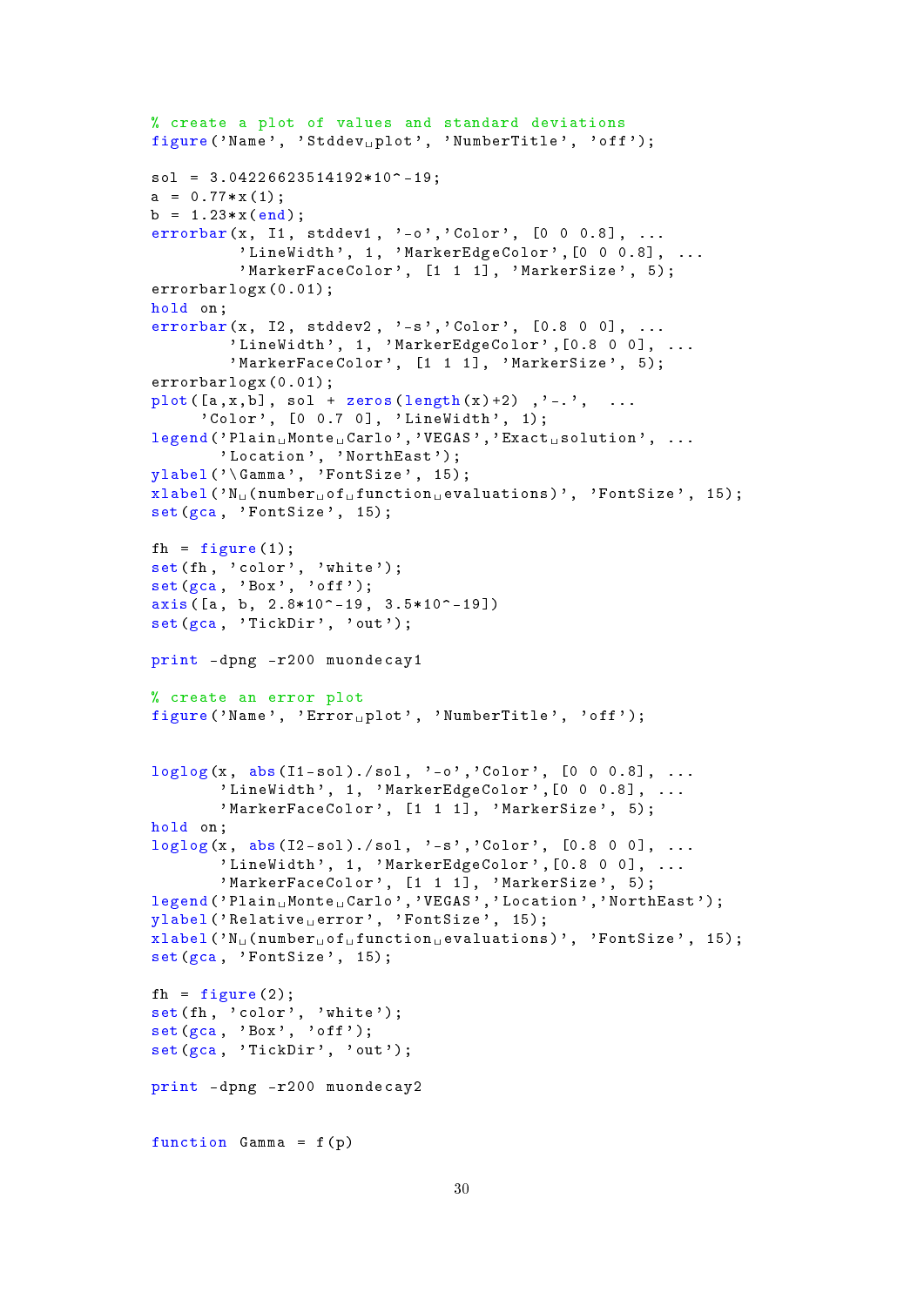```
% create a plot of values and standard deviations
figure('Name', 'Stddev plot', 'NumberTitle', 'off');

sol = 3.04226623514192*10^-19;
a = 0.77*x(1);
b = 1.23*x(end);
errorbar(x, I1, stddev1, '-o','Color', [0 0 0.8], ...
         'LineWidth', 1, 'MarkerEdgeColor',[0 0 0.8], ...
         'MarkerFaceColor', [1 1 1], 'MarkerSize', 5);
errorbarlogx(0.01);
hold on;
errorbar(x, I2, stddev2, '-s','Color', [0.8 0 0], ...
        'LineWidth', 1, 'MarkerEdgeColor',[0.8 0 0], ...
        'MarkerFaceColor', [1 1 1], 'MarkerSize', 5);
errorbarlogx(0.01);
plot([a,x,b], sol + zeros(length(x)+2) ,'-.',  ...
     'Color', [0 0.7 0], 'LineWidth', 1);
legend('Plain Monte Carlo','VEGAS','Exact solution', ...
       'Location', 'NorthEast');
ylabel('\Gamma', 'FontSize', 15);
xlabel('N (number of function evaluations)', 'FontSize', 15);
set(gca, 'FontSize', 15);

fh = figure(1);
set(fh, 'color', 'white');
set(gca, 'Box', 'off');
axis([a, b, 2.8*10^-19, 3.5*10^-19])
set(gca, 'TickDir', 'out');

print -dpng -r200 muondecay1

% create an error plot
figure('Name', 'Error plot', 'NumberTitle', 'off');


loglog(x, abs(I1-sol)./sol, '-o','Color', [0 0 0.8], ...
       'LineWidth', 1, 'MarkerEdgeColor',[0 0 0.8], ...
       'MarkerFaceColor', [1 1 1], 'MarkerSize', 5);
hold on;
loglog(x, abs(I2-sol)./sol, '-s','Color', [0.8 0 0], ...
       'LineWidth', 1, 'MarkerEdgeColor',[0.8 0 0], ...
       'MarkerFaceColor', [1 1 1], 'MarkerSize', 5);
legend('Plain Monte Carlo','VEGAS','Location','NorthEast');
ylabel('Relative error', 'FontSize', 15);
xlabel('N (number of function evaluations)', 'FontSize', 15);
set(gca, 'FontSize', 15);

fh = figure(2);
set(fh, 'color', 'white');
set(gca, 'Box', 'off');
set(gca, 'TickDir', 'out');

print -dpng -r200 muondecay2


function Gamma = f(p)
```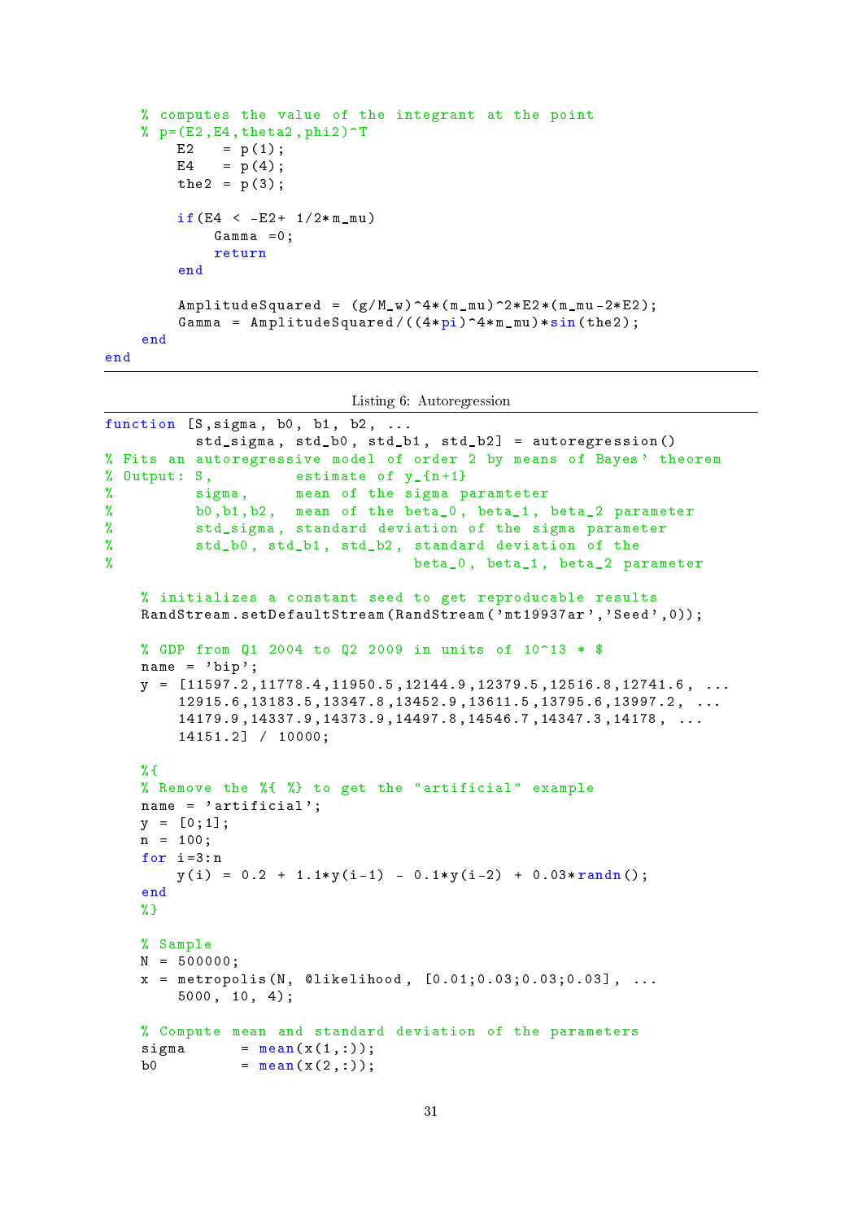```
    % computes the value of the integrant at the point
    % p=(E2,E4,theta2,phi2)^T
        E2   = p(1);
        E4   = p(4);
        the2 = p(3);

        if(E4 < -E2+ 1/2*m_mu)
            Gamma =0;
            return
        end

        AmplitudeSquared = (g/M_w)^4*(m_mu)^2*E2*(m_mu-2*E2);
        Gamma = AmplitudeSquared/((4*pi)^4*m_mu)*sin(the2);
    end
end
```

Listing 6: Autoregression

```
function [S,sigma, b0, b1, b2, ...
          std_sigma, std_b0, std_b1, std_b2] = autoregression()
% Fits an autoregressive model of order 2 by means of Bayes' theorem
% Output: S,          estimate of y_{n+1}
%         sigma,      mean of the sigma paramteter
%         b0,b1,b2,   mean of the beta_0, beta_1, beta_2 parameter
%         std_sigma, standard deviation of the sigma parameter
%         std_b0, std_b1, std_b2, standard deviation of the
%                                   beta_0, beta_1, beta_2 parameter

    % initializes a constant seed to get reproducable results
    RandStream.setDefaultStream(RandStream('mt19937ar','Seed',0));

    % GDP from Q1 2004 to Q2 2009 in units of 10^13 * $
    name = 'bip';
    y = [11597.2,11778.4,11950.5,12144.9,12379.5,12516.8,12741.6, ...
        12915.6,13183.5,13347.8,13452.9,13611.5,13795.6,13997.2, ...
        14179.9,14337.9,14373.9,14497.8,14546.7,14347.3,14178, ...
        14151.2] / 10000;

    %{
    % Remove the %{ %} to get the "artificial" example
    name = 'artificial';
    y = [0;1];
    n = 100;
    for i=3:n
        y(i) = 0.2 + 1.1*y(i-1) - 0.1*y(i-2) + 0.03*randn();
    end
    %}

    % Sample
    N = 500000;
    x = metropolis(N, @likelihood, [0.01;0.03;0.03;0.03], ...
        5000, 10, 4);

    % Compute mean and standard deviation of the parameters
    sigma      = mean(x(1,:));
    b0         = mean(x(2,:));
```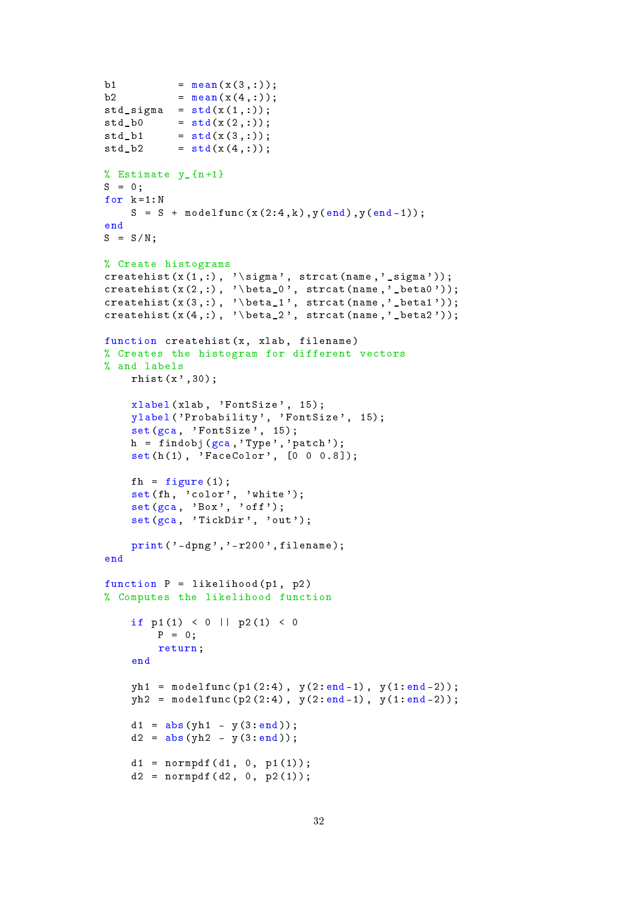```
b1         = mean(x(3,:));
b2         = mean(x(4,:));
std_sigma  = std(x(1,:));
std_b0     = std(x(2,:));
std_b1     = std(x(3,:));
std_b2     = std(x(4,:));

% Estimate y_{n+1}
S = 0;
for k=1:N
    S = S + modelfunc(x(2:4,k),y(end),y(end-1));
end
S = S/N;

% Create histograms
createhist(x(1,:), '\sigma', strcat(name,'_sigma'));
createhist(x(2,:), '\beta_0', strcat(name,'_beta0'));
createhist(x(3,:), '\beta_1', strcat(name,'_beta1'));
createhist(x(4,:), '\beta_2', strcat(name,'_beta2'));

function createhist(x, xlab, filename)
% Creates the histogram for different vectors
% and labels
    rhist(x',30);

    xlabel(xlab, 'FontSize', 15);
    ylabel('Probability', 'FontSize', 15);
    set(gca, 'FontSize', 15);
    h = findobj(gca,'Type','patch');
    set(h(1), 'FaceColor', [0 0 0.8]);

    fh = figure(1);
    set(fh, 'color', 'white');
    set(gca, 'Box', 'off');
    set(gca, 'TickDir', 'out');

    print('-dpng','-r200',filename);
end

function P = likelihood(p1, p2)
% Computes the likelihood function

    if p1(1) < 0 || p2(1) < 0
        P = 0;
        return;
    end

    yh1 = modelfunc(p1(2:4), y(2:end-1), y(1:end-2));
    yh2 = modelfunc(p2(2:4), y(2:end-1), y(1:end-2));

    d1 = abs(yh1 - y(3:end));
    d2 = abs(yh2 - y(3:end));

    d1 = normpdf(d1, 0, p1(1));
    d2 = normpdf(d2, 0, p2(1));
```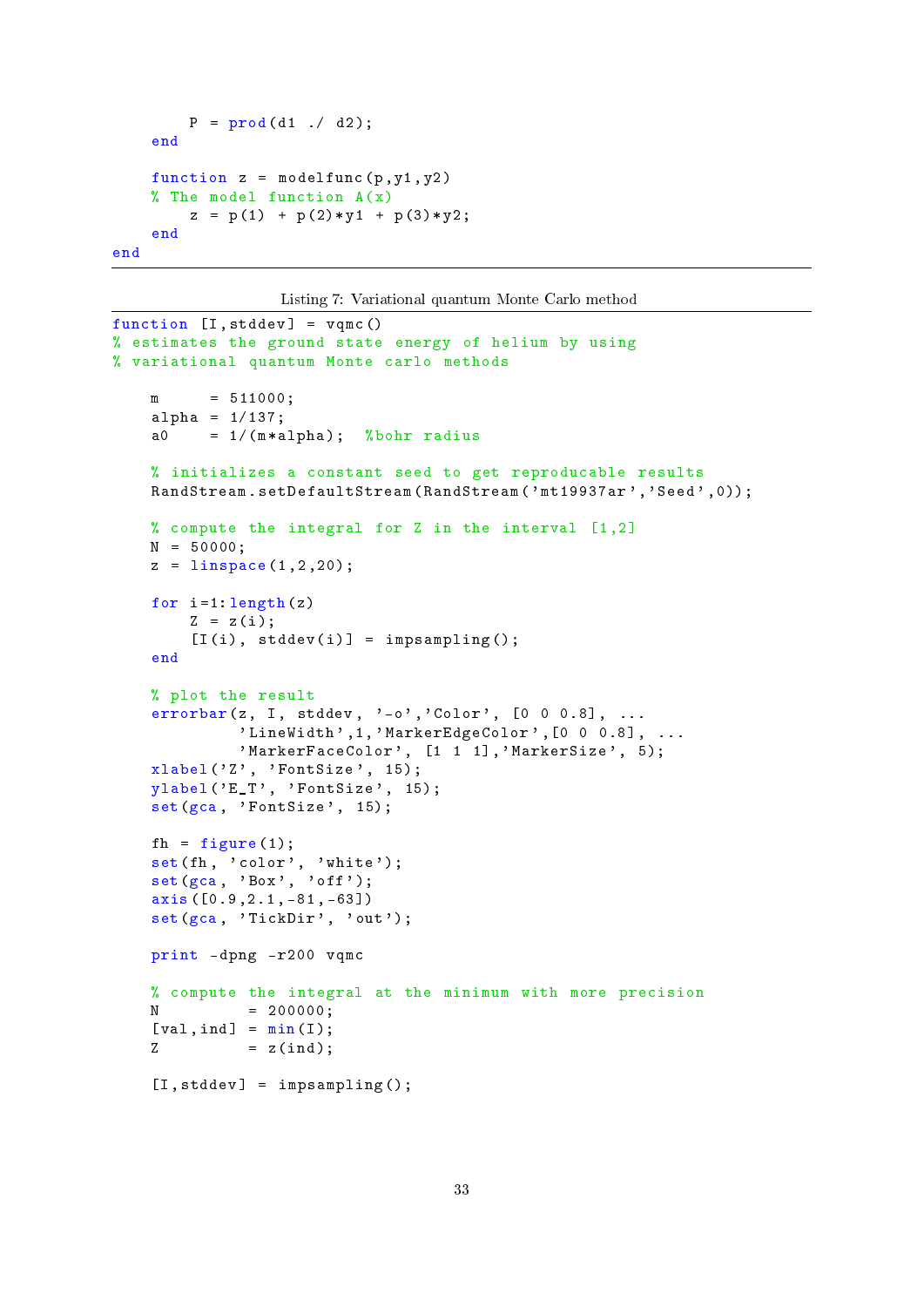```
        P = prod(d1 ./ d2);
    end

    function z = modelfunc(p,y1,y2)
    % The model function A(x)
        z = p(1) + p(2)*y1 + p(3)*y2;
    end
end
```

Listing 7: Variational quantum Monte Carlo method

```
function [I,stddev] = vqmc()
% estimates the ground state energy of helium by using
% variational quantum Monte carlo methods

    m     = 511000;
    alpha = 1/137;
    a0    = 1/(m*alpha);  %bohr radius

    % initializes a constant seed to get reproducable results
    RandStream.setDefaultStream(RandStream('mt19937ar','Seed',0));

    % compute the integral for Z in the interval [1,2]
    N = 50000;
    z = linspace(1,2,20);

    for i=1:length(z)
        Z = z(i);
        [I(i), stddev(i)] = impsampling();
    end

    % plot the result
    errorbar(z, I, stddev, '-o','Color', [0 0 0.8], ...
             'LineWidth',1,'MarkerEdgeColor',[0 0 0.8], ...
             'MarkerFaceColor', [1 1 1],'MarkerSize', 5);
    xlabel('Z', 'FontSize', 15);
    ylabel('E_T', 'FontSize', 15);
    set(gca, 'FontSize', 15);

    fh = figure(1);
    set(fh, 'color', 'white');
    set(gca, 'Box', 'off');
    axis([0.9,2.1,-81,-63])
    set(gca, 'TickDir', 'out');

    print -dpng -r200 vqmc

    % compute the integral at the minimum with more precision
    N         = 200000;
    [val,ind] = min(I);
    Z         = z(ind);

    [I,stddev] = impsampling();
```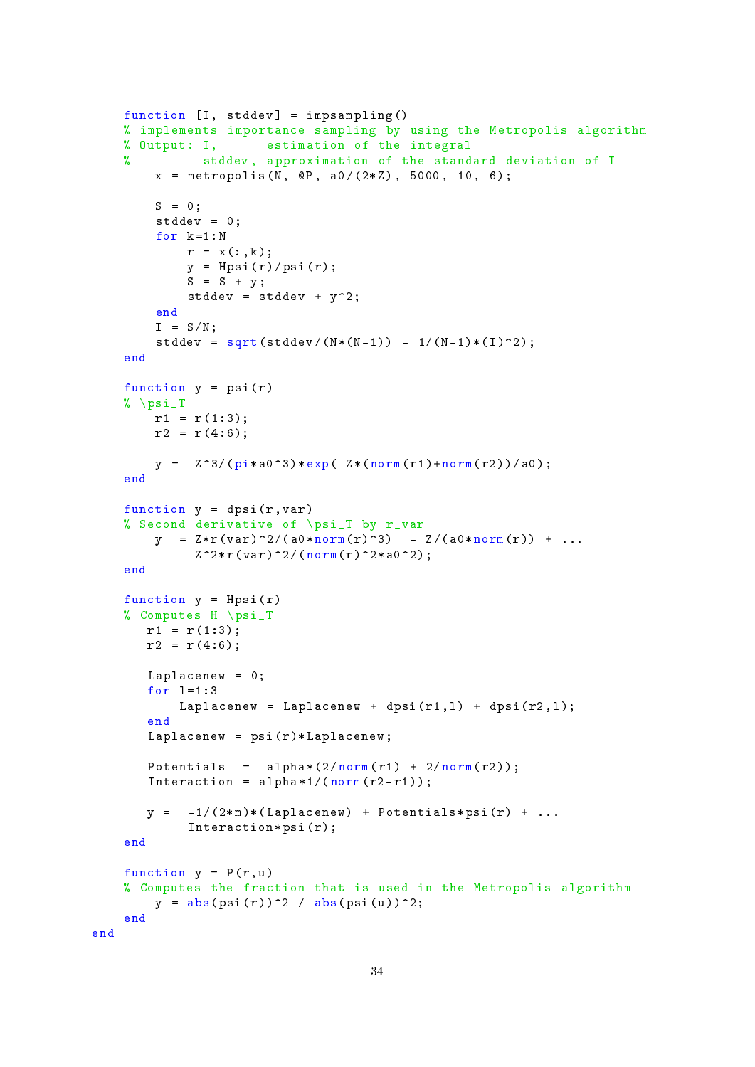```matlab
    function [I, stddev] = impsampling()
    % implements importance sampling by using the Metropolis algorithm
    % Output: I,      estimation of the integral
    %         stddev, approximation of the standard deviation of I
        x = metropolis(N, @P, a0/(2*Z), 5000, 10, 6);

        S = 0;
        stddev = 0;
        for k=1:N
            r = x(:,k);
            y = Hpsi(r)/psi(r);
            S = S + y;
            stddev = stddev + y^2;
        end
        I = S/N;
        stddev = sqrt(stddev/(N*(N-1)) - 1/(N-1)*(I)^2);
    end

    function y = psi(r)
    % \psi_T
        r1 = r(1:3);
        r2 = r(4:6);

        y =  Z^3/(pi*a0^3)*exp(-Z*(norm(r1)+norm(r2))/a0);
    end

    function y = dpsi(r,var)
    % Second derivative of \psi_T by r_var
        y  = Z*r(var)^2/(a0*norm(r)^3)  - Z/(a0*norm(r)) + ...
             Z^2*r(var)^2/(norm(r)^2*a0^2);
    end

    function y = Hpsi(r)
    % Computes H \psi_T
       r1 = r(1:3);
       r2 = r(4:6);

       Laplacenew = 0;
       for l=1:3
           Laplacenew = Laplacenew + dpsi(r1,l) + dpsi(r2,l);
       end
       Laplacenew = psi(r)*Laplacenew;

       Potentials  = -alpha*(2/norm(r1) + 2/norm(r2));
       Interaction = alpha*1/(norm(r2-r1));

       y =  -1/(2*m)*(Laplacenew) + Potentials*psi(r) + ...
            Interaction*psi(r);
    end

    function y = P(r,u)
    % Computes the fraction that is used in the Metropolis algorithm
        y = abs(psi(r))^2 / abs(psi(u))^2;
    end
end
```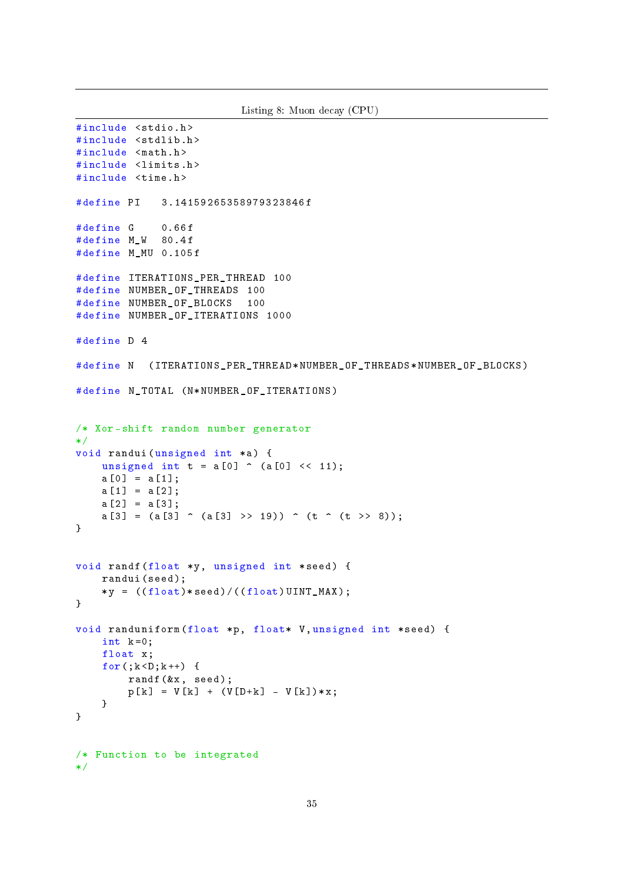Listing 8: Muon decay (CPU)

```
#include <stdio.h>
#include <stdlib.h>
#include <math.h>
#include <limits.h>
#include <time.h>

#define PI   3.14159265358979323846f

#define G    0.66f
#define M_W  80.4f
#define M_MU 0.105f

#define ITERATIONS_PER_THREAD 100
#define NUMBER_OF_THREADS 100
#define NUMBER_OF_BLOCKS  100
#define NUMBER_OF_ITERATIONS 1000

#define D 4

#define N  (ITERATIONS_PER_THREAD*NUMBER_OF_THREADS*NUMBER_OF_BLOCKS)

#define N_TOTAL (N*NUMBER_OF_ITERATIONS)


/* Xor-shift random number generator
*/
void randui(unsigned int *a) {
    unsigned int t = a[0] ^ (a[0] << 11);
    a[0] = a[1];
    a[1] = a[2];
    a[2] = a[3];
    a[3] = (a[3] ^ (a[3] >> 19)) ^ (t ^ (t >> 8));
}


void randf(float *y, unsigned int *seed) {
    randui(seed);
    *y = ((float)*seed)/((float)UINT_MAX);
}

void randuniform(float *p, float* V,unsigned int *seed) {
    int k=0;
    float x;
    for(;k<D;k++) {
        randf(&x, seed);
        p[k] = V[k] + (V[D+k] - V[k])*x;
    }
}


/* Function to be integrated
*/
```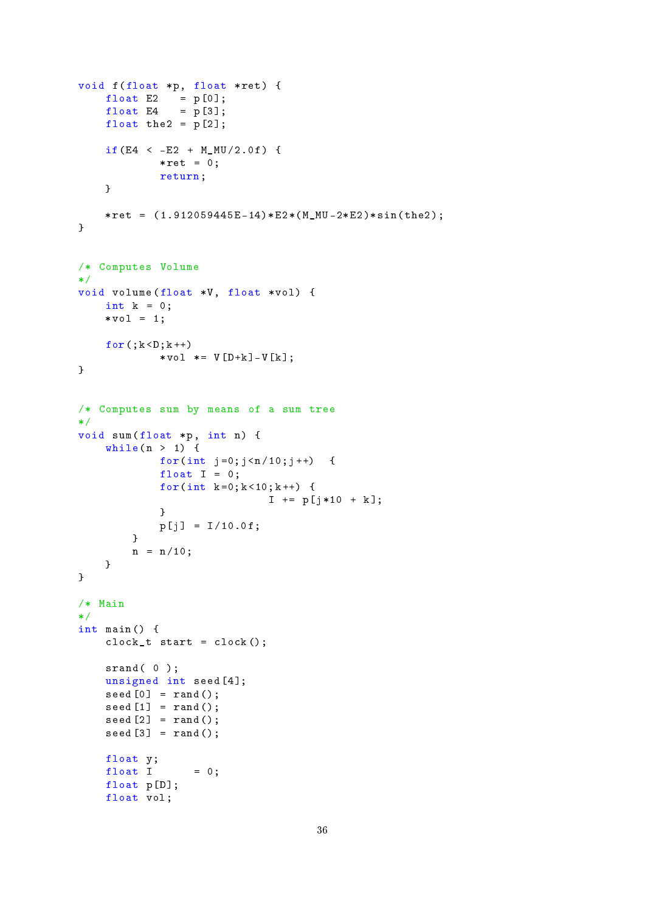```c
void f(float *p, float *ret) {
    float E2   = p[0];
    float E4   = p[3];
    float the2 = p[2];

    if(E4 < -E2 + M_MU/2.0f) {
            *ret = 0;
            return;
    }

    *ret = (1.912059445E-14)*E2*(M_MU-2*E2)*sin(the2);
}


/* Computes Volume
*/
void volume(float *V, float *vol) {
    int k = 0;
    *vol = 1;

    for(;k<D;k++)
            *vol *= V[D+k]-V[k];
}


/* Computes sum by means of a sum tree
*/
void sum(float *p, int n) {
    while(n > 1) {
            for(int j=0;j<n/10;j++)  {
            float I = 0;
            for(int k=0;k<10;k++) {
                            I += p[j*10 + k];
            }
            p[j] = I/10.0f;
        }
        n = n/10;
    }
}

/* Main
*/
int main() {
    clock_t start = clock();

    srand( 0 );
    unsigned int seed[4];
    seed[0] = rand();
    seed[1] = rand();
    seed[2] = rand();
    seed[3] = rand();

    float y;
    float I      = 0;
    float p[D];
    float vol;
```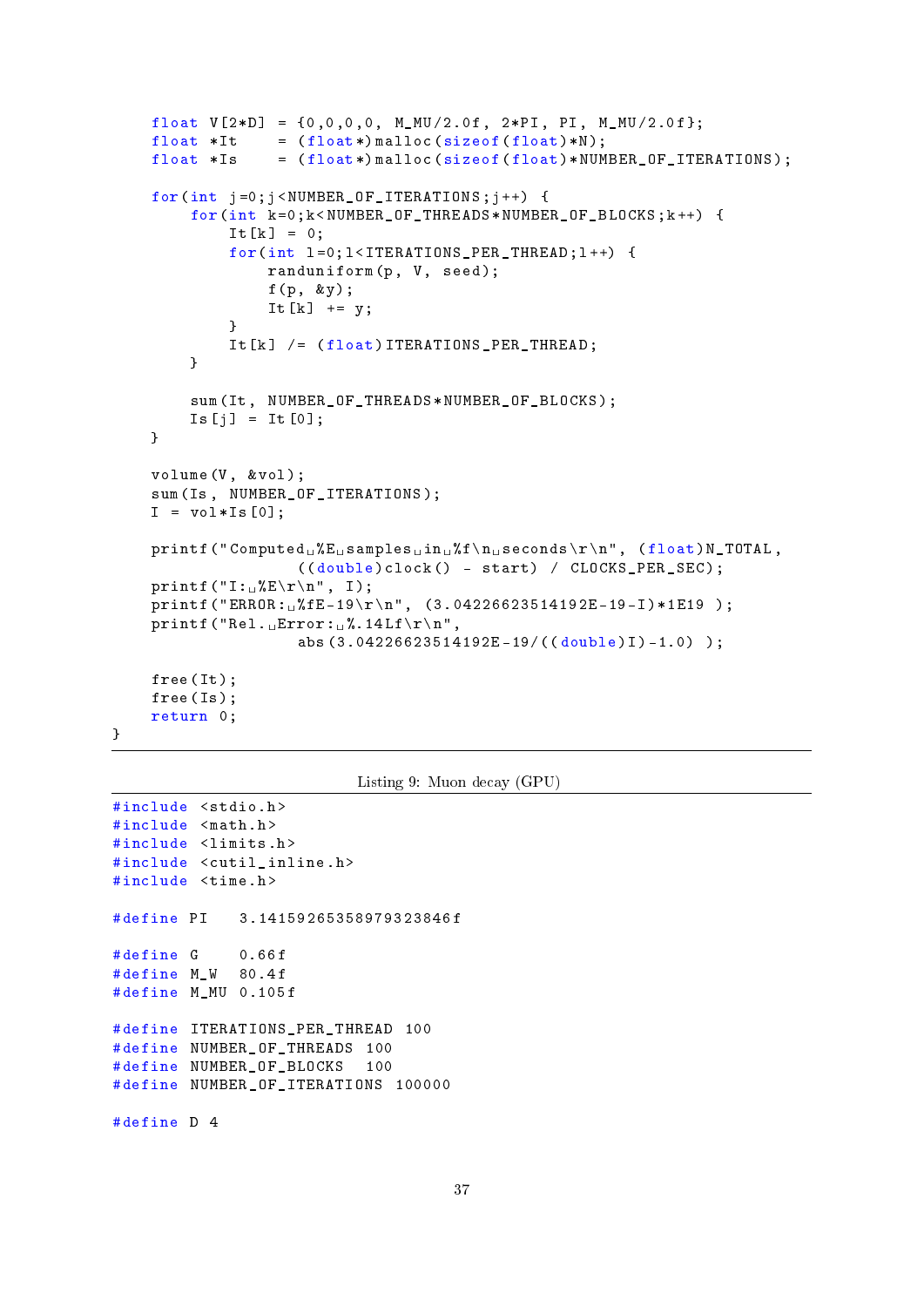```
    float V[2*D] = {0,0,0,0, M_MU/2.0f, 2*PI, PI, M_MU/2.0f};
    float *It    = (float*)malloc(sizeof(float)*N);
    float *Is    = (float*)malloc(sizeof(float)*NUMBER_OF_ITERATIONS);

    for(int j=0;j<NUMBER_OF_ITERATIONS;j++) {
        for(int k=0;k<NUMBER_OF_THREADS*NUMBER_OF_BLOCKS;k++) {
            It[k] = 0;
            for(int l=0;l<ITERATIONS_PER_THREAD;l++) {
                randuniform(p, V, seed);
                f(p, &y);
                It[k] += y;
            }
            It[k] /= (float)ITERATIONS_PER_THREAD;
        }

        sum(It, NUMBER_OF_THREADS*NUMBER_OF_BLOCKS);
        Is[j] = It[0];
    }

    volume(V, &vol);
    sum(Is, NUMBER_OF_ITERATIONS);
    I = vol*Is[0];

    printf("Computed %E samples in %f\n seconds\r\n", (float)N_TOTAL,
                    ((double)clock() - start) / CLOCKS_PER_SEC);
    printf("I: %E\r\n", I);
    printf("ERROR: %fE-19\r\n", (3.04226623514192E-19-I)*1E19 );
    printf("Rel. Error: %.14Lf\r\n",
                    abs(3.04226623514192E-19/((double)I)-1.0) );

    free(It);
    free(Is);
    return 0;
}
```

Listing 9: Muon decay (GPU)

```
#include <stdio.h>
#include <math.h>
#include <limits.h>
#include <cutil_inline.h>
#include <time.h>

#define PI   3.14159265358979323846f

#define G    0.66f
#define M_W  80.4f
#define M_MU 0.105f

#define ITERATIONS_PER_THREAD 100
#define NUMBER_OF_THREADS 100
#define NUMBER_OF_BLOCKS  100
#define NUMBER_OF_ITERATIONS 100000

#define D 4
```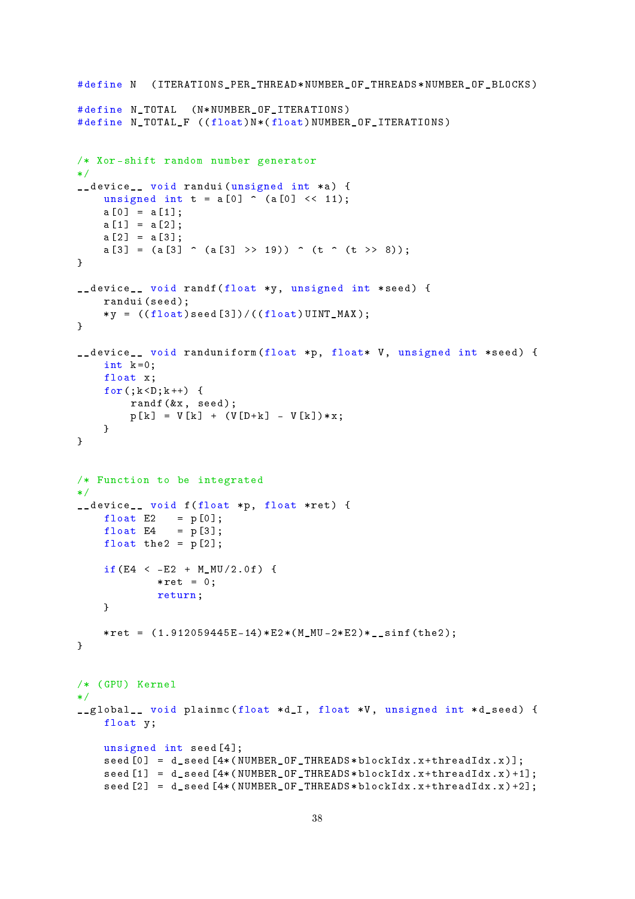```
#define N  (ITERATIONS_PER_THREAD*NUMBER_OF_THREADS*NUMBER_OF_BLOCKS)

#define N_TOTAL  (N*NUMBER_OF_ITERATIONS)
#define N_TOTAL_F ((float)N*(float)NUMBER_OF_ITERATIONS)


/* Xor-shift random number generator
*/
__device__ void randui(unsigned int *a) {
    unsigned int t = a[0] ^ (a[0] << 11);
    a[0] = a[1];
    a[1] = a[2];
    a[2] = a[3];
    a[3] = (a[3] ^ (a[3] >> 19)) ^ (t ^ (t >> 8));
}

__device__ void randf(float *y, unsigned int *seed) {
    randui(seed);
    *y = ((float)seed[3])/((float)UINT_MAX);
}

__device__ void randuniform(float *p, float* V, unsigned int *seed) {
    int k=0;
    float x;
    for(;k<D;k++) {
        randf(&x, seed);
        p[k] = V[k] + (V[D+k] - V[k])*x;
    }
}


/* Function to be integrated
*/
__device__ void f(float *p, float *ret) {
    float E2   = p[0];
    float E4   = p[3];
    float the2 = p[2];

    if(E4 < -E2 + M_MU/2.0f) {
            *ret = 0;
            return;
    }

    *ret = (1.912059445E-14)*E2*(M_MU-2*E2)*__sinf(the2);
}


/* (GPU) Kernel
*/
__global__ void plainmc(float *d_I, float *V, unsigned int *d_seed) {
    float y;

    unsigned int seed[4];
    seed[0] = d_seed[4*(NUMBER_OF_THREADS*blockIdx.x+threadIdx.x)];
    seed[1] = d_seed[4*(NUMBER_OF_THREADS*blockIdx.x+threadIdx.x)+1];
    seed[2] = d_seed[4*(NUMBER_OF_THREADS*blockIdx.x+threadIdx.x)+2];
```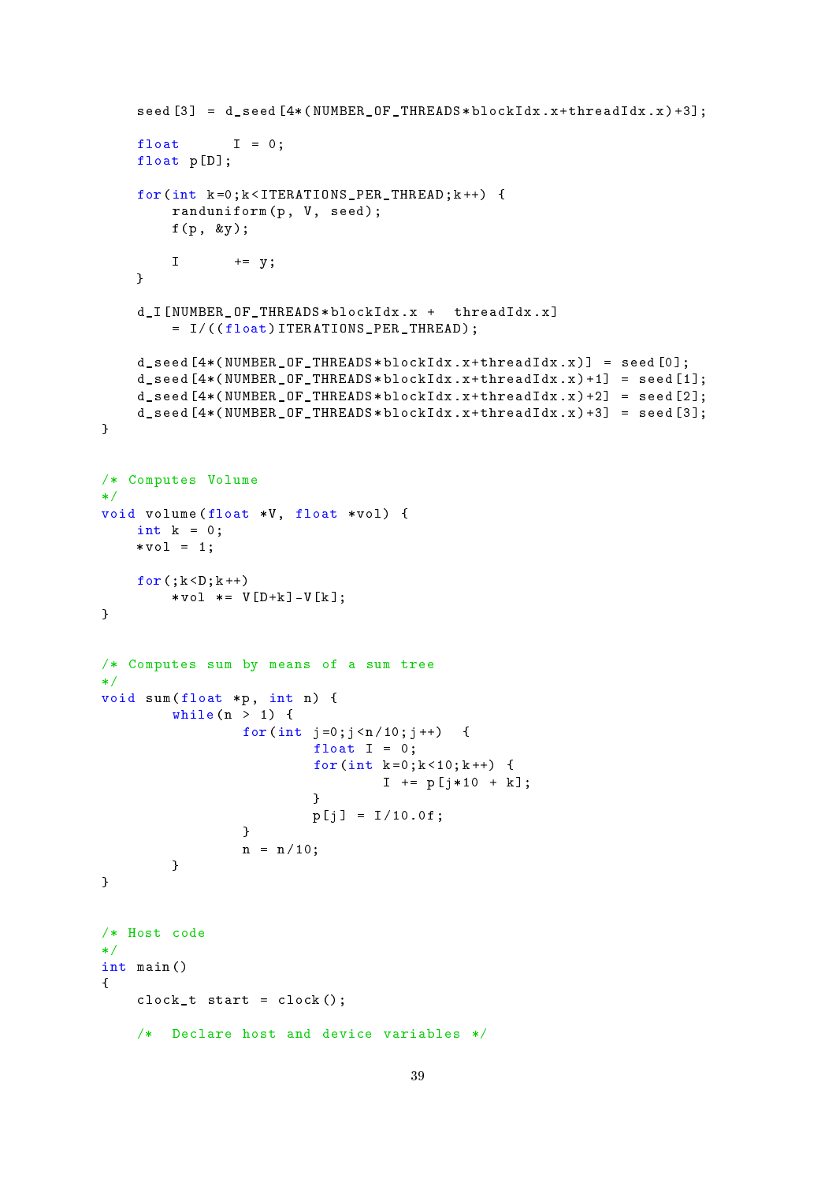```
    seed[3] = d_seed[4*(NUMBER_OF_THREADS*blockIdx.x+threadIdx.x)+3];

    float     I = 0;
    float p[D];

    for(int k=0;k<ITERATIONS_PER_THREAD;k++) {
        randuniform(p, V, seed);
        f(p, &y);

        I      += y;
    }

    d_I[NUMBER_OF_THREADS*blockIdx.x +  threadIdx.x]
        = I/((float)ITERATIONS_PER_THREAD);

    d_seed[4*(NUMBER_OF_THREADS*blockIdx.x+threadIdx.x)] = seed[0];
    d_seed[4*(NUMBER_OF_THREADS*blockIdx.x+threadIdx.x)+1] = seed[1];
    d_seed[4*(NUMBER_OF_THREADS*blockIdx.x+threadIdx.x)+2] = seed[2];
    d_seed[4*(NUMBER_OF_THREADS*blockIdx.x+threadIdx.x)+3] = seed[3];
}


/* Computes Volume
*/
void volume(float *V, float *vol) {
    int k = 0;
    *vol = 1;

    for(;k<D;k++)
        *vol *= V[D+k]-V[k];
}


/* Computes sum by means of a sum tree
*/
void sum(float *p, int n) {
        while(n > 1) {
                for(int j=0;j<n/10;j++)  {
                        float I = 0;
                        for(int k=0;k<10;k++) {
                                I += p[j*10 + k];
                        }
                        p[j] = I/10.0f;
                }
                n = n/10;
        }
}


/* Host code
*/
int main()
{
    clock_t start = clock();

    /*  Declare host and device variables */
```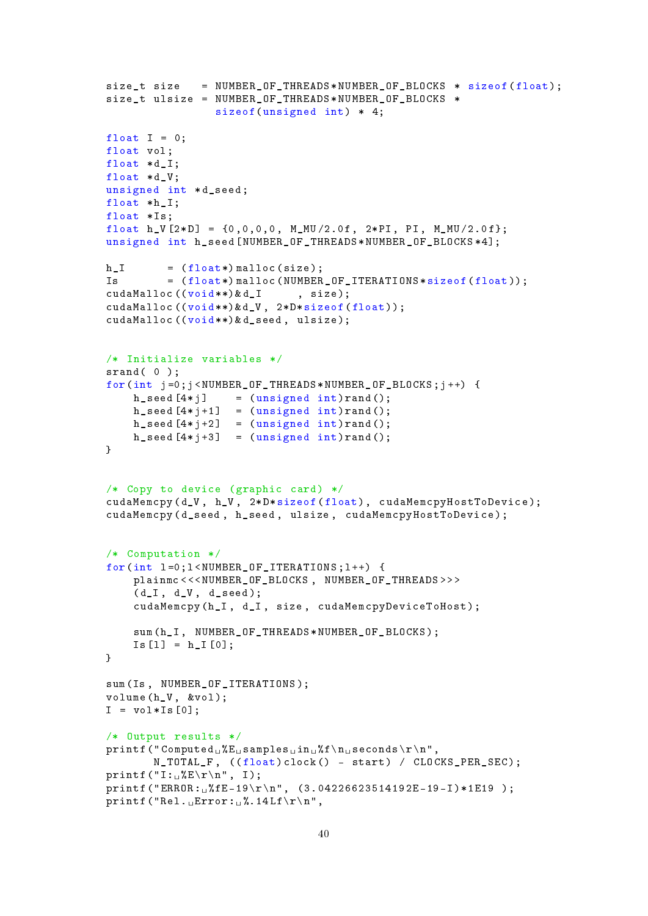```
size_t size   = NUMBER_OF_THREADS*NUMBER_OF_BLOCKS * sizeof(float);
size_t ulsize = NUMBER_OF_THREADS*NUMBER_OF_BLOCKS *
                sizeof(unsigned int) * 4;

float I = 0;
float vol;
float *d_I;
float *d_V;
unsigned int *d_seed;
float *h_I;
float *Is;
float h_V[2*D] = {0,0,0,0, M_MU/2.0f, 2*PI, PI, M_MU/2.0f};
unsigned int h_seed[NUMBER_OF_THREADS*NUMBER_OF_BLOCKS*4];

h_I      = (float*)malloc(size);
Is       = (float*)malloc(NUMBER_OF_ITERATIONS*sizeof(float));
cudaMalloc((void**)&d_I     , size);
cudaMalloc((void**)&d_V, 2*D*sizeof(float));
cudaMalloc((void**)&d_seed, ulsize);


/* Initialize variables */
srand( 0 );
for(int j=0;j<NUMBER_OF_THREADS*NUMBER_OF_BLOCKS;j++) {
    h_seed[4*j]    = (unsigned int)rand();
    h_seed[4*j+1]  = (unsigned int)rand();
    h_seed[4*j+2]  = (unsigned int)rand();
    h_seed[4*j+3]  = (unsigned int)rand();
}


/* Copy to device (graphic card) */
cudaMemcpy(d_V, h_V, 2*D*sizeof(float), cudaMemcpyHostToDevice);
cudaMemcpy(d_seed, h_seed, ulsize, cudaMemcpyHostToDevice);


/* Computation */
for(int l=0;l<NUMBER_OF_ITERATIONS;l++) {
    plainmc<<<NUMBER_OF_BLOCKS, NUMBER_OF_THREADS>>>
    (d_I, d_V, d_seed);
    cudaMemcpy(h_I, d_I, size, cudaMemcpyDeviceToHost);

    sum(h_I, NUMBER_OF_THREADS*NUMBER_OF_BLOCKS);
    Is[l] = h_I[0];
}

sum(Is, NUMBER_OF_ITERATIONS);
volume(h_V, &vol);
I = vol*Is[0];

/* Output results */
printf("Computed %E samples in %f\n seconds\r\n",
       N_TOTAL_F, ((float)clock() - start) / CLOCKS_PER_SEC);
printf("I: %E\r\n", I);
printf("ERROR: %fE-19\r\n", (3.04226623514192E-19-I)*1E19 );
printf("Rel. Error: %.14Lf\r\n",
```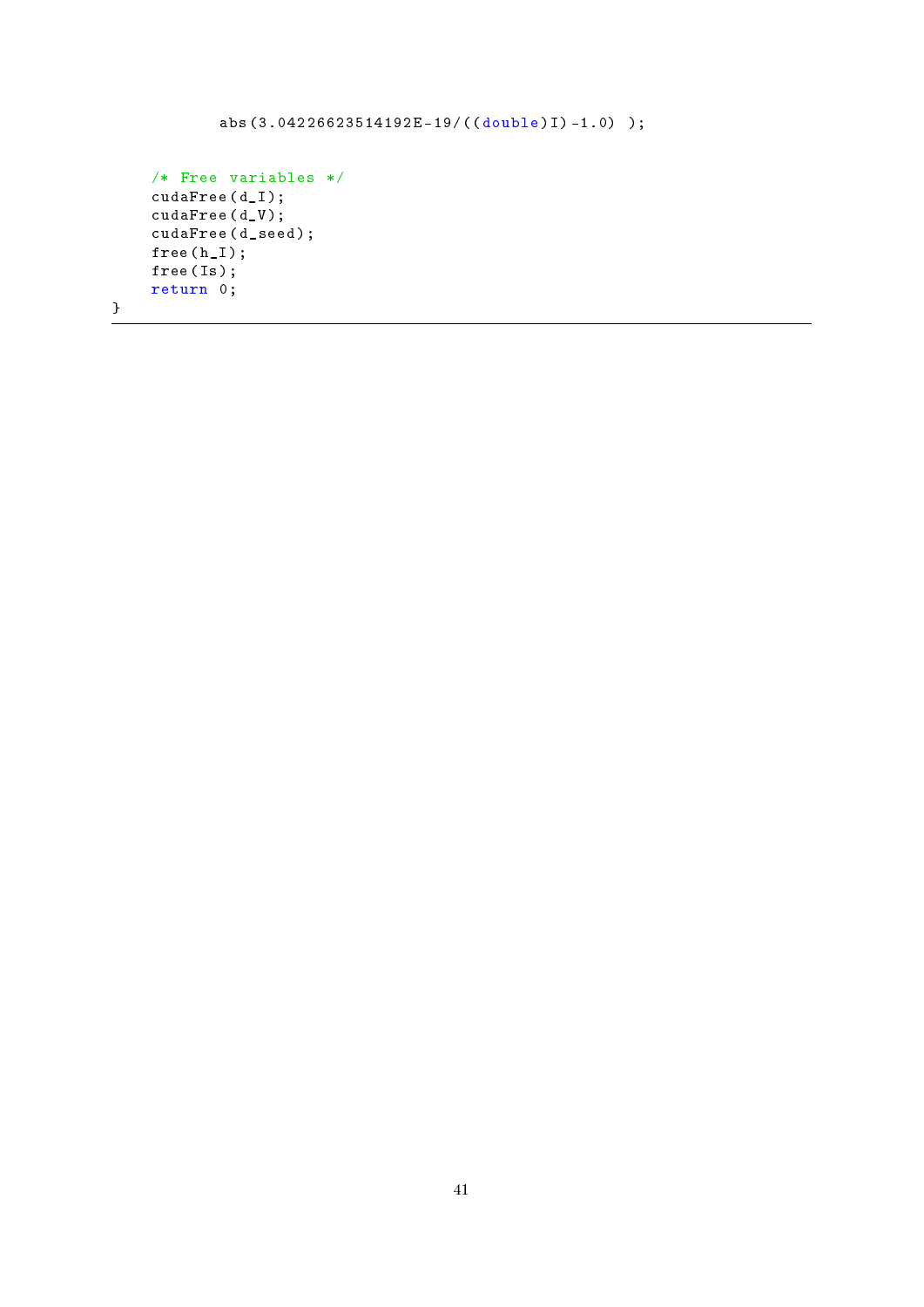```
        abs(3.04226623514192E-19/((double)I)-1.0) );


    /* Free variables */
    cudaFree(d_I);
    cudaFree(d_V);
    cudaFree(d_seed);
    free(h_I);
    free(Is);
    return 0;
}
```